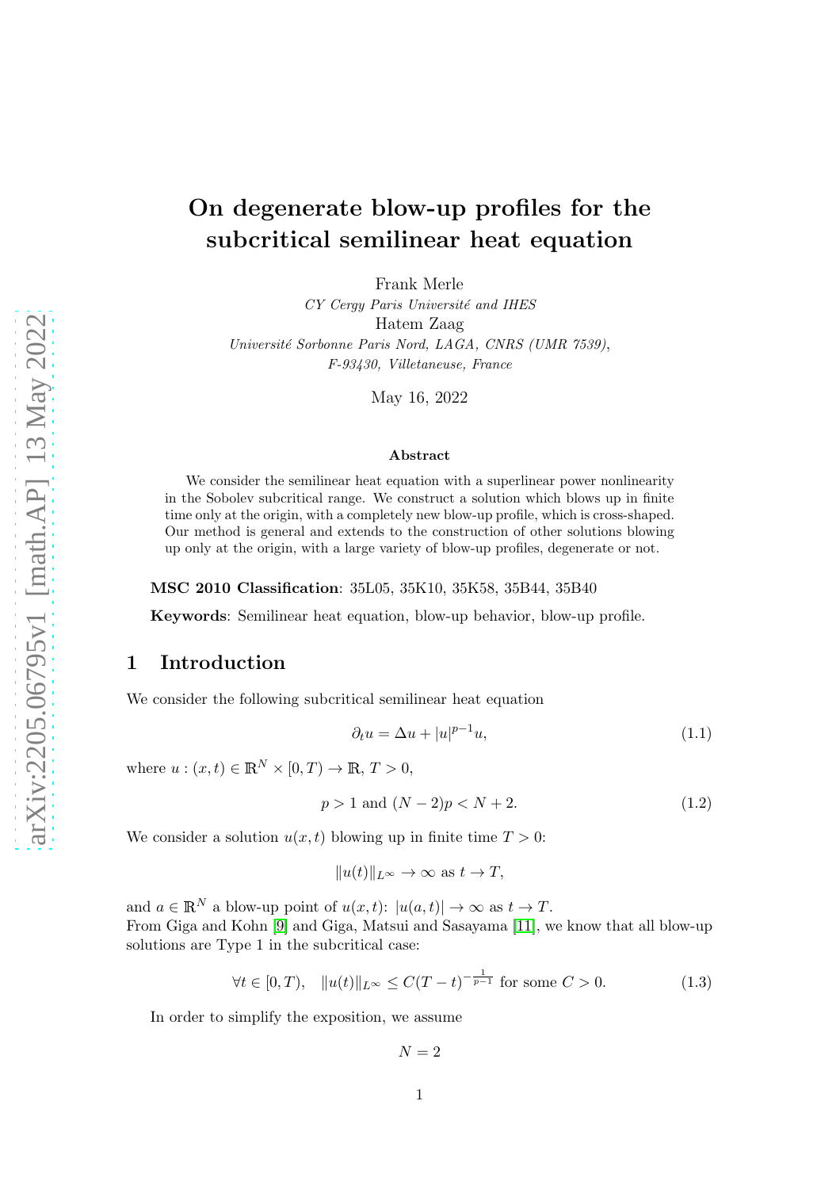# On degenerate blow-up profiles for the subcritical semilinear heat equation

Frank Merle
*CY Cergy Paris Université and IHES*
Hatem Zaag
*Université Sorbonne Paris Nord, LAGA, CNRS (UMR 7539), F-93430, Villetaneuse, France*

May 16, 2022

**Abstract**

We consider the semilinear heat equation with a superlinear power nonlinearity in the Sobolev subcritical range. We construct a solution which blows up in finite time only at the origin, with a completely new blow-up profile, which is cross-shaped. Our method is general and extends to the construction of other solutions blowing up only at the origin, with a large variety of blow-up profiles, degenerate or not.

**MSC 2010 Classification**: 35L05, 35K10, 35K58, 35B44, 35B40

**Keywords**: Semilinear heat equation, blow-up behavior, blow-up profile.

## 1 Introduction

We consider the following subcritical semilinear heat equation

$$\partial_t u = \Delta u + |u|^{p-1}u, \tag{1.1}$$

where $u : (x,t) \in \mathbb{R}^N \times [0,T) \to \mathbb{R}$, $T > 0$,

$$p > 1 \text{ and } (N-2)p < N+2. \tag{1.2}$$

We consider a solution $u(x,t)$ blowing up in finite time $T > 0$:

$$\|u(t)\|_{L^\infty} \to \infty \text{ as } t \to T,$$

and $a \in \mathbb{R}^N$ a blow-up point of $u(x,t)$: $|u(a,t)| \to \infty$ as $t \to T$.
From Giga and Kohn [9] and Giga, Matsui and Sasayama [11], we know that all blow-up solutions are Type 1 in the subcritical case:

$$\forall t \in [0,T), \quad \|u(t)\|_{L^\infty} \leq C(T-t)^{-\frac{1}{p-1}} \text{ for some } C > 0. \tag{1.3}$$

In order to simplify the exposition, we assume

$$N = 2$$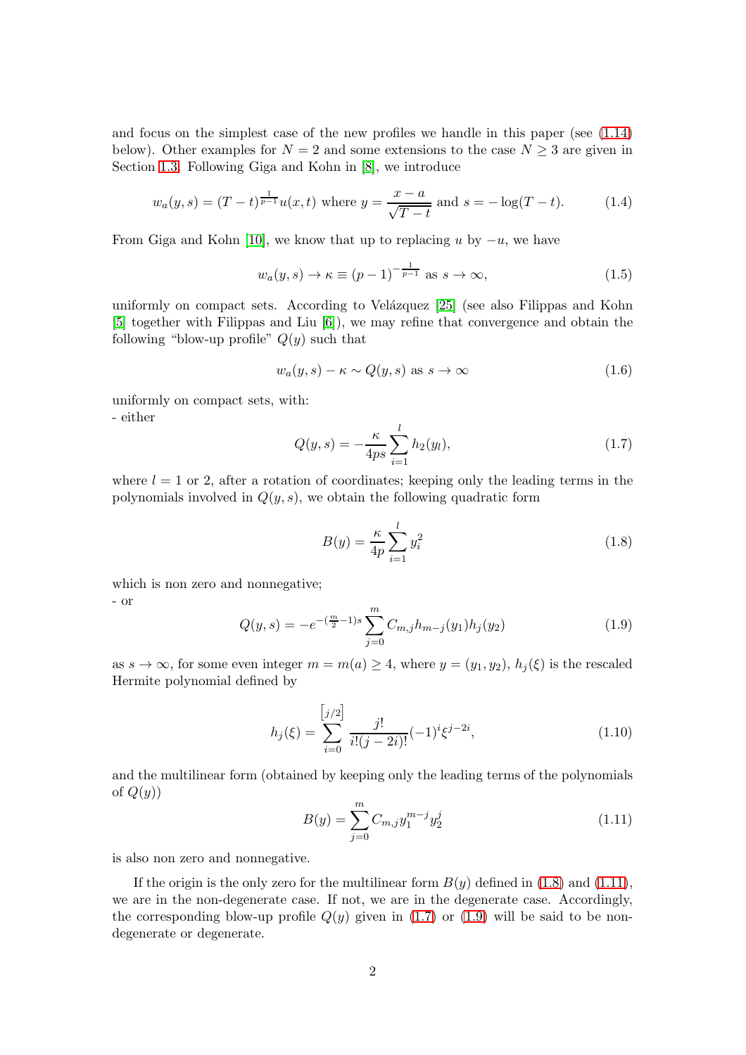and focus on the simplest case of the new profiles we handle in this paper (see (1.14) below). Other examples for $N = 2$ and some extensions to the case $N \geq 3$ are given in Section 1.3. Following Giga and Kohn in [8], we introduce

$$w_a(y,s) = (T-t)^{\frac{1}{p-1}} u(x,t) \text{ where } y = \frac{x-a}{\sqrt{T-t}} \text{ and } s = -\log(T-t). \tag{1.4}$$

From Giga and Kohn [10], we know that up to replacing $u$ by $-u$, we have

$$w_a(y,s) \to \kappa \equiv (p-1)^{-\frac{1}{p-1}} \text{ as } s \to \infty, \tag{1.5}$$

uniformly on compact sets. According to Velázquez [25] (see also Filippas and Kohn [5] together with Filippas and Liu [6]), we may refine that convergence and obtain the following "blow-up profile" $Q(y)$ such that

$$w_a(y,s) - \kappa \sim Q(y,s) \text{ as } s \to \infty \tag{1.6}$$

uniformly on compact sets, with:
- either

$$Q(y,s) = -\frac{\kappa}{4ps} \sum_{i=1}^{l} h_2(y_l), \tag{1.7}$$

where $l = 1$ or $2$, after a rotation of coordinates; keeping only the leading terms in the polynomials involved in $Q(y,s)$, we obtain the following quadratic form

$$B(y) = \frac{\kappa}{4p} \sum_{i=1}^{l} y_i^2 \tag{1.8}$$

which is non zero and nonnegative;
- or

$$Q(y,s) = -e^{-(\frac{m}{2}-1)s} \sum_{j=0}^{m} C_{m,j} h_{m-j}(y_1) h_j(y_2) \tag{1.9}$$

as $s \to \infty$, for some even integer $m = m(a) \geq 4$, where $y = (y_1, y_2)$, $h_j(\xi)$ is the rescaled Hermite polynomial defined by

$$h_j(\xi) = \sum_{i=0}^{[j/2]} \frac{j!}{i!(j-2i)!} (-1)^i \xi^{j-2i}, \tag{1.10}$$

and the multilinear form (obtained by keeping only the leading terms of the polynomials of $Q(y)$)

$$B(y) = \sum_{j=0}^{m} C_{m,j} y_1^{m-j} y_2^j \tag{1.11}$$

is also non zero and nonnegative.

If the origin is the only zero for the multilinear form $B(y)$ defined in (1.8) and (1.11), we are in the non-degenerate case. If not, we are in the degenerate case. Accordingly, the corresponding blow-up profile $Q(y)$ given in (1.7) or (1.9) will be said to be non-degenerate or degenerate.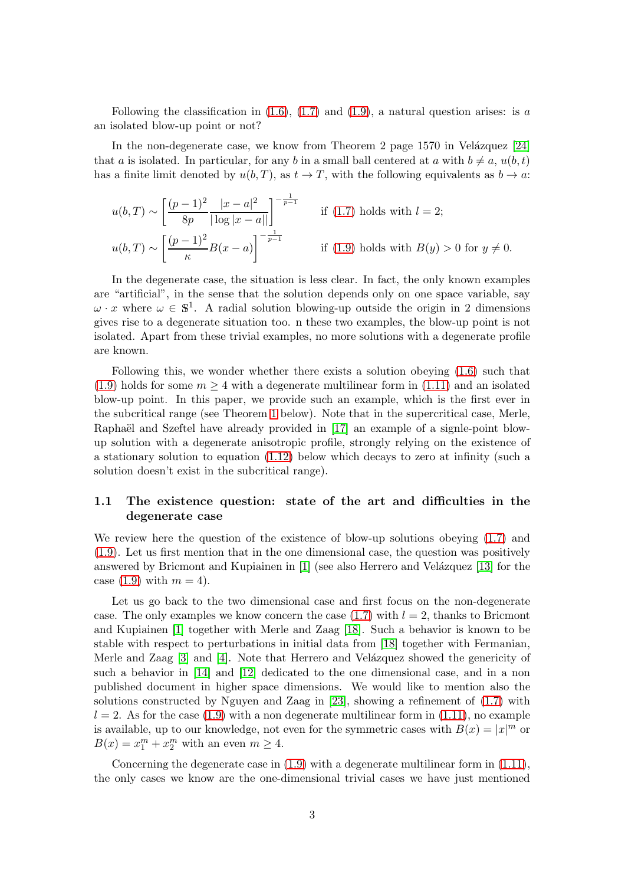Following the classification in (1.6), (1.7) and (1.9), a natural question arises: is $a$ an isolated blow-up point or not?

In the non-degenerate case, we know from Theorem 2 page 1570 in Velázquez [24] that $a$ is isolated. In particular, for any $b$ in a small ball centered at $a$ with $b \neq a$, $u(b,t)$ has a finite limit denoted by $u(b,T)$, as $t \to T$, with the following equivalents as $b \to a$:

$$u(b,T) \sim \left[\frac{(p-1)^2}{8p}\frac{|x-a|^2}{|\log|x-a||}\right]^{-\frac{1}{p-1}} \qquad \text{if (1.7) holds with } l=2;$$

$$u(b,T) \sim \left[\frac{(p-1)^2}{\kappa}B(x-a)\right]^{-\frac{1}{p-1}} \qquad \text{if (1.9) holds with } B(y)>0 \text{ for } y \neq 0.$$

In the degenerate case, the situation is less clear. In fact, the only known examples are "artificial", in the sense that the solution depends only on one space variable, say $\omega \cdot x$ where $\omega \in \mathbb{S}^1$. A radial solution blowing-up outside the origin in 2 dimensions gives rise to a degenerate situation too. n these two examples, the blow-up point is not isolated. Apart from these trivial examples, no more solutions with a degenerate profile are known.

Following this, we wonder whether there exists a solution obeying (1.6) such that (1.9) holds for some $m \geq 4$ with a degenerate multilinear form in (1.11) and an isolated blow-up point. In this paper, we provide such an example, which is the first ever in the subcritical range (see Theorem 1 below). Note that in the supercritical case, Merle, Raphaël and Szeftel have already provided in [17] an example of a signle-point blow-up solution with a degenerate anisotropic profile, strongly relying on the existence of a stationary solution to equation (1.12) below which decays to zero at infinity (such a solution doesn't exist in the subcritical range).

## 1.1 The existence question: state of the art and difficulties in the degenerate case

We review here the question of the existence of blow-up solutions obeying (1.7) and (1.9). Let us first mention that in the one dimensional case, the question was positively answered by Bricmont and Kupiainen in [1] (see also Herrero and Velázquez [13] for the case (1.9) with $m=4$).

Let us go back to the two dimensional case and first focus on the non-degenerate case. The only examples we know concern the case (1.7) with $l=2$, thanks to Bricmont and Kupiainen [1] together with Merle and Zaag [18]. Such a behavior is known to be stable with respect to perturbations in initial data from [18] together with Fermanian, Merle and Zaag [3] and [4]. Note that Herrero and Velázquez showed the genericity of such a behavior in [14] and [12] dedicated to the one dimensional case, and in a non published document in higher space dimensions. We would like to mention also the solutions constructed by Nguyen and Zaag in [23], showing a refinement of (1.7) with $l=2$. As for the case (1.9) with a non degenerate multilinear form in (1.11), no example is available, up to our knowledge, not even for the symmetric cases with $B(x)=|x|^m$ or $B(x)=x_1^m+x_2^m$ with an even $m \geq 4$.

Concerning the degenerate case in (1.9) with a degenerate multilinear form in (1.11), the only cases we know are the one-dimensional trivial cases we have just mentioned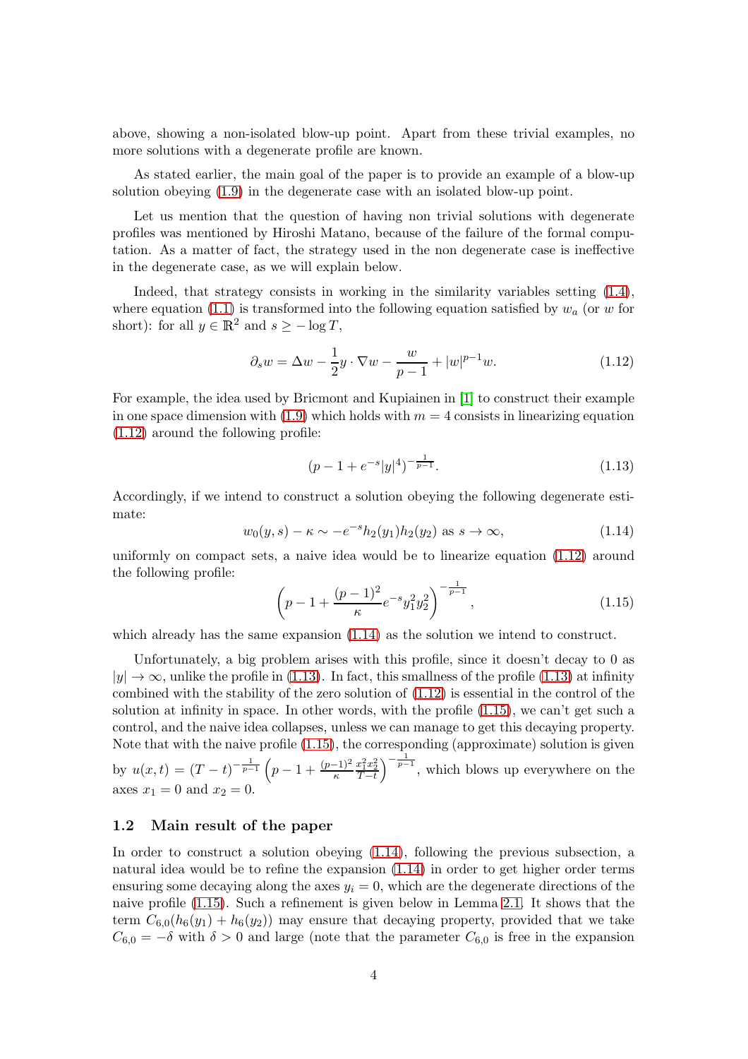above, showing a non-isolated blow-up point. Apart from these trivial examples, no more solutions with a degenerate profile are known.

As stated earlier, the main goal of the paper is to provide an example of a blow-up solution obeying (1.9) in the degenerate case with an isolated blow-up point.

Let us mention that the question of having non trivial solutions with degenerate profiles was mentioned by Hiroshi Matano, because of the failure of the formal computation. As a matter of fact, the strategy used in the non degenerate case is ineffective in the degenerate case, as we will explain below.

Indeed, that strategy consists in working in the similarity variables setting (1.4), where equation (1.1) is transformed into the following equation satisfied by $w_a$ (or $w$ for short): for all $y \in \mathbb{R}^2$ and $s \geq -\log T$,

$$\partial_s w = \Delta w - \frac{1}{2} y \cdot \nabla w - \frac{w}{p-1} + |w|^{p-1} w. \tag{1.12}$$

For example, the idea used by Bricmont and Kupiainen in [1] to construct their example in one space dimension with (1.9) which holds with $m = 4$ consists in linearizing equation (1.12) around the following profile:

$$(p - 1 + e^{-s}|y|^4)^{-\frac{1}{p-1}}. \tag{1.13}$$

Accordingly, if we intend to construct a solution obeying the following degenerate estimate:

$$w_0(y, s) - \kappa \sim -e^{-s} h_2(y_1) h_2(y_2) \text{ as } s \to \infty, \tag{1.14}$$

uniformly on compact sets, a naive idea would be to linearize equation (1.12) around the following profile:

$$\left( p - 1 + \frac{(p-1)^2}{\kappa} e^{-s} y_1^2 y_2^2 \right)^{-\frac{1}{p-1}}, \tag{1.15}$$

which already has the same expansion (1.14) as the solution we intend to construct.

Unfortunately, a big problem arises with this profile, since it doesn't decay to 0 as $|y| \to \infty$, unlike the profile in (1.13). In fact, this smallness of the profile (1.13) at infinity combined with the stability of the zero solution of (1.12) is essential in the control of the solution at infinity in space. In other words, with the profile (1.15), we can't get such a control, and the naive idea collapses, unless we can manage to get this decaying property. Note that with the naive profile (1.15), the corresponding (approximate) solution is given by $u(x,t) = (T-t)^{-\frac{1}{p-1}} \left( p - 1 + \frac{(p-1)^2}{\kappa} \frac{x_1^2 x_2^2}{T-t} \right)^{-\frac{1}{p-1}}$, which blows up everywhere on the axes $x_1 = 0$ and $x_2 = 0$.

### 1.2 Main result of the paper

In order to construct a solution obeying (1.14), following the previous subsection, a natural idea would be to refine the expansion (1.14) in order to get higher order terms ensuring some decaying along the axes $y_i = 0$, which are the degenerate directions of the naive profile (1.15). Such a refinement is given below in Lemma 2.1. It shows that the term $C_{6,0}(h_6(y_1) + h_6(y_2))$ may ensure that decaying property, provided that we take $C_{6,0} = -\delta$ with $\delta > 0$ and large (note that the parameter $C_{6,0}$ is free in the expansion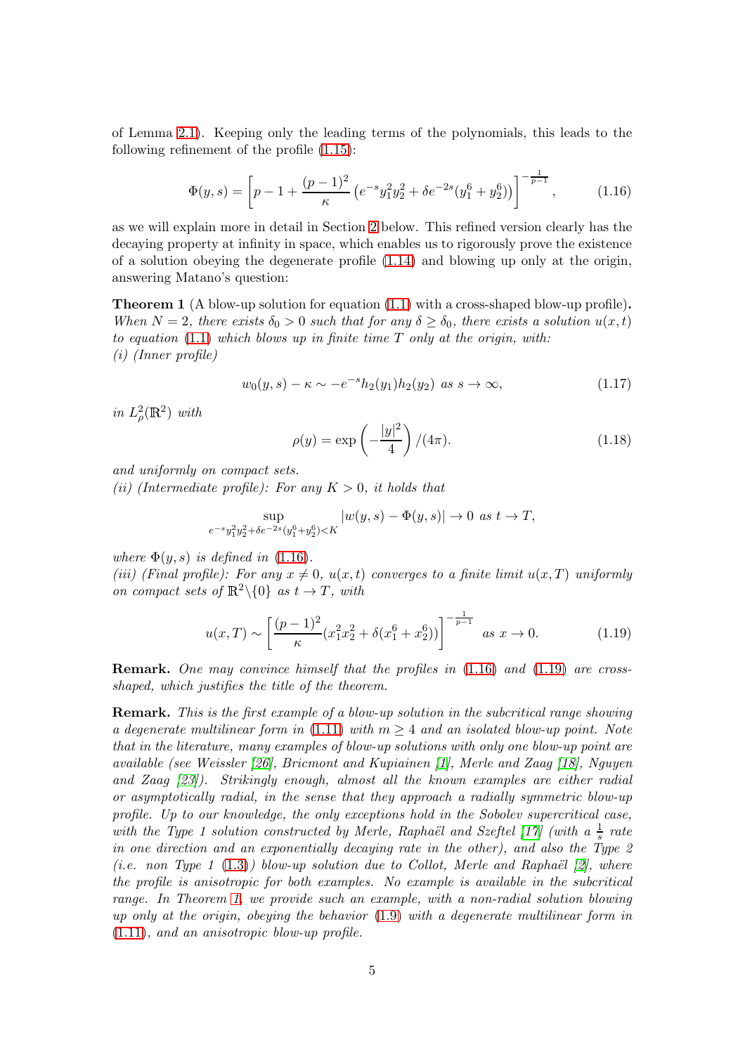of Lemma 2.1). Keeping only the leading terms of the polynomials, this leads to the following refinement of the profile (1.15):

$$\Phi(y,s) = \left[p-1+\frac{(p-1)^2}{\kappa}\left(e^{-s}y_1^2y_2^2+\delta e^{-2s}(y_1^6+y_2^6)\right)\right]^{-\frac{1}{p-1}}, \tag{1.16}$$

as we will explain more in detail in Section 2 below. This refined version clearly has the decaying property at infinity in space, which enables us to rigorously prove the existence of a solution obeying the degenerate profile (1.14) and blowing up only at the origin, answering Matano's question:

**Theorem 1** (A blow-up solution for equation (1.1) with a cross-shaped blow-up profile)**.** *When $N=2$, there exists $\delta_0>0$ such that for any $\delta \geq \delta_0$, there exists a solution $u(x,t)$ to equation (1.1) which blows up in finite time $T$ only at the origin, with:*
*(i) (Inner profile)*

$$w_0(y,s)-\kappa \sim -e^{-s}h_2(y_1)h_2(y_2) \text{ as } s\to\infty, \tag{1.17}$$

*in $L^2_\rho(\mathbb{R}^2)$ with*

$$\rho(y)=\exp\left(-\frac{|y|^2}{4}\right)/(4\pi). \tag{1.18}$$

*and uniformly on compact sets.*
*(ii) (Intermediate profile): For any $K>0$, it holds that*

$$\sup_{e^{-s}y_1^2y_2^2+\delta e^{-2s}(y_1^6+y_2^6)<K}|w(y,s)-\Phi(y,s)|\to 0 \text{ as } t\to T,$$

*where $\Phi(y,s)$ is defined in (1.16).*
*(iii) (Final profile): For any $x\neq 0$, $u(x,t)$ converges to a finite limit $u(x,T)$ uniformly on compact sets of $\mathbb{R}^2\backslash\{0\}$ as $t\to T$, with*

$$u(x,T)\sim\left[\frac{(p-1)^2}{\kappa}(x_1^2x_2^2+\delta(x_1^6+x_2^6))\right]^{-\frac{1}{p-1}} \text{ as } x\to 0. \tag{1.19}$$

**Remark.** *One may convince himself that the profiles in (1.16) and (1.19) are cross-shaped, which justifies the title of the theorem.*

**Remark.** *This is the first example of a blow-up solution in the subcritical range showing a degenerate multilinear form in (1.11) with $m\geq 4$ and an isolated blow-up point. Note that in the literature, many examples of blow-up solutions with only one blow-up point are available (see Weissler [26], Bricmont and Kupiainen [1], Merle and Zaag [18], Nguyen and Zaag [23]). Strikingly enough, almost all the known examples are either radial or asymptotically radial, in the sense that they approach a radially symmetric blow-up profile. Up to our knowledge, the only exceptions hold in the Sobolev supercritical case, with the Type 1 solution constructed by Merle, Raphaël and Szeftel [17] (with a $\frac{1}{s}$ rate in one direction and an exponentially decaying rate in the other), and also the Type 2 (i.e. non Type 1 (1.3)) blow-up solution due to Collot, Merle and Raphaël [2], where the profile is anisotropic for both examples. No example is available in the subcritical range. In Theorem 1, we provide such an example, with a non-radial solution blowing up only at the origin, obeying the behavior (1.9) with a degenerate multilinear form in (1.11), and an anisotropic blow-up profile.*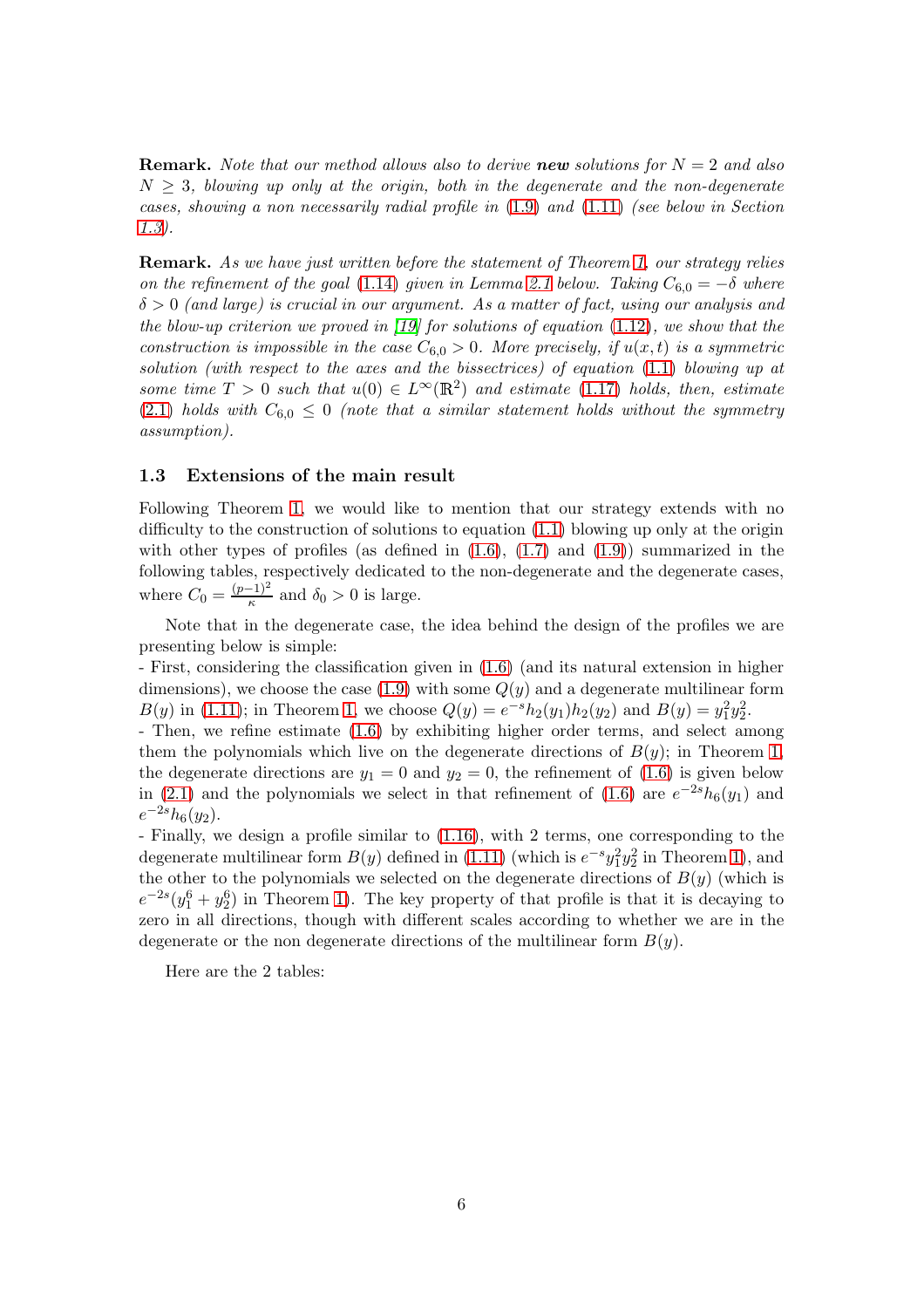**Remark.** *Note that our method allows also to derive* ***new*** *solutions for $N = 2$ and also $N \geq 3$, blowing up only at the origin, both in the degenerate and the non-degenerate cases, showing a non necessarily radial profile in (1.9) and (1.11) (see below in Section 1.3).*

**Remark.** *As we have just written before the statement of Theorem 1, our strategy relies on the refinement of the goal (1.14) given in Lemma 2.1 below. Taking $C_{6,0} = -\delta$ where $\delta > 0$ (and large) is crucial in our argument. As a matter of fact, using our analysis and the blow-up criterion we proved in [19] for solutions of equation (1.12), we show that the construction is impossible in the case $C_{6,0} > 0$. More precisely, if $u(x,t)$ is a symmetric solution (with respect to the axes and the bissectrices) of equation (1.1) blowing up at some time $T > 0$ such that $u(0) \in L^\infty(\mathbb{R}^2)$ and estimate (1.17) holds, then, estimate (2.1) holds with $C_{6,0} \leq 0$ (note that a similar statement holds without the symmetry assumption).*

## 1.3 Extensions of the main result

Following Theorem 1, we would like to mention that our strategy extends with no difficulty to the construction of solutions to equation (1.1) blowing up only at the origin with other types of profiles (as defined in (1.6), (1.7) and (1.9)) summarized in the following tables, respectively dedicated to the non-degenerate and the degenerate cases, where $C_0 = \frac{(p-1)^2}{\kappa}$ and $\delta_0 > 0$ is large.

Note that in the degenerate case, the idea behind the design of the profiles we are presenting below is simple:
- First, considering the classification given in (1.6) (and its natural extension in higher dimensions), we choose the case (1.9) with some $Q(y)$ and a degenerate multilinear form $B(y)$ in (1.11); in Theorem 1, we choose $Q(y) = e^{-s}h_2(y_1)h_2(y_2)$ and $B(y) = y_1^2 y_2^2$.
- Then, we refine estimate (1.6) by exhibiting higher order terms, and select among them the polynomials which live on the degenerate directions of $B(y)$; in Theorem 1, the degenerate directions are $y_1 = 0$ and $y_2 = 0$, the refinement of (1.6) is given below in (2.1) and the polynomials we select in that refinement of (1.6) are $e^{-2s}h_6(y_1)$ and $e^{-2s}h_6(y_2)$.
- Finally, we design a profile similar to (1.16), with 2 terms, one corresponding to the degenerate multilinear form $B(y)$ defined in (1.11) (which is $e^{-s}y_1^2 y_2^2$ in Theorem 1), and the other to the polynomials we selected on the degenerate directions of $B(y)$ (which is $e^{-2s}(y_1^6 + y_2^6)$ in Theorem 1). The key property of that profile is that it is decaying to zero in all directions, though with different scales according to whether we are in the degenerate or the non degenerate directions of the multilinear form $B(y)$.

Here are the 2 tables: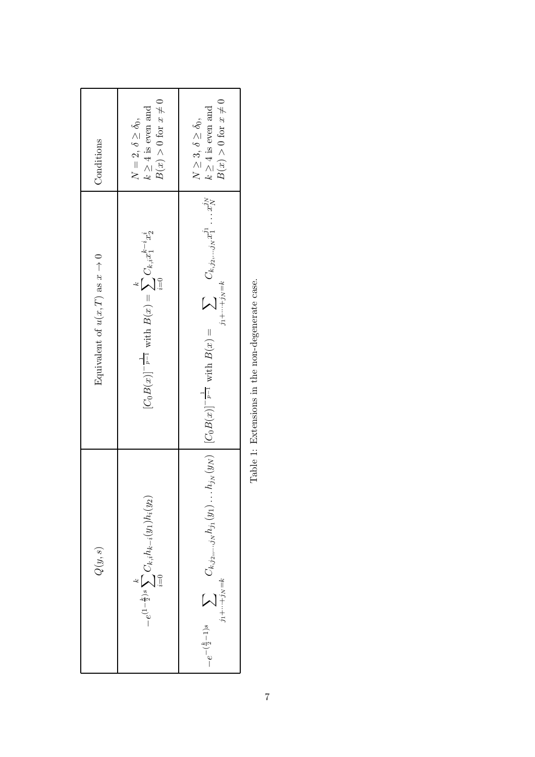| $Q(y,s)$ | Equivalent of $u(x,T)$ as $x \to 0$ | Conditions |
|---|---|---|
| $-e^{(1-\frac{k}{2})s} \sum_{i=0}^{k} C_{k,i} h_{k-i}(y_1) h_i(y_2)$ | $[C_0 B(x)]^{-\frac{1}{p-1}}$ with $B(x) = \sum_{i=0}^{k} C_{k,i} x_1^{k-i} x_2^i$ | $N=2$, $\delta \geq \delta_0$, $k \geq 4$ is even and $B(x) > 0$ for $x \neq 0$ |
| $-e^{-(\frac{k}{2}-1)s} \sum_{j_1+\cdots+j_N=k} C_{k,j_2,\ldots,j_N} h_{j_1}(y_1) \ldots h_{j_N}(y_N)$ | $[C_0 B(x)]^{-\frac{1}{p-1}}$ with $B(x) = \sum_{j_1+\cdots+j_N=k} C_{k,j_2,\ldots,j_N} x_1^{j_1} \ldots x_N^{j_N}$ | $N \geq 3$, $\delta \geq \delta_0$, $k \geq 4$ is even and $B(x) > 0$ for $x \neq 0$ |

Table 1: Extensions in the non-degenerate case.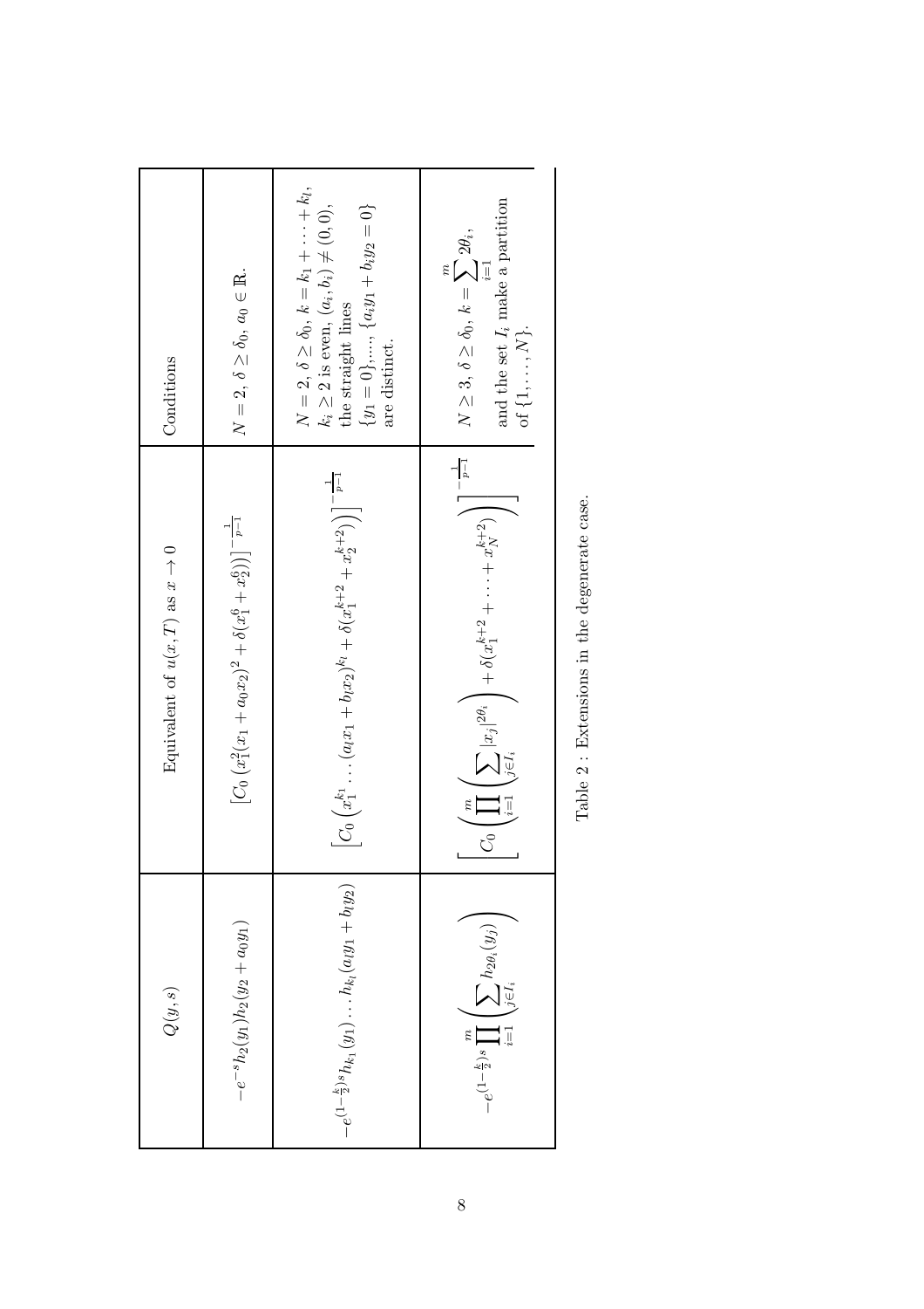| $Q(y,s)$ | Equivalent of $u(x,T)$ as $x \to 0$ | Conditions |
| --- | --- | --- |
| $-e^{-s} h_2(y_1) h_2(y_2 + a_0 y_1)$ | $\left[C_0 \left(x_1^2 (x_1 + a_0 x_2)^2 + \delta(x_1^6 + x_2^6)\right)\right]^{-\frac{1}{p-1}}$ | $N = 2$, $\delta \geq \delta_0$, $a_0 \in \mathbb{R}$. |
| $-e^{(1-\frac{k}{2})s} h_{k_1}(y_1) \ldots h_{k_l}(a_l y_1 + b_l y_2)$ | $\left[C_0 \left(x_1^{k_1} \ldots (a_l x_1 + b_l x_2)^{k_l} + \delta(x_1^{k+2} + x_2^{k+2})\right)\right]^{-\frac{1}{p-1}}$ | $N = 2$, $\delta \geq \delta_0$, $k = k_1 + \cdots + k_l$, $k_i \geq 2$ is even, $(a_i, b_i) \neq (0,0)$, the straight lines $\{y_1 = 0\}, \ldots, \{a_l y_1 + b_l y_2 = 0\}$ are distinct. |
| $-e^{(1-\frac{k}{2})s} \prod_{i=1}^{m} \left( \sum_{j \in I_i} h_{2\theta_i}(y_j) \right)$ | $\left[C_0 \left( \prod_{i=1}^{m} \left( \sum_{j \in I_i} \lvert x_j \rvert^{2\theta_i} \right) + \delta(x_1^{k+2} + \cdots + x_N^{k+2}) \right)\right]^{-\frac{1}{p-1}}$ | $N \geq 3$, $\delta \geq \delta_0$, $k = \sum_{i=1}^{m} 2\theta_i$, and the set $I_i$ make a partition of $\{1, \ldots, N\}$. |

Table 2 : Extensions in the degenerate case.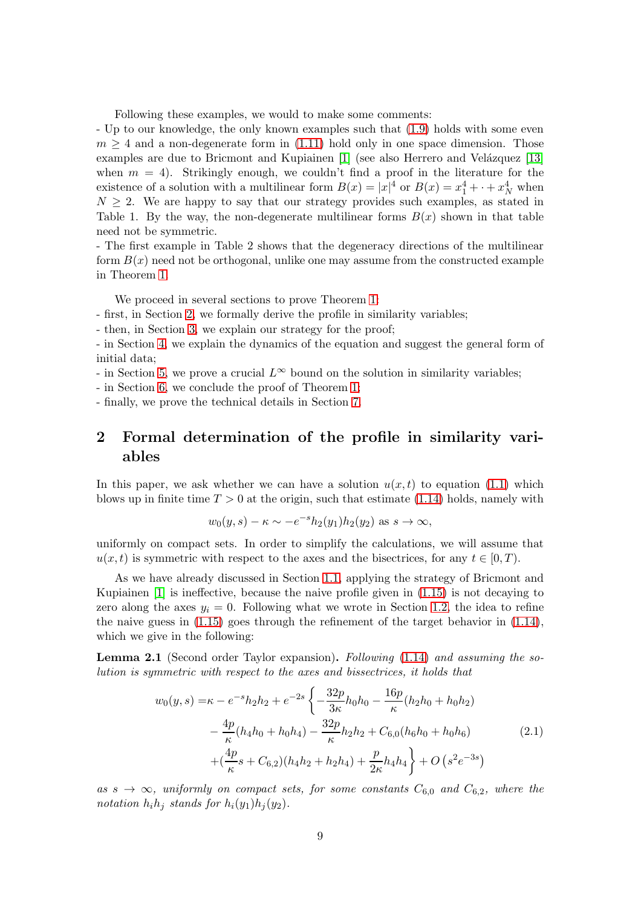Following these examples, we would to make some comments:

- Up to our knowledge, the only known examples such that (1.9) holds with some even $m \geq 4$ and a non-degenerate form in (1.11) hold only in one space dimension. Those examples are due to Bricmont and Kupiainen [1] (see also Herrero and Velázquez [13] when $m = 4$). Strikingly enough, we couldn't find a proof in the literature for the existence of a solution with a multilinear form $B(x) = |x|^4$ or $B(x) = x_1^4 + \cdot + x_N^4$ when $N \geq 2$. We are happy to say that our strategy provides such examples, as stated in Table 1. By the way, the non-degenerate multilinear forms $B(x)$ shown in that table need not be symmetric.
- The first example in Table 2 shows that the degeneracy directions of the multilinear form $B(x)$ need not be orthogonal, unlike one may assume from the constructed example in Theorem 1.

We proceed in several sections to prove Theorem 1:

- first, in Section 2, we formally derive the profile in similarity variables;
- then, in Section 3, we explain our strategy for the proof;
- in Section 4, we explain the dynamics of the equation and suggest the general form of initial data;
- in Section 5, we prove a crucial $L^\infty$ bound on the solution in similarity variables;
- in Section 6, we conclude the proof of Theorem 1;
- finally, we prove the technical details in Section 7.

## 2 Formal determination of the profile in similarity variables

In this paper, we ask whether we can have a solution $u(x,t)$ to equation (1.1) which blows up in finite time $T > 0$ at the origin, such that estimate (1.14) holds, namely with

$$w_0(y,s) - \kappa \sim -e^{-s} h_2(y_1) h_2(y_2) \text{ as } s \to \infty,$$

uniformly on compact sets. In order to simplify the calculations, we will assume that $u(x,t)$ is symmetric with respect to the axes and the bisectrices, for any $t \in [0,T)$.

As we have already discussed in Section 1.1, applying the strategy of Bricmont and Kupiainen [1] is ineffective, because the naive profile given in (1.15) is not decaying to zero along the axes $y_i = 0$. Following what we wrote in Section 1.2, the idea to refine the naive guess in (1.15) goes through the refinement of the target behavior in (1.14), which we give in the following:

**Lemma 2.1** (Second order Taylor expansion). *Following (1.14) and assuming the solution is symmetric with respect to the axes and bissectrices, it holds that*

$$\begin{aligned}
w_0(y,s) =& \kappa - e^{-s} h_2 h_2 + e^{-2s} \Big\{ -\frac{32p}{3\kappa} h_0 h_0 - \frac{16p}{\kappa}(h_2 h_0 + h_0 h_2) \\
& - \frac{4p}{\kappa}(h_4 h_0 + h_0 h_4) - \frac{32p}{\kappa} h_2 h_2 + C_{6,0}(h_6 h_0 + h_0 h_6) \\
& + (\frac{4p}{\kappa} s + C_{6,2})(h_4 h_2 + h_2 h_4) + \frac{p}{2\kappa} h_4 h_4 \Big\} + O\left(s^2 e^{-3s}\right)
\end{aligned} \tag{2.1}$$

*as $s \to \infty$, uniformly on compact sets, for some constants $C_{6,0}$ and $C_{6,2}$, where the notation $h_i h_j$ stands for $h_i(y_1) h_j(y_2)$.*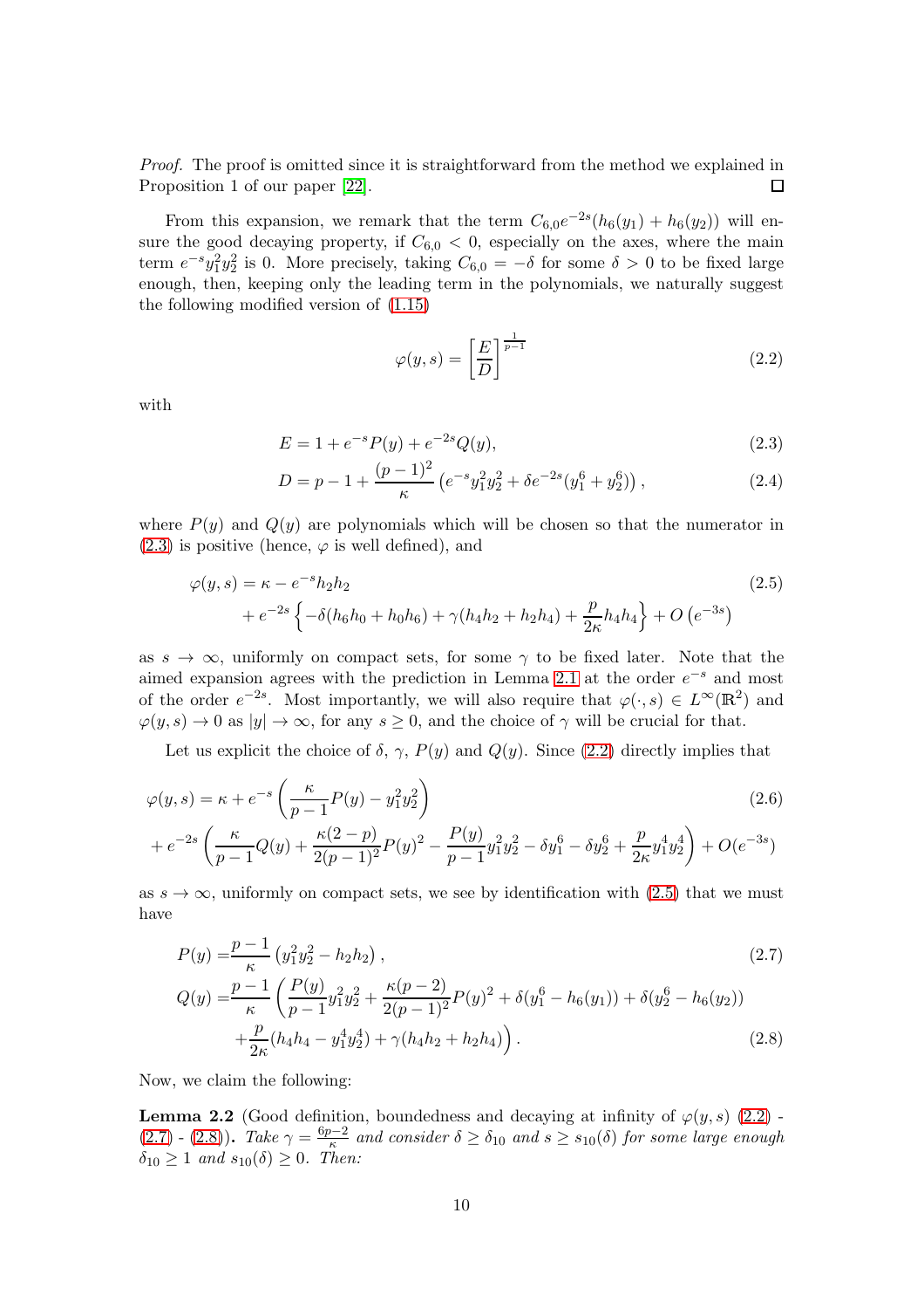*Proof.* The proof is omitted since it is straightforward from the method we explained in Proposition 1 of our paper [22]. □

From this expansion, we remark that the term $C_{6,0}e^{-2s}(h_6(y_1)+h_6(y_2))$ will ensure the good decaying property, if $C_{6,0}<0$, especially on the axes, where the main term $e^{-s}y_1^2y_2^2$ is 0. More precisely, taking $C_{6,0}=-\delta$ for some $\delta>0$ to be fixed large enough, then, keeping only the leading term in the polynomials, we naturally suggest the following modified version of (1.15)

$$\varphi(y,s)=\left[\frac{E}{D}\right]^{\frac{1}{p-1}} \tag{2.2}$$

with

$$E=1+e^{-s}P(y)+e^{-2s}Q(y), \tag{2.3}$$

$$D=p-1+\frac{(p-1)^2}{\kappa}\left(e^{-s}y_1^2y_2^2+\delta e^{-2s}(y_1^6+y_2^6)\right), \tag{2.4}$$

where $P(y)$ and $Q(y)$ are polynomials which will be chosen so that the numerator in (2.3) is positive (hence, $\varphi$ is well defined), and

$$\begin{aligned}\varphi(y,s)=&\ \kappa-e^{-s}h_2h_2 \\ &+e^{-2s}\left\{-\delta(h_6h_0+h_0h_6)+\gamma(h_4h_2+h_2h_4)+\frac{p}{2\kappa}h_4h_4\right\}+O\left(e^{-3s}\right)\end{aligned} \tag{2.5}$$

as $s\to\infty$, uniformly on compact sets, for some $\gamma$ to be fixed later. Note that the aimed expansion agrees with the prediction in Lemma 2.1 at the order $e^{-s}$ and most of the order $e^{-2s}$. Most importantly, we will also require that $\varphi(\cdot,s)\in L^\infty(\mathbb{R}^2)$ and $\varphi(y,s)\to 0$ as $|y|\to\infty$, for any $s\geq 0$, and the choice of $\gamma$ will be crucial for that.

Let us explicit the choice of $\delta$, $\gamma$, $P(y)$ and $Q(y)$. Since (2.2) directly implies that

$$\begin{aligned}\varphi(y,s)=&\ \kappa+e^{-s}\left(\frac{\kappa}{p-1}P(y)-y_1^2y_2^2\right) \\ &+e^{-2s}\left(\frac{\kappa}{p-1}Q(y)+\frac{\kappa(2-p)}{2(p-1)^2}P(y)^2-\frac{P(y)}{p-1}y_1^2y_2^2-\delta y_1^6-\delta y_2^6+\frac{p}{2\kappa}y_1^4y_2^4\right)+O(e^{-3s})\end{aligned} \tag{2.6}$$

as $s\to\infty$, uniformly on compact sets, we see by identification with (2.5) that we must have

$$P(y)=\frac{p-1}{\kappa}\left(y_1^2y_2^2-h_2h_2\right), \tag{2.7}$$

$$\begin{aligned}Q(y)=&\frac{p-1}{\kappa}\left(\frac{P(y)}{p-1}y_1^2y_2^2+\frac{\kappa(p-2)}{2(p-1)^2}P(y)^2+\delta(y_1^6-h_6(y_1))+\delta(y_2^6-h_6(y_2))\right. \\ &\left.+\frac{p}{2\kappa}(h_4h_4-y_1^4y_2^4)+\gamma(h_4h_2+h_2h_4)\right).\end{aligned} \tag{2.8}$$

Now, we claim the following:

**Lemma 2.2** **(Good definition, boundedness and decaying at infinity of $\varphi(y,s)$ (2.2) - (2.7) - (2.8)).** *Take $\gamma=\frac{6p-2}{\kappa}$ and consider $\delta\geq\delta_{10}$ and $s\geq s_{10}(\delta)$ for some large enough $\delta_{10}\geq 1$ and $s_{10}(\delta)\geq 0$. Then:*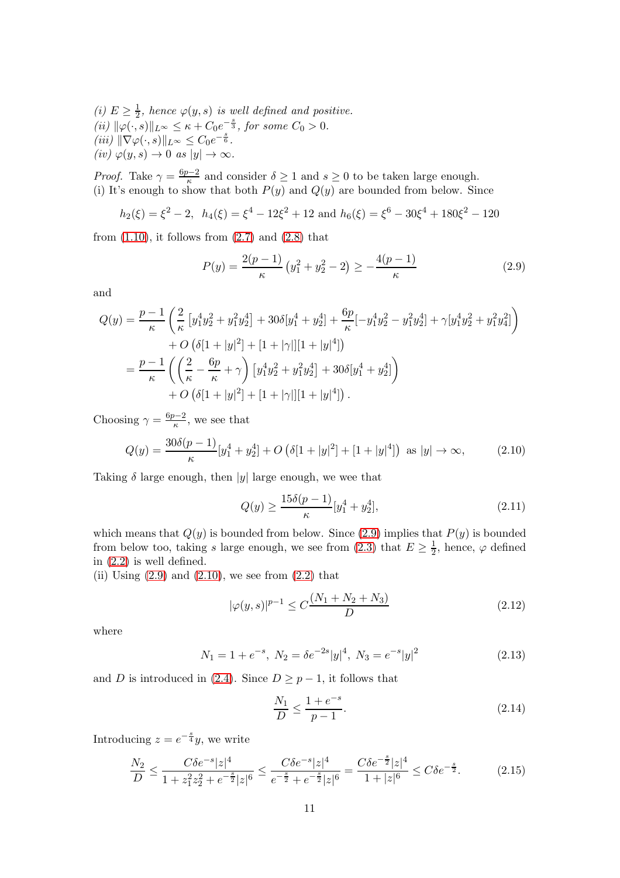*(i)* $E \geq \frac{1}{2}$*, hence* $\varphi(y,s)$ *is well defined and positive.*
*(ii)* $\|\varphi(\cdot,s)\|_{L^\infty} \leq \kappa + C_0 e^{-\frac{s}{3}}$*, for some* $C_0 > 0$*.*
*(iii)* $\|\nabla\varphi(\cdot,s)\|_{L^\infty} \leq C_0 e^{-\frac{s}{6}}$*.*
*(iv)* $\varphi(y,s) \to 0$ *as* $|y| \to \infty$*.*

*Proof.* Take $\gamma = \frac{6p-2}{\kappa}$ and consider $\delta \geq 1$ and $s \geq 0$ to be taken large enough.
(i) It's enough to show that both $P(y)$ and $Q(y)$ are bounded from below. Since

$$h_2(\xi) = \xi^2 - 2,\ \ h_4(\xi) = \xi^4 - 12\xi^2 + 12 \text{ and } h_6(\xi) = \xi^6 - 30\xi^4 + 180\xi^2 - 120$$

from (1.10), it follows from (2.7) and (2.8) that

$$P(y) = \frac{2(p-1)}{\kappa}\left(y_1^2 + y_2^2 - 2\right) \geq -\frac{4(p-1)}{\kappa} \tag{2.9}$$

and

$$\begin{aligned}
Q(y) = &\frac{p-1}{\kappa}\left(\frac{2}{\kappa}\left[y_1^4 y_2^2 + y_1^2 y_2^4\right] + 30\delta[y_1^4 + y_2^4] + \frac{6p}{\kappa}[-y_1^4 y_2^2 - y_1^2 y_2^4] + \gamma[y_1^4 y_2^2 + y_1^2 y_4^2]\right) \\
&+ O\left(\delta[1+|y|^2] + [1+|\gamma|][1+|y|^4]\right) \\
= &\frac{p-1}{\kappa}\left(\left(\frac{2}{\kappa} - \frac{6p}{\kappa} + \gamma\right)\left[y_1^4 y_2^2 + y_1^2 y_2^4\right] + 30\delta[y_1^4 + y_2^4]\right) \\
&+ O\left(\delta[1+|y|^2] + [1+|\gamma|][1+|y|^4]\right).
\end{aligned}$$

Choosing $\gamma = \frac{6p-2}{\kappa}$, we see that

$$Q(y) = \frac{30\delta(p-1)}{\kappa}[y_1^4 + y_2^4] + O\left(\delta[1+|y|^2] + [1+|y|^4]\right) \text{ as } |y| \to \infty, \tag{2.10}$$

Taking $\delta$ large enough, then $|y|$ large enough, we wee that

$$Q(y) \geq \frac{15\delta(p-1)}{\kappa}[y_1^4 + y_2^4], \tag{2.11}$$

which means that $Q(y)$ is bounded from below. Since (2.9) implies that $P(y)$ is bounded from below too, taking $s$ large enough, we see from (2.3) that $E \geq \frac{1}{2}$, hence, $\varphi$ defined in (2.2) is well defined.
(ii) Using (2.9) and (2.10), we see from (2.2) that

$$|\varphi(y,s)|^{p-1} \leq C\frac{(N_1 + N_2 + N_3)}{D} \tag{2.12}$$

where

$$N_1 = 1 + e^{-s},\ N_2 = \delta e^{-2s}|y|^4,\ N_3 = e^{-s}|y|^2 \tag{2.13}$$

and $D$ is introduced in (2.4). Since $D \geq p-1$, it follows that

$$\frac{N_1}{D} \leq \frac{1+e^{-s}}{p-1}. \tag{2.14}$$

Introducing $z = e^{-\frac{s}{4}}y$, we write

$$\frac{N_2}{D} \leq \frac{C\delta e^{-s}|z|^4}{1 + z_1^2 z_2^2 + e^{-\frac{s}{2}}|z|^6} \leq \frac{C\delta e^{-s}|z|^4}{e^{-\frac{s}{2}} + e^{-\frac{s}{2}}|z|^6} = \frac{C\delta e^{-\frac{s}{2}}|z|^4}{1+|z|^6} \leq C\delta e^{-\frac{s}{2}}. \tag{2.15}$$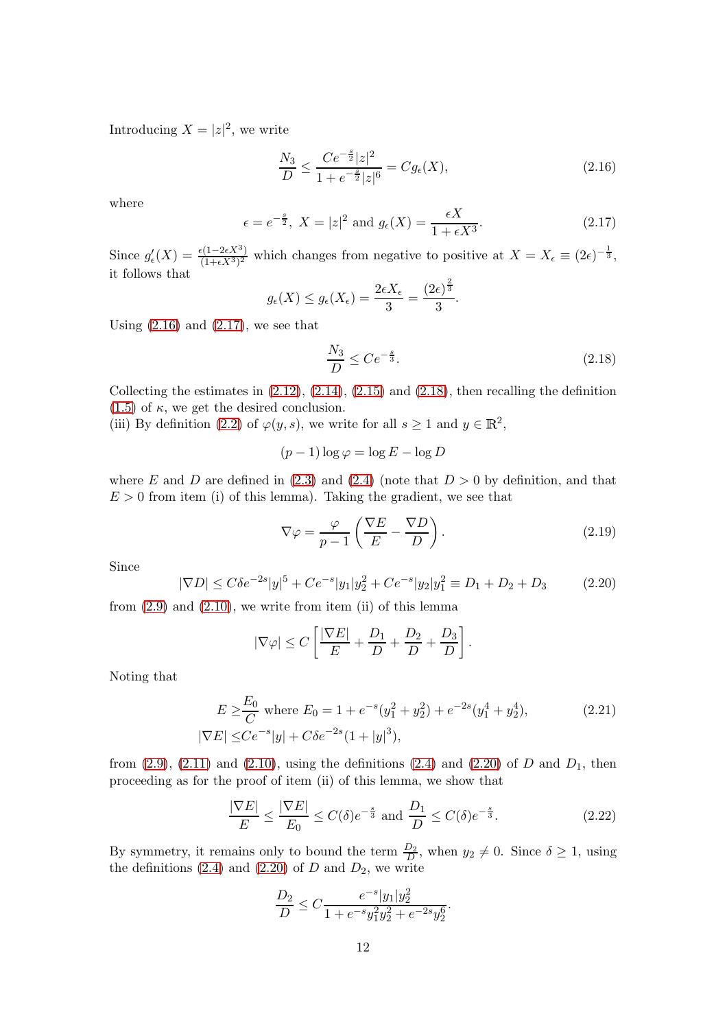Introducing $X = |z|^2$, we write

$$\frac{N_3}{D} \le \frac{Ce^{-\frac{s}{2}}|z|^2}{1+e^{-\frac{s}{2}}|z|^6} = Cg_\epsilon(X), \tag{2.16}$$

where

$$\epsilon = e^{-\frac{s}{2}},\ X = |z|^2 \text{ and } g_\epsilon(X) = \frac{\epsilon X}{1+\epsilon X^3}. \tag{2.17}$$

Since $g_\epsilon'(X) = \frac{\epsilon(1-2\epsilon X^3)}{(1+\epsilon X^3)^2}$ which changes from negative to positive at $X = X_\epsilon \equiv (2\epsilon)^{-\frac{1}{3}}$, it follows that

$$g_\epsilon(X) \le g_\epsilon(X_\epsilon) = \frac{2\epsilon X_\epsilon}{3} = \frac{(2\epsilon)^{\frac{2}{3}}}{3}.$$

Using (2.16) and (2.17), we see that

$$\frac{N_3}{D} \le Ce^{-\frac{s}{3}}. \tag{2.18}$$

Collecting the estimates in (2.12), (2.14), (2.15) and (2.18), then recalling the definition (1.5) of $\kappa$, we get the desired conclusion.
(iii) By definition (2.2) of $\varphi(y,s)$, we write for all $s \ge 1$ and $y \in \mathbb{R}^2$,

$$(p-1)\log\varphi = \log E - \log D$$

where $E$ and $D$ are defined in (2.3) and (2.4) (note that $D > 0$ by definition, and that $E > 0$ from item (i) of this lemma). Taking the gradient, we see that

$$\nabla\varphi = \frac{\varphi}{p-1}\left(\frac{\nabla E}{E} - \frac{\nabla D}{D}\right). \tag{2.19}$$

Since

$$|\nabla D| \le C\delta e^{-2s}|y|^5 + Ce^{-s}|y_1|y_2^2 + Ce^{-s}|y_2|y_1^2 \equiv D_1 + D_2 + D_3 \tag{2.20}$$

from (2.9) and (2.10), we write from item (ii) of this lemma

$$|\nabla\varphi| \le C\left[\frac{|\nabla E|}{E} + \frac{D_1}{D} + \frac{D_2}{D} + \frac{D_3}{D}\right].$$

Noting that

$$\begin{aligned} E \ge& \frac{E_0}{C} \text{ where } E_0 = 1 + e^{-s}(y_1^2+y_2^2) + e^{-2s}(y_1^4+y_2^4), \\ |\nabla E| \le& Ce^{-s}|y| + C\delta e^{-2s}(1+|y|^3), \end{aligned} \tag{2.21}$$

from (2.9), (2.11) and (2.10), using the definitions (2.4) and (2.20) of $D$ and $D_1$, then proceeding as for the proof of item (ii) of this lemma, we show that

$$\frac{|\nabla E|}{E} \le \frac{|\nabla E|}{E_0} \le C(\delta)e^{-\frac{s}{3}} \text{ and } \frac{D_1}{D} \le C(\delta)e^{-\frac{s}{3}}. \tag{2.22}$$

By symmetry, it remains only to bound the term $\frac{D_2}{D}$, when $y_2 \ne 0$. Since $\delta \ge 1$, using the definitions (2.4) and (2.20) of $D$ and $D_2$, we write

$$\frac{D_2}{D} \le C\frac{e^{-s}|y_1|y_2^2}{1+e^{-s}y_1^2y_2^2 + e^{-2s}y_2^6}.$$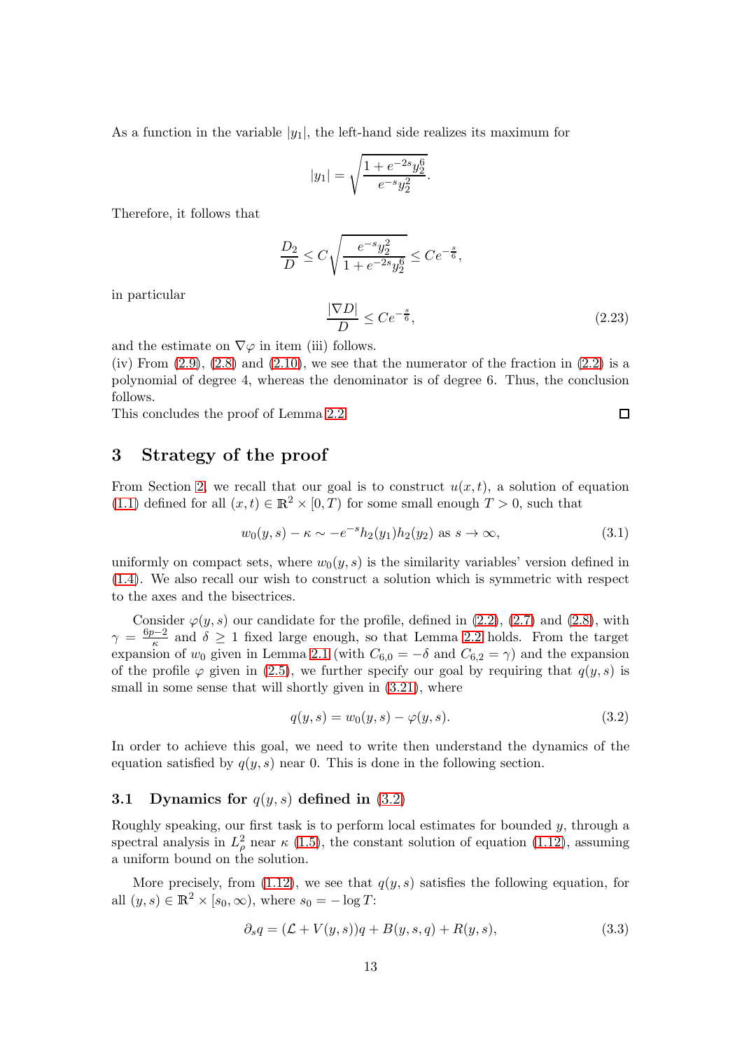As a function in the variable $|y_1|$, the left-hand side realizes its maximum for

$$|y_1| = \sqrt{\frac{1+e^{-2s}y_2^6}{e^{-s}y_2^2}}.$$

Therefore, it follows that

$$\frac{D_2}{D} \le C\sqrt{\frac{e^{-s}y_2^2}{1+e^{-2s}y_2^6}} \le Ce^{-\frac{s}{6}},$$

in particular

$$\frac{|\nabla D|}{D} \le Ce^{-\frac{s}{6}}, \tag{2.23}$$

and the estimate on $\nabla\varphi$ in item (iii) follows.

(iv) From (2.9), (2.8) and (2.10), we see that the numerator of the fraction in (2.2) is a polynomial of degree 4, whereas the denominator is of degree 6. Thus, the conclusion follows.

This concludes the proof of Lemma 2.2. □

# 3 Strategy of the proof

From Section 2, we recall that our goal is to construct $u(x,t)$, a solution of equation (1.1) defined for all $(x,t) \in \mathbb{R}^2 \times [0,T)$ for some small enough $T > 0$, such that

$$w_0(y,s) - \kappa \sim -e^{-s}h_2(y_1)h_2(y_2) \text{ as } s \to \infty, \tag{3.1}$$

uniformly on compact sets, where $w_0(y,s)$ is the similarity variables' version defined in (1.4). We also recall our wish to construct a solution which is symmetric with respect to the axes and the bisectrices.

Consider $\varphi(y,s)$ our candidate for the profile, defined in (2.2), (2.7) and (2.8), with $\gamma = \frac{6p-2}{\kappa}$ and $\delta \ge 1$ fixed large enough, so that Lemma 2.2 holds. From the target expansion of $w_0$ given in Lemma 2.1 (with $C_{6,0} = -\delta$ and $C_{6,2} = \gamma$) and the expansion of the profile $\varphi$ given in (2.5), we further specify our goal by requiring that $q(y,s)$ is small in some sense that will shortly given in (3.21), where

$$q(y,s) = w_0(y,s) - \varphi(y,s). \tag{3.2}$$

In order to achieve this goal, we need to write then understand the dynamics of the equation satisfied by $q(y,s)$ near 0. This is done in the following section.

## 3.1 Dynamics for $q(y,s)$ defined in (3.2)

Roughly speaking, our first task is to perform local estimates for bounded $y$, through a spectral analysis in $L^2_\rho$ near $\kappa$ (1.5), the constant solution of equation (1.12), assuming a uniform bound on the solution.

More precisely, from (1.12), we see that $q(y,s)$ satisfies the following equation, for all $(y,s) \in \mathbb{R}^2 \times [s_0,\infty)$, where $s_0 = -\log T$:

$$\partial_s q = (\mathcal{L} + V(y,s))q + B(y,s,q) + R(y,s), \tag{3.3}$$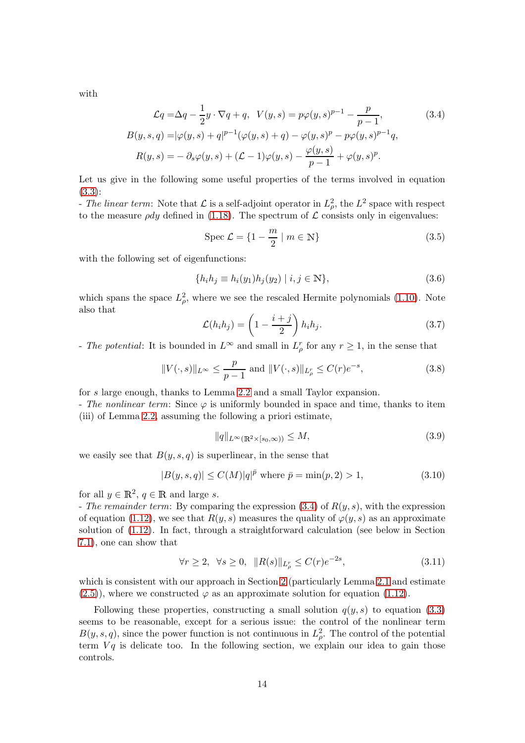with

$$
\begin{aligned}
\mathcal{L}q =& \Delta q - \frac{1}{2} y \cdot \nabla q + q, \quad V(y,s) = p\varphi(y,s)^{p-1} - \frac{p}{p-1}, \\
B(y,s,q) =& |\varphi(y,s) + q|^{p-1}(\varphi(y,s)+q) - \varphi(y,s)^p - p\varphi(y,s)^{p-1}q, \\
R(y,s) =& -\partial_s \varphi(y,s) + (\mathcal{L}-1)\varphi(y,s) - \frac{\varphi(y,s)}{p-1} + \varphi(y,s)^p.
\end{aligned}
\tag{3.4}
$$

Let us give in the following some useful properties of the terms involved in equation (3.3):

- *The linear term*: Note that $\mathcal{L}$ is a self-adjoint operator in $L^2_\rho$, the $L^2$ space with respect to the measure $\rho dy$ defined in (1.18). The spectrum of $\mathcal{L}$ consists only in eigenvalues:

$$
\text{Spec } \mathcal{L} = \{1 - \frac{m}{2} \mid m \in \mathbb{N}\}
\tag{3.5}
$$

with the following set of eigenfunctions:

$$
\{h_i h_j \equiv h_i(y_1) h_j(y_2) \mid i, j \in \mathbb{N}\},
\tag{3.6}
$$

which spans the space $L^2_\rho$, where we see the rescaled Hermite polynomials (1.10). Note also that

$$
\mathcal{L}(h_i h_j) = \left(1 - \frac{i+j}{2}\right) h_i h_j.
\tag{3.7}
$$

- *The potential*: It is bounded in $L^\infty$ and small in $L^r_\rho$ for any $r \geq 1$, in the sense that

$$
\|V(\cdot,s)\|_{L^\infty} \leq \frac{p}{p-1} \text{ and } \|V(\cdot,s)\|_{L^r_\rho} \leq C(r)e^{-s},
\tag{3.8}
$$

for $s$ large enough, thanks to Lemma 2.2 and a small Taylor expansion.

- *The nonlinear term*: Since $\varphi$ is uniformly bounded in space and time, thanks to item (iii) of Lemma 2.2, assuming the following a priori estimate,

$$
\|q\|_{L^\infty(\mathbb{R}^2 \times [s_0, \infty))} \leq M,
\tag{3.9}
$$

we easily see that $B(y,s,q)$ is superlinear, in the sense that

$$
|B(y,s,q)| \leq C(M)|q|^{\bar{p}} \text{ where } \bar{p} = \min(p, 2) > 1,
\tag{3.10}
$$

for all $y \in \mathbb{R}^2$, $q \in \mathbb{R}$ and large $s$.

- *The remainder term*: By comparing the expression (3.4) of $R(y,s)$, with the expression of equation (1.12), we see that $R(y,s)$ measures the quality of $\varphi(y,s)$ as an approximate solution of (1.12). In fact, through a straightforward calculation (see below in Section 7.1), one can show that

$$
\forall r \geq 2, \ \ \forall s \geq 0, \ \ \|R(s)\|_{L^r_\rho} \leq C(r)e^{-2s},
\tag{3.11}
$$

which is consistent with our approach in Section 2 (particularly Lemma 2.1 and estimate (2.5)), where we constructed $\varphi$ as an approximate solution for equation (1.12).

Following these properties, constructing a small solution $q(y,s)$ to equation (3.3) seems to be reasonable, except for a serious issue: the control of the nonlinear term $B(y,s,q)$, since the power function is not continuous in $L^2_\rho$. The control of the potential term $Vq$ is delicate too. In the following section, we explain our idea to gain those controls.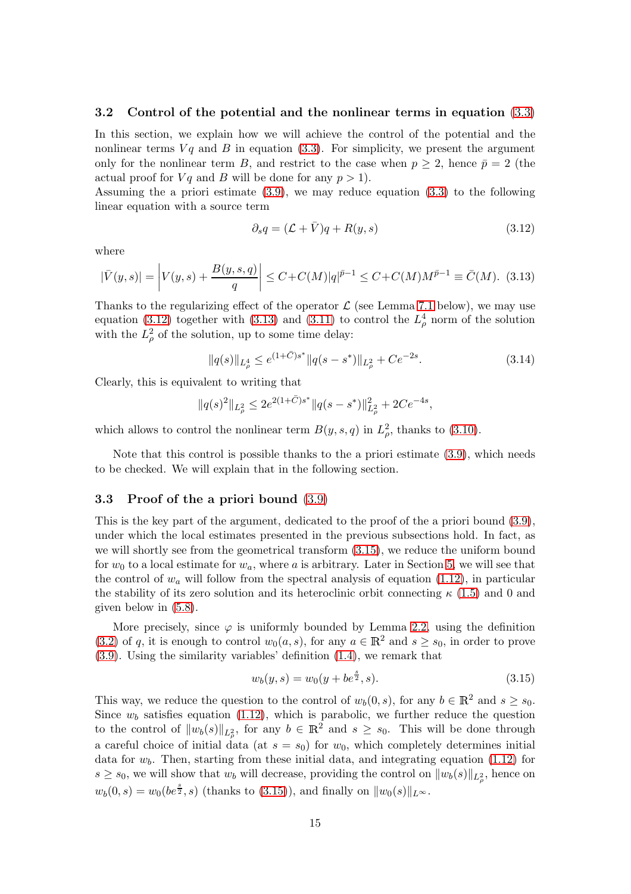### 3.2 Control of the potential and the nonlinear terms in equation (3.3)

In this section, we explain how we will achieve the control of the potential and the nonlinear terms $Vq$ and $B$ in equation (3.3). For simplicity, we present the argument only for the nonlinear term $B$, and restrict to the case when $p \geq 2$, hence $\bar{p} = 2$ (the actual proof for $Vq$ and $B$ will be done for any $p > 1$).
Assuming the a priori estimate (3.9), we may reduce equation (3.3) to the following linear equation with a source term

$$\partial_s q = (\mathcal{L} + \bar{V})q + R(y,s) \tag{3.12}$$

where

$$|\bar{V}(y,s)| = \left| V(y,s) + \frac{B(y,s,q)}{q} \right| \leq C + C(M)|q|^{\bar{p}-1} \leq C + C(M)M^{\bar{p}-1} \equiv \bar{C}(M). \tag{3.13}$$

Thanks to the regularizing effect of the operator $\mathcal{L}$ (see Lemma 7.1 below), we may use equation (3.12) together with (3.13) and (3.11) to control the $L^4_\rho$ norm of the solution with the $L^2_\rho$ of the solution, up to some time delay:

$$\|q(s)\|_{L^4_\rho} \leq e^{(1+\bar{C})s^*}\|q(s-s^*)\|_{L^2_\rho} + Ce^{-2s}. \tag{3.14}$$

Clearly, this is equivalent to writing that

$$\|q(s)^2\|_{L^2_\rho} \leq 2e^{2(1+\bar{C})s^*}\|q(s-s^*)\|^2_{L^2_\rho} + 2Ce^{-4s},$$

which allows to control the nonlinear term $B(y,s,q)$ in $L^2_\rho$, thanks to (3.10).

Note that this control is possible thanks to the a priori estimate (3.9), which needs to be checked. We will explain that in the following section.

### 3.3 Proof of the a priori bound (3.9)

This is the key part of the argument, dedicated to the proof of the a priori bound (3.9), under which the local estimates presented in the previous subsections hold. In fact, as we will shortly see from the geometrical transform (3.15), we reduce the uniform bound for $w_0$ to a local estimate for $w_a$, where $a$ is arbitrary. Later in Section 5, we will see that the control of $w_a$ will follow from the spectral analysis of equation (1.12), in particular the stability of its zero solution and its heteroclinic orbit connecting $\kappa$ (1.5) and 0 and given below in (5.8).

More precisely, since $\varphi$ is uniformly bounded by Lemma 2.2, using the definition (3.2) of $q$, it is enough to control $w_0(a,s)$, for any $a \in \mathbb{R}^2$ and $s \geq s_0$, in order to prove (3.9). Using the similarity variables' definition (1.4), we remark that

$$w_b(y,s) = w_0(y + be^{\frac{s}{2}}, s). \tag{3.15}$$

This way, we reduce the question to the control of $w_b(0,s)$, for any $b \in \mathbb{R}^2$ and $s \geq s_0$. Since $w_b$ satisfies equation (1.12), which is parabolic, we further reduce the question to the control of $\|w_b(s)\|_{L^2_\rho}$, for any $b \in \mathbb{R}^2$ and $s \geq s_0$. This will be done through a careful choice of initial data (at $s = s_0$) for $w_0$, which completely determines initial data for $w_b$. Then, starting from these initial data, and integrating equation (1.12) for $s \geq s_0$, we will show that $w_b$ will decrease, providing the control on $\|w_b(s)\|_{L^2_\rho}$, hence on $w_b(0,s) = w_0(be^{\frac{s}{2}}, s)$ (thanks to (3.15)), and finally on $\|w_0(s)\|_{L^\infty}$.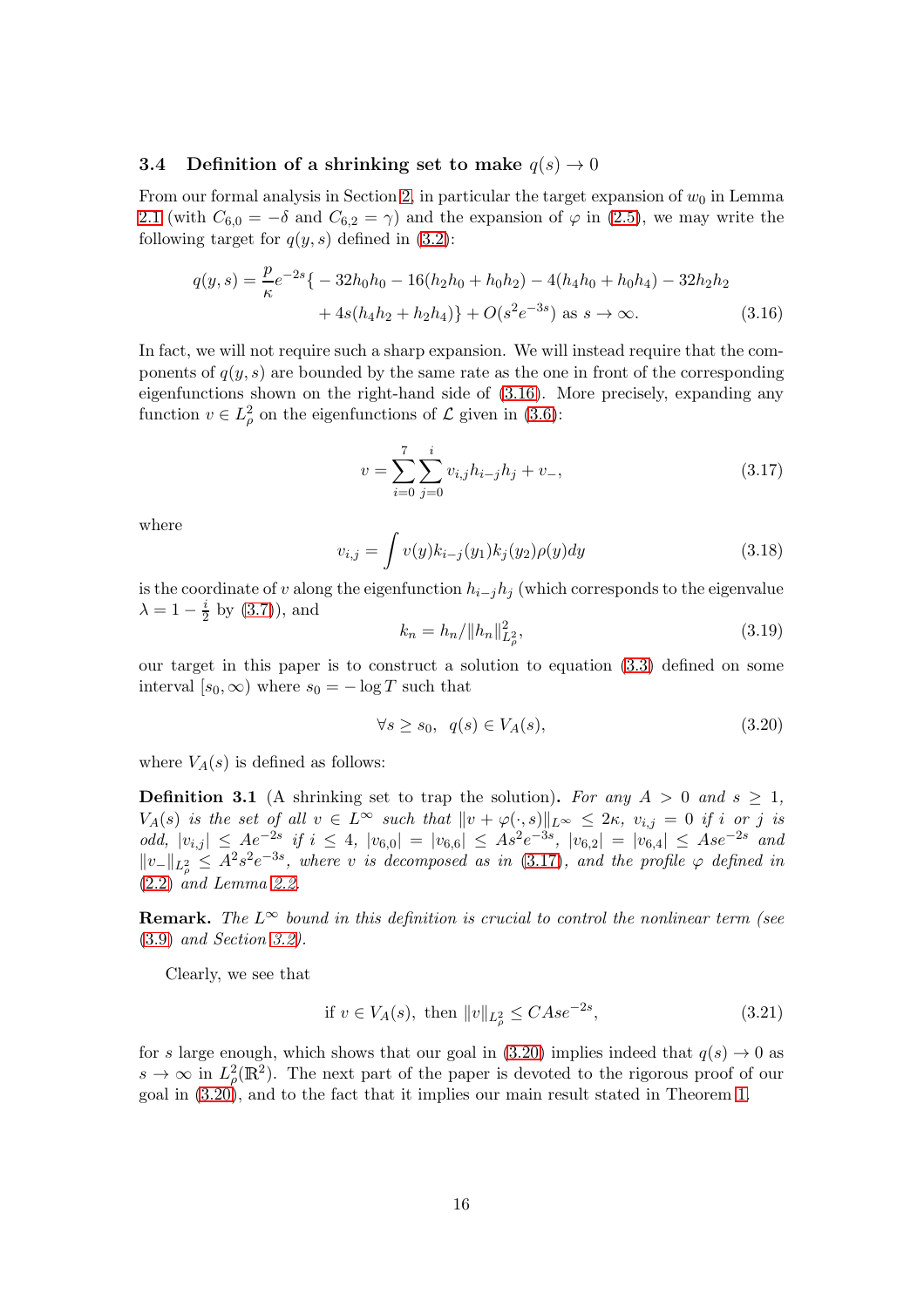### 3.4 Definition of a shrinking set to make $q(s) \to 0$

From our formal analysis in Section 2, in particular the target expansion of $w_0$ in Lemma 2.1 (with $C_{6,0} = -\delta$ and $C_{6,2} = \gamma$) and the expansion of $\varphi$ in (2.5), we may write the following target for $q(y,s)$ defined in (3.2):

$$
\begin{aligned}
q(y,s) = \frac{p}{\kappa} e^{-2s} \{ &-32 h_0 h_0 - 16(h_2 h_0 + h_0 h_2) - 4(h_4 h_0 + h_0 h_4) - 32 h_2 h_2 \\
&+ 4s(h_4 h_2 + h_2 h_4)\} + O(s^2 e^{-3s}) \text{ as } s \to \infty.
\end{aligned} \tag{3.16}
$$

In fact, we will not require such a sharp expansion. We will instead require that the components of $q(y,s)$ are bounded by the same rate as the one in front of the corresponding eigenfunctions shown on the right-hand side of (3.16). More precisely, expanding any function $v \in L^2_\rho$ on the eigenfunctions of $\mathcal{L}$ given in (3.6):

$$
v = \sum_{i=0}^{7} \sum_{j=0}^{i} v_{i,j} h_{i-j} h_j + v_-, \tag{3.17}
$$

where

$$
v_{i,j} = \int v(y) k_{i-j}(y_1) k_j(y_2) \rho(y) dy \tag{3.18}
$$

is the coordinate of $v$ along the eigenfunction $h_{i-j}h_j$ (which corresponds to the eigenvalue $\lambda = 1 - \frac{i}{2}$ by (3.7)), and

$$
k_n = h_n / \|h_n\|^2_{L^2_\rho}, \tag{3.19}
$$

our target in this paper is to construct a solution to equation (3.3) defined on some interval $[s_0, \infty)$ where $s_0 = -\log T$ such that

$$
\forall s \geq s_0, \;\; q(s) \in V_A(s), \tag{3.20}
$$

where $V_A(s)$ is defined as follows:

**Definition 3.1** (A shrinking set to trap the solution)**.** *For any $A > 0$ and $s \geq 1$, $V_A(s)$ is the set of all $v \in L^\infty$ such that $\|v + \varphi(\cdot, s)\|_{L^\infty} \leq 2\kappa$, $v_{i,j} = 0$ if $i$ or $j$ is odd, $|v_{i,j}| \leq A e^{-2s}$ if $i \leq 4$, $|v_{6,0}| = |v_{6,6}| \leq A s^2 e^{-3s}$, $|v_{6,2}| = |v_{6,4}| \leq A s e^{-2s}$ and $\|v_-\|_{L^2_\rho} \leq A^2 s^2 e^{-3s}$, where $v$ is decomposed as in (3.17), and the profile $\varphi$ defined in (2.2) and Lemma 2.2.*

**Remark.** *The $L^\infty$ bound in this definition is crucial to control the nonlinear term (see (3.9) and Section 3.2).*

Clearly, we see that

$$
\text{if } v \in V_A(s), \text{ then } \|v\|_{L^2_\rho} \leq C A s e^{-2s}, \tag{3.21}
$$

for $s$ large enough, which shows that our goal in (3.20) implies indeed that $q(s) \to 0$ as $s \to \infty$ in $L^2_\rho(\mathbb{R}^2)$. The next part of the paper is devoted to the rigorous proof of our goal in (3.20), and to the fact that it implies our main result stated in Theorem 1.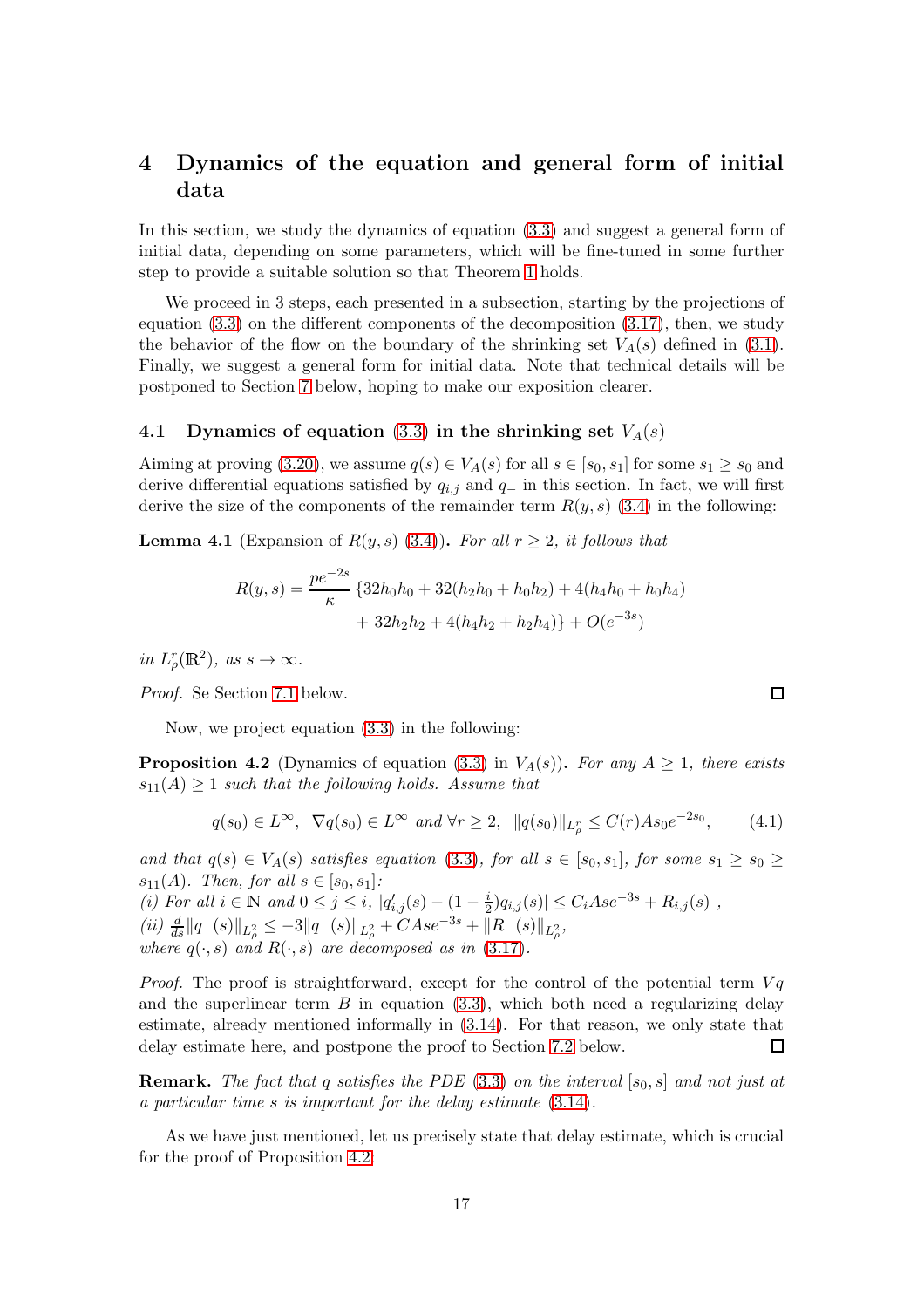# 4 Dynamics of the equation and general form of initial data

In this section, we study the dynamics of equation (3.3) and suggest a general form of initial data, depending on some parameters, which will be fine-tuned in some further step to provide a suitable solution so that Theorem 1 holds.

We proceed in 3 steps, each presented in a subsection, starting by the projections of equation (3.3) on the different components of the decomposition (3.17), then, we study the behavior of the flow on the boundary of the shrinking set $V_A(s)$ defined in (3.1). Finally, we suggest a general form for initial data. Note that technical details will be postponed to Section 7 below, hoping to make our exposition clearer.

## 4.1 Dynamics of equation (3.3) in the shrinking set $V_A(s)$

Aiming at proving (3.20), we assume $q(s) \in V_A(s)$ for all $s \in [s_0, s_1]$ for some $s_1 \geq s_0$ and derive differential equations satisfied by $q_{i,j}$ and $q_-$ in this section. In fact, we will first derive the size of the components of the remainder term $R(y,s)$ (3.4) in the following:

**Lemma 4.1** (Expansion of $R(y,s)$ (3.4))**.** *For all $r \geq 2$, it follows that*

$$R(y,s) = \frac{pe^{-2s}}{\kappa}\{32h_0h_0 + 32(h_2h_0 + h_0h_2) + 4(h_4h_0 + h_0h_4) + 32h_2h_2 + 4(h_4h_2 + h_2h_4)\} + O(e^{-3s})$$

*in $L^r_\rho(\mathbb{R}^2)$, as $s \to \infty$.*

*Proof.* Se Section 7.1 below. $\square$

Now, we project equation (3.3) in the following:

**Proposition 4.2** (Dynamics of equation (3.3) in $V_A(s)$)**.** *For any $A \geq 1$, there exists $s_{11}(A) \geq 1$ such that the following holds. Assume that*

$$q(s_0) \in L^\infty, \ \ \nabla q(s_0) \in L^\infty \text{ and } \forall r \geq 2, \ \ \|q(s_0)\|_{L^r_\rho} \leq C(r)As_0e^{-2s_0}, \tag{4.1}$$

*and that $q(s) \in V_A(s)$ satisfies equation (3.3), for all $s \in [s_0, s_1]$, for some $s_1 \geq s_0 \geq s_{11}(A)$. Then, for all $s \in [s_0, s_1]$:*
*(i) For all $i \in \mathbb{N}$ and $0 \leq j \leq i$, $|q'_{i,j}(s) - (1 - \frac{i}{2})q_{i,j}(s)| \leq C_iAse^{-3s} + R_{i,j}(s)$ ,*
*(ii) $\frac{d}{ds}\|q_-(s)\|_{L^2_\rho} \leq -3\|q_-(s)\|_{L^2_\rho} + CAse^{-3s} + \|R_-(s)\|_{L^2_\rho}$,*
*where $q(\cdot,s)$ and $R(\cdot,s)$ are decomposed as in (3.17).*

*Proof.* The proof is straightforward, except for the control of the potential term $Vq$ and the superlinear term $B$ in equation (3.3), which both need a regularizing delay estimate, already mentioned informally in (3.14). For that reason, we only state that delay estimate here, and postpone the proof to Section 7.2 below. $\square$

**Remark.** *The fact that $q$ satisfies the PDE (3.3) on the interval $[s_0, s]$ and not just at a particular time $s$ is important for the delay estimate (3.14).*

As we have just mentioned, let us precisely state that delay estimate, which is crucial for the proof of Proposition 4.2.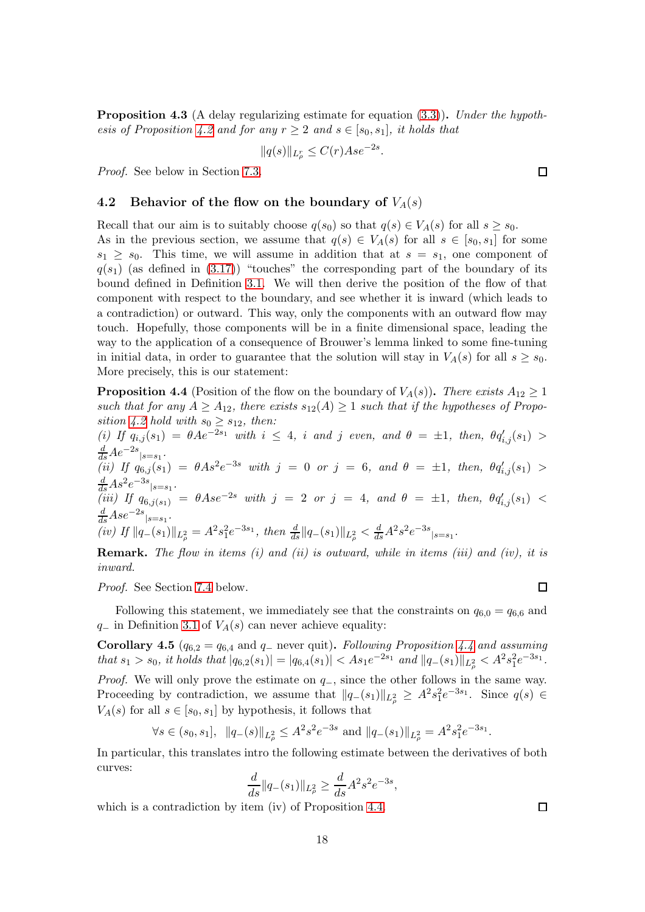**Proposition 4.3** (A delay regularizing estimate for equation (3.3)). *Under the hypothesis of Proposition 4.2 and for any $r \geq 2$ and $s \in [s_0, s_1]$, it holds that*

$$\|q(s)\|_{L^r_\rho} \leq C(r) A s e^{-2s}.$$

*Proof.* See below in Section 7.3. □

## 4.2 Behavior of the flow on the boundary of $V_A(s)$

Recall that our aim is to suitably choose $q(s_0)$ so that $q(s) \in V_A(s)$ for all $s \geq s_0$.
As in the previous section, we assume that $q(s) \in V_A(s)$ for all $s \in [s_0, s_1]$ for some $s_1 \geq s_0$. This time, we will assume in addition that at $s = s_1$, one component of $q(s_1)$ (as defined in (3.17)) "touches" the corresponding part of the boundary of its bound defined in Definition 3.1. We will then derive the position of the flow of that component with respect to the boundary, and see whether it is inward (which leads to a contradiction) or outward. This way, only the components with an outward flow may touch. Hopefully, those components will be in a finite dimensional space, leading the way to the application of a consequence of Brouwer's lemma linked to some fine-tuning in initial data, in order to guarantee that the solution will stay in $V_A(s)$ for all $s \geq s_0$. More precisely, this is our statement:

**Proposition 4.4** (Position of the flow on the boundary of $V_A(s)$). *There exists $A_{12} \geq 1$ such that for any $A \geq A_{12}$, there exists $s_{12}(A) \geq 1$ such that if the hypotheses of Proposition 4.2 hold with $s_0 \geq s_{12}$, then:*
*(i) If $q_{i,j}(s_1) = \theta A e^{-2s_1}$ with $i \leq 4$, $i$ and $j$ even, and $\theta = \pm 1$, then, $\theta q'_{i,j}(s_1) > \frac{d}{ds} A e^{-2s}{}_{|s=s_1}$.*
*(ii) If $q_{6,2}(s_1) = \theta A s^2 e^{-3s}$ with $j = 0$ or $j = 6$, and $\theta = \pm 1$, then, $\theta q'_{i,j}(s_1) > \frac{d}{ds} A s^2 e^{-3s}{}_{|s=s_1}$.*
*(iii) If $q_{6,j(s_1)} = \theta A s e^{-2s}$ with $j = 2$ or $j = 4$, and $\theta = \pm 1$, then, $\theta q'_{i,j}(s_1) < \frac{d}{ds} A s e^{-2s}{}_{|s=s_1}$.*
*(iv) If $\|q_-(s_1)\|_{L^2_\rho} = A^2 s_1^2 e^{-3s_1}$, then $\frac{d}{ds}\|q_-(s_1)\|_{L^2_\rho} < \frac{d}{ds} A^2 s^2 e^{-3s}{}_{|s=s_1}$.*

**Remark.** *The flow in items (i) and (ii) is outward, while in items (iii) and (iv), it is inward.*

*Proof.* See Section 7.4 below. □

Following this statement, we immediately see that the constraints on $q_{6,0} = q_{6,6}$ and $q_-$ in Definition 3.1 of $V_A(s)$ can never achieve equality:

**Corollary 4.5** ($q_{6,2} = q_{6,4}$ and $q_-$ never quit). *Following Proposition 4.4 and assuming that $s_1 > s_0$, it holds that $|q_{6,2}(s_1)| = |q_{6,4}(s_1)| < A s_1 e^{-2s_1}$ and $\|q_-(s_1)\|_{L^2_\rho} < A^2 s_1^2 e^{-3s_1}$.*

*Proof.* We will only prove the estimate on $q_-$, since the other follows in the same way. Proceeding by contradiction, we assume that $\|q_-(s_1)\|_{L^2_\rho} \geq A^2 s_1^2 e^{-3s_1}$. Since $q(s) \in V_A(s)$ for all $s \in [s_0, s_1]$ by hypothesis, it follows that

$$\forall s \in (s_0, s_1], \ \ \|q_-(s)\|_{L^2_\rho} \leq A^2 s^2 e^{-3s} \text{ and } \|q_-(s_1)\|_{L^2_\rho} = A^2 s_1^2 e^{-3s_1}.$$

In particular, this translates intro the following estimate between the derivatives of both curves:

$$\frac{d}{ds}\|q_-(s_1)\|_{L^2_\rho} \geq \frac{d}{ds} A^2 s^2 e^{-3s},$$

which is a contradiction by item (iv) of Proposition 4.4. □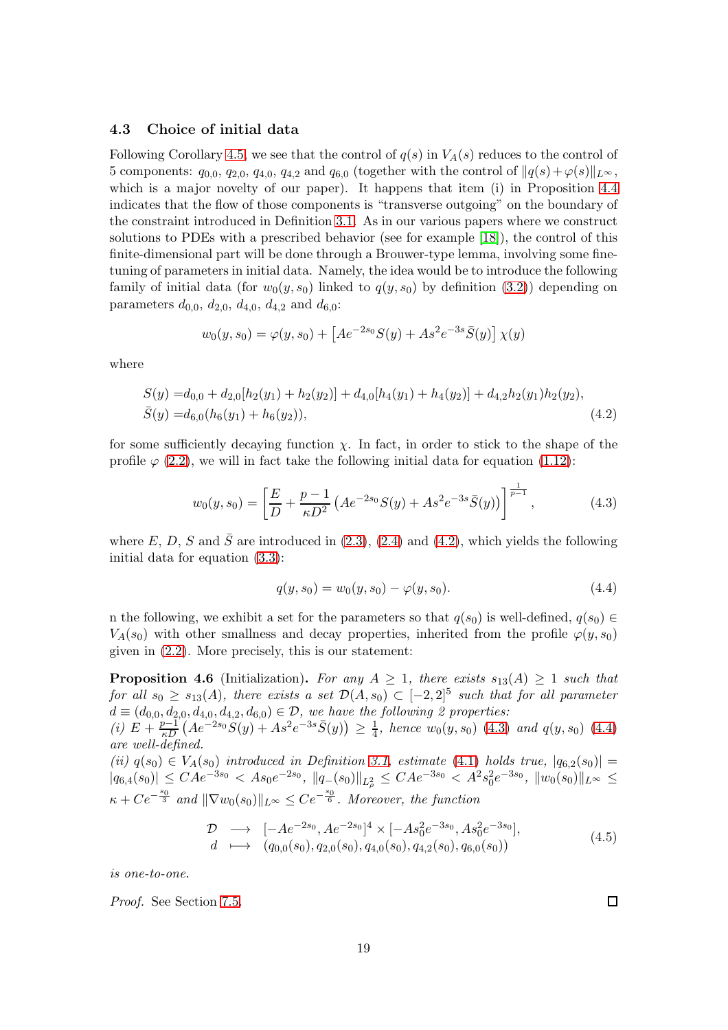### 4.3 Choice of initial data

Following Corollary 4.5, we see that the control of $q(s)$ in $V_A(s)$ reduces to the control of 5 components: $q_{0,0}$, $q_{2,0}$, $q_{4,0}$, $q_{4,2}$ and $q_{6,0}$ (together with the control of $\|q(s)+\varphi(s)\|_{L^\infty}$, which is a major novelty of our paper). It happens that item (i) in Proposition 4.4 indicates that the flow of those components is "transverse outgoing" on the boundary of the constraint introduced in Definition 3.1. As in our various papers where we construct solutions to PDEs with a prescribed behavior (see for example [18]), the control of this finite-dimensional part will be done through a Brouwer-type lemma, involving some fine-tuning of parameters in initial data. Namely, the idea would be to introduce the following family of initial data (for $w_0(y,s_0)$ linked to $q(y,s_0)$ by definition (3.2)) depending on parameters $d_{0,0}$, $d_{2,0}$, $d_{4,0}$, $d_{4,2}$ and $d_{6,0}$:

$$w_0(y,s_0) = \varphi(y,s_0) + \left[Ae^{-2s_0}S(y) + As^2e^{-3s}\bar{S}(y)\right]\chi(y)$$

where

$$\begin{aligned}
S(y) =& d_{0,0} + d_{2,0}[h_2(y_1)+h_2(y_2)] + d_{4,0}[h_4(y_1)+h_4(y_2)] + d_{4,2}h_2(y_1)h_2(y_2),\\
\bar{S}(y) =& d_{6,0}(h_6(y_1)+h_6(y_2)),
\end{aligned} \tag{4.2}$$

for some sufficiently decaying function $\chi$. In fact, in order to stick to the shape of the profile $\varphi$ (2.2), we will in fact take the following initial data for equation (1.12):

$$w_0(y,s_0) = \left[\frac{E}{D} + \frac{p-1}{\kappa D^2}\left(Ae^{-2s_0}S(y) + As^2e^{-3s}\bar{S}(y)\right)\right]^{\frac{1}{p-1}}, \tag{4.3}$$

where $E$, $D$, $S$ and $\bar{S}$ are introduced in (2.3), (2.4) and (4.2), which yields the following initial data for equation (3.3):

$$q(y,s_0) = w_0(y,s_0) - \varphi(y,s_0). \tag{4.4}$$

n the following, we exhibit a set for the parameters so that $q(s_0)$ is well-defined, $q(s_0) \in V_A(s_0)$ with other smallness and decay properties, inherited from the profile $\varphi(y,s_0)$ given in (2.2). More precisely, this is our statement:

**Proposition 4.6** (Initialization)**.** *For any $A \geq 1$, there exists $s_{13}(A) \geq 1$ such that for all $s_0 \geq s_{13}(A)$, there exists a set $\mathcal{D}(A,s_0) \subset [-2,2]^5$ such that for all parameter $d \equiv (d_{0,0}, d_{2,0}, d_{4,0}, d_{4,2}, d_{6,0}) \in \mathcal{D}$, we have the following 2 properties:*
*(i) $E + \frac{p-1}{\kappa D}\left(Ae^{-2s_0}S(y) + As^2e^{-3s}\bar{S}(y)\right) \geq \frac{1}{4}$, hence $w_0(y,s_0)$ (4.3) and $q(y,s_0)$ (4.4) are well-defined.*
*(ii) $q(s_0) \in V_A(s_0)$ introduced in Definition 3.1, estimate (4.1) holds true, $|q_{6,2}(s_0)| = |q_{6,4}(s_0)| \leq CAe^{-3s_0} < As_0e^{-2s_0}$, $\|q_-(s_0)\|_{L^2_\rho} \leq CAe^{-3s_0} < A^2s_0^2e^{-3s_0}$, $\|w_0(s_0)\|_{L^\infty} \leq \kappa + Ce^{-\frac{s_0}{3}}$ and $\|\nabla w_0(s_0)\|_{L^\infty} \leq Ce^{-\frac{s_0}{6}}$. Moreover, the function*

$$\begin{array}{rcl}
\mathcal{D} & \longrightarrow & [-Ae^{-2s_0}, Ae^{-2s_0}]^4 \times [-As_0^2e^{-3s_0}, As_0^2e^{-3s_0}],\\
d & \longmapsto & (q_{0,0}(s_0), q_{2,0}(s_0), q_{4,0}(s_0), q_{4,2}(s_0), q_{6,0}(s_0))
\end{array} \tag{4.5}$$

*is one-to-one.*

*Proof.* See Section 7.5. □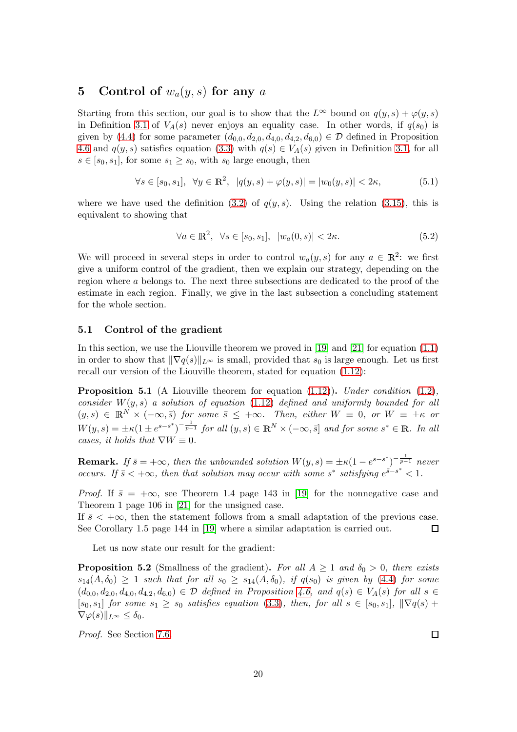## 5 Control of $w_a(y, s)$ for any $a$

Starting from this section, our goal is to show that the $L^\infty$ bound on $q(y, s) + \varphi(y, s)$ in Definition 3.1 of $V_A(s)$ never enjoys an equality case. In other words, if $q(s_0)$ is given by (4.4) for some parameter $(d_{0,0}, d_{2,0}, d_{4,0}, d_{4,2}, d_{6,0}) \in \mathcal{D}$ defined in Proposition 4.6 and $q(y, s)$ satisfies equation (3.3) with $q(s) \in V_A(s)$ given in Definition 3.1, for all $s \in [s_0, s_1]$, for some $s_1 \geq s_0$, with $s_0$ large enough, then

$$\forall s \in [s_0, s_1], \quad \forall y \in \mathbb{R}^2, \quad |q(y, s) + \varphi(y, s)| = |w_0(y, s)| < 2\kappa, \tag{5.1}$$

where we have used the definition (3.2) of $q(y, s)$. Using the relation (3.15), this is equivalent to showing that

$$\forall a \in \mathbb{R}^2, \quad \forall s \in [s_0, s_1], \quad |w_a(0, s)| < 2\kappa. \tag{5.2}$$

We will proceed in several steps in order to control $w_a(y, s)$ for any $a \in \mathbb{R}^2$: we first give a uniform control of the gradient, then we explain our strategy, depending on the region where $a$ belongs to. The next three subsections are dedicated to the proof of the estimate in each region. Finally, we give in the last subsection a concluding statement for the whole section.

### 5.1 Control of the gradient

In this section, we use the Liouville theorem we proved in [19] and [21] for equation (1.1) in order to show that $\|\nabla q(s)\|_{L^\infty}$ is small, provided that $s_0$ is large enough. Let us first recall our version of the Liouville theorem, stated for equation (1.12):

**Proposition 5.1** (A Liouville theorem for equation (1.12))**.** *Under condition (1.2), consider $W(y, s)$ a solution of equation (1.12) defined and uniformly bounded for all $(y, s) \in \mathbb{R}^N \times (-\infty, \bar{s})$ for some $\bar{s} \leq +\infty$. Then, either $W \equiv 0$, or $W \equiv \pm\kappa$ or $W(y, s) = \pm\kappa(1 \pm e^{s-s^*})^{-\frac{1}{p-1}}$ for all $(y, s) \in \mathbb{R}^N \times (-\infty, \bar{s}]$ and for some $s^* \in \mathbb{R}$. In all cases, it holds that $\nabla W \equiv 0$.*

**Remark.** *If $\bar{s} = +\infty$, then the unbounded solution $W(y, s) = \pm\kappa(1 - e^{s-s^*})^{-\frac{1}{p-1}}$ never occurs. If $\bar{s} < +\infty$, then that solution may occur with some $s^*$ satisfying $e^{\bar{s}-s^*} < 1$.*

*Proof.* If $\bar{s} = +\infty$, see Theorem 1.4 page 143 in [19] for the nonnegative case and Theorem 1 page 106 in [21] for the unsigned case.
If $\bar{s} < +\infty$, then the statement follows from a small adaptation of the previous case. See Corollary 1.5 page 144 in [19] where a similar adaptation is carried out. $\square$

Let us now state our result for the gradient:

**Proposition 5.2** (Smallness of the gradient)**.** *For all $A \geq 1$ and $\delta_0 > 0$, there exists $s_{14}(A, \delta_0) \geq 1$ such that for all $s_0 \geq s_{14}(A, \delta_0)$, if $q(s_0)$ is given by (4.4) for some $(d_{0,0}, d_{2,0}, d_{4,0}, d_{4,2}, d_{6,0}) \in \mathcal{D}$ defined in Proposition 4.6, and $q(s) \in V_A(s)$ for all $s \in [s_0, s_1]$ for some $s_1 \geq s_0$ satisfies equation (3.3), then, for all $s \in [s_0, s_1]$, $\|\nabla q(s) + \nabla\varphi(s)\|_{L^\infty} \leq \delta_0$.*

*Proof.* See Section 7.6. $\square$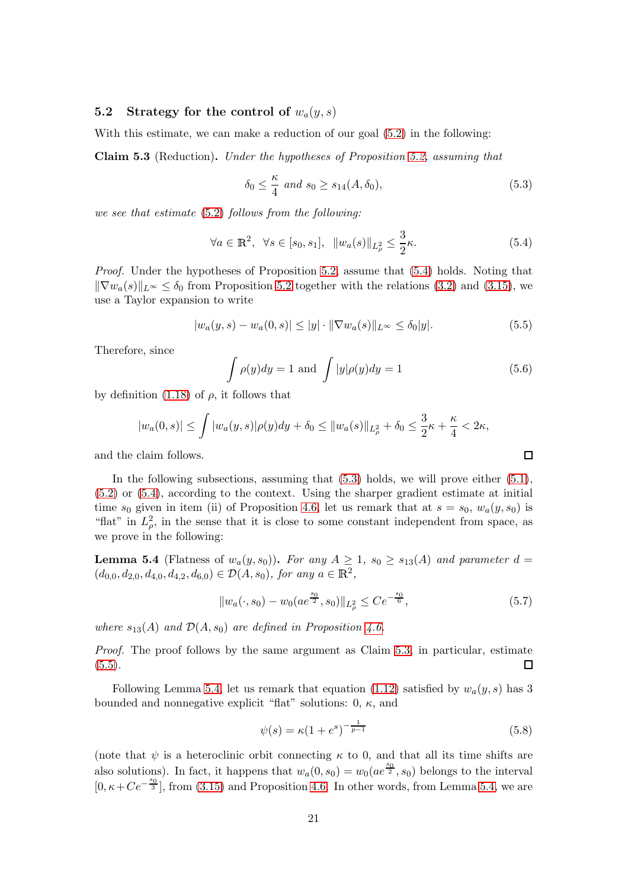### 5.2 Strategy for the control of $w_a(y,s)$

With this estimate, we can make a reduction of our goal (5.2) in the following:

**Claim 5.3** (Reduction)**.** *Under the hypotheses of Proposition 5.2, assuming that*

$$\delta_0 \le \frac{\kappa}{4} \text{ and } s_0 \ge s_{14}(A, \delta_0), \tag{5.3}$$

*we see that estimate (5.2) follows from the following:*

$$\forall a \in \mathbb{R}^2,\ \ \forall s \in [s_0, s_1],\ \ \|w_a(s)\|_{L^2_\rho} \le \frac{3}{2}\kappa. \tag{5.4}$$

*Proof.* Under the hypotheses of Proposition 5.2, assume that (5.4) holds. Noting that $\|\nabla w_a(s)\|_{L^\infty} \le \delta_0$ from Proposition 5.2 together with the relations (3.2) and (3.15), we use a Taylor expansion to write

$$|w_a(y,s) - w_a(0,s)| \le |y| \cdot \|\nabla w_a(s)\|_{L^\infty} \le \delta_0 |y|. \tag{5.5}$$

Therefore, since

$$\int \rho(y) dy = 1 \text{ and } \int |y| \rho(y) dy = 1 \tag{5.6}$$

by definition (1.18) of $\rho$, it follows that

$$|w_a(0,s)| \le \int |w_a(y,s)| \rho(y) dy + \delta_0 \le \|w_a(s)\|_{L^2_\rho} + \delta_0 \le \frac{3}{2}\kappa + \frac{\kappa}{4} < 2\kappa,$$

and the claim follows. □

In the following subsections, assuming that (5.3) holds, we will prove either (5.1), (5.2) or (5.4), according to the context. Using the sharper gradient estimate at initial time $s_0$ given in item (ii) of Proposition 4.6, let us remark that at $s = s_0$, $w_a(y, s_0)$ is "flat" in $L^2_\rho$, in the sense that it is close to some constant independent from space, as we prove in the following:

**Lemma 5.4** (Flatness of $w_a(y, s_0)$)**.** *For any $A \ge 1$, $s_0 \ge s_{13}(A)$ and parameter $d = (d_{0,0}, d_{2,0}, d_{4,0}, d_{4,2}, d_{6,0}) \in \mathcal{D}(A, s_0)$, for any $a \in \mathbb{R}^2$,*

$$\|w_a(\cdot, s_0) - w_0(ae^{\frac{s_0}{2}}, s_0)\|_{L^2_\rho} \le Ce^{-\frac{s_0}{6}}, \tag{5.7}$$

*where $s_{13}(A)$ and $\mathcal{D}(A, s_0)$ are defined in Proposition 4.6.*

*Proof.* The proof follows by the same argument as Claim 5.3, in particular, estimate (5.5). □

Following Lemma 5.4, let us remark that equation (1.12) satisfied by $w_a(y,s)$ has 3 bounded and nonnegative explicit "flat" solutions: 0, $\kappa$, and

$$\psi(s) = \kappa(1 + e^s)^{-\frac{1}{p-1}} \tag{5.8}$$

(note that $\psi$ is a heteroclinic orbit connecting $\kappa$ to 0, and that all its time shifts are also solutions). In fact, it happens that $w_a(0, s_0) = w_0(ae^{\frac{s_0}{2}}, s_0)$ belongs to the interval $[0, \kappa + Ce^{-\frac{s_0}{3}}]$, from (3.15) and Proposition 4.6. In other words, from Lemma 5.4, we are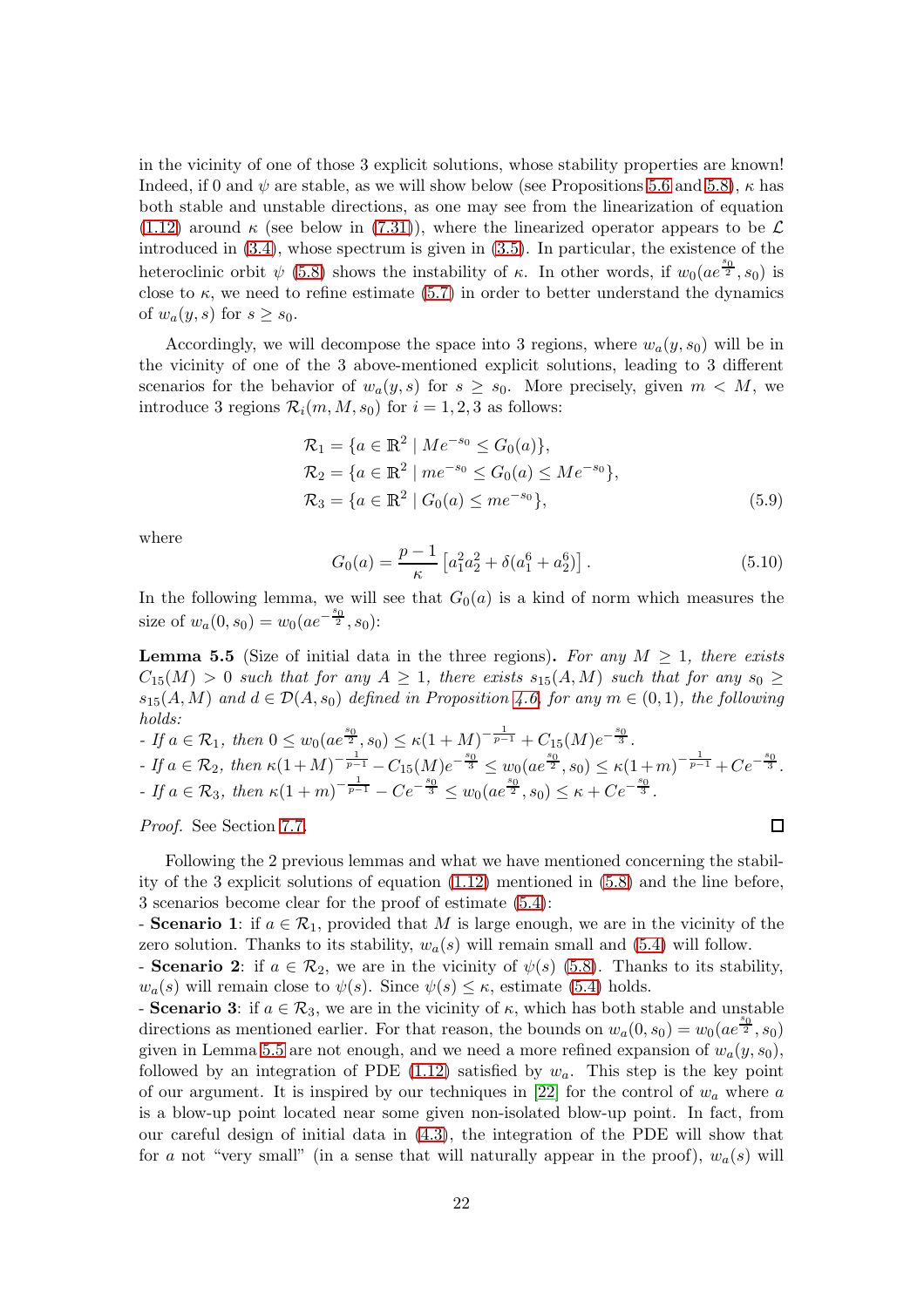in the vicinity of one of those 3 explicit solutions, whose stability properties are known! Indeed, if 0 and $\psi$ are stable, as we will show below (see Propositions 5.6 and 5.8), $\kappa$ has both stable and unstable directions, as one may see from the linearization of equation (1.12) around $\kappa$ (see below in (7.31)), where the linearized operator appears to be $\mathcal{L}$ introduced in (3.4), whose spectrum is given in (3.5). In particular, the existence of the heteroclinic orbit $\psi$ (5.8) shows the instability of $\kappa$. In other words, if $w_0(ae^{\frac{s_0}{2}}, s_0)$ is close to $\kappa$, we need to refine estimate (5.7) in order to better understand the dynamics of $w_a(y,s)$ for $s \geq s_0$.

Accordingly, we will decompose the space into 3 regions, where $w_a(y, s_0)$ will be in the vicinity of one of the 3 above-mentioned explicit solutions, leading to 3 different scenarios for the behavior of $w_a(y,s)$ for $s \geq s_0$. More precisely, given $m < M$, we introduce 3 regions $\mathcal{R}_i(m, M, s_0)$ for $i = 1, 2, 3$ as follows:

$$
\begin{aligned}
\mathcal{R}_1 &= \{a \in \mathbb{R}^2 \mid Me^{-s_0} \leq G_0(a)\},\\
\mathcal{R}_2 &= \{a \in \mathbb{R}^2 \mid me^{-s_0} \leq G_0(a) \leq Me^{-s_0}\},\\
\mathcal{R}_3 &= \{a \in \mathbb{R}^2 \mid G_0(a) \leq me^{-s_0}\},
\end{aligned}
\tag{5.9}
$$

where

$$
G_0(a) = \frac{p-1}{\kappa}\left[a_1^2 a_2^2 + \delta(a_1^6 + a_2^6)\right]. \tag{5.10}
$$

In the following lemma, we will see that $G_0(a)$ is a kind of norm which measures the size of $w_a(0, s_0) = w_0(ae^{-\frac{s_0}{2}}, s_0)$:

**Lemma 5.5** (Size of initial data in the three regions). *For any $M \geq 1$, there exists $C_{15}(M) > 0$ such that for any $A \geq 1$, there exists $s_{15}(A, M)$ such that for any $s_0 \geq s_{15}(A, M)$ and $d \in \mathcal{D}(A, s_0)$ defined in Proposition 4.6, for any $m \in (0,1)$, the following holds:*

*- If $a \in \mathcal{R}_1$, then $0 \leq w_0(ae^{\frac{s_0}{2}}, s_0) \leq \kappa(1+M)^{-\frac{1}{p-1}} + C_{15}(M)e^{-\frac{s_0}{3}}$.*

*- If $a \in \mathcal{R}_2$, then $\kappa(1+M)^{-\frac{1}{p-1}} - C_{15}(M)e^{-\frac{s_0}{3}} \leq w_0(ae^{\frac{s_0}{2}}, s_0) \leq \kappa(1+m)^{-\frac{1}{p-1}} + Ce^{-\frac{s_0}{3}}$.*

*- If $a \in \mathcal{R}_3$, then $\kappa(1+m)^{-\frac{1}{p-1}} - Ce^{-\frac{s_0}{3}} \leq w_0(ae^{\frac{s_0}{2}}, s_0) \leq \kappa + Ce^{-\frac{s_0}{3}}$.*

*Proof.* See Section 7.7. □

Following the 2 previous lemmas and what we have mentioned concerning the stability of the 3 explicit solutions of equation (1.12) mentioned in (5.8) and the line before, 3 scenarios become clear for the proof of estimate (5.4):

- **Scenario 1**: if $a \in \mathcal{R}_1$, provided that $M$ is large enough, we are in the vicinity of the zero solution. Thanks to its stability, $w_a(s)$ will remain small and (5.4) will follow.

- **Scenario 2**: if $a \in \mathcal{R}_2$, we are in the vicinity of $\psi(s)$ (5.8). Thanks to its stability, $w_a(s)$ will remain close to $\psi(s)$. Since $\psi(s) \leq \kappa$, estimate (5.4) holds.

- **Scenario 3**: if $a \in \mathcal{R}_3$, we are in the vicinity of $\kappa$, which has both stable and unstable directions as mentioned earlier. For that reason, the bounds on $w_a(0, s_0) = w_0(ae^{\frac{s_0}{2}}, s_0)$ given in Lemma 5.5 are not enough, and we need a more refined expansion of $w_a(y, s_0)$, followed by an integration of PDE (1.12) satisfied by $w_a$. This step is the key point of our argument. It is inspired by our techniques in [22] for the control of $w_a$ where $a$ is a blow-up point located near some given non-isolated blow-up point. In fact, from our careful design of initial data in (4.3), the integration of the PDE will show that for $a$ not "very small" (in a sense that will naturally appear in the proof), $w_a(s)$ will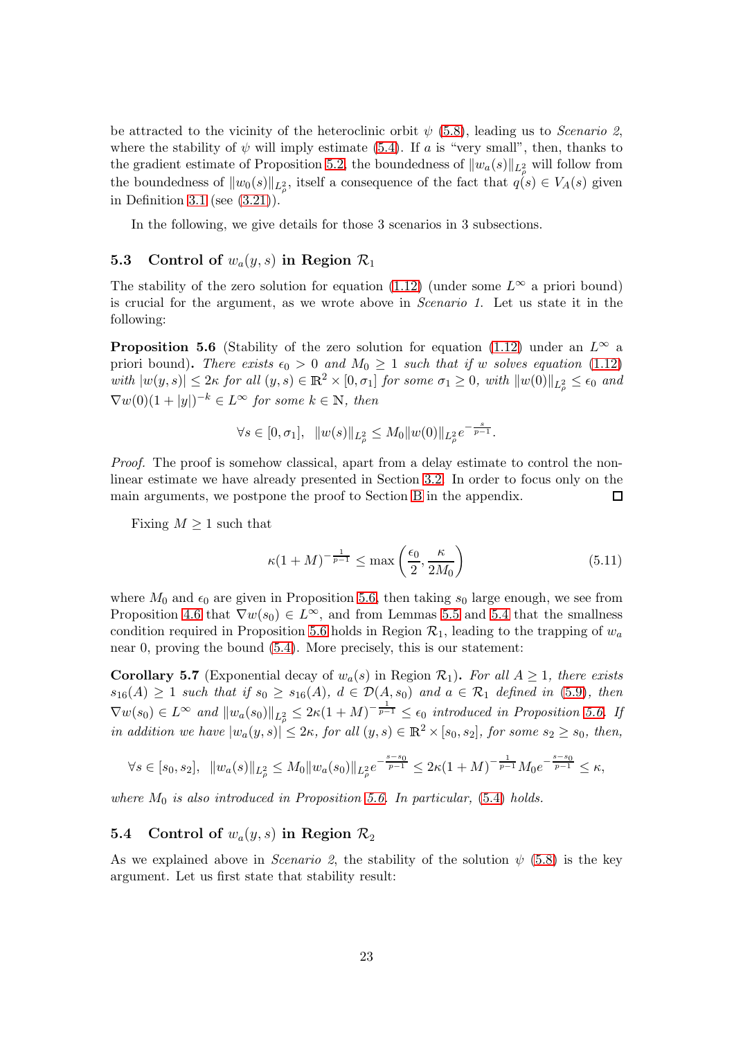be attracted to the vicinity of the heteroclinic orbit $\psi$ (5.8), leading us to *Scenario 2*, where the stability of $\psi$ will imply estimate (5.4). If $a$ is "very small", then, thanks to the gradient estimate of Proposition 5.2, the boundedness of $\|w_a(s)\|_{L^2_\rho}$ will follow from the boundedness of $\|w_0(s)\|_{L^2_\rho}$, itself a consequence of the fact that $q(s) \in V_A(s)$ given in Definition 3.1 (see (3.21)).

In the following, we give details for those 3 scenarios in 3 subsections.

## 5.3 Control of $w_a(y, s)$ in Region $\mathcal{R}_1$

The stability of the zero solution for equation (1.12) (under some $L^\infty$ a priori bound) is crucial for the argument, as we wrote above in *Scenario 1.* Let us state it in the following:

**Proposition 5.6** (Stability of the zero solution for equation (1.12) under an $L^\infty$ a priori bound)**.** *There exists $\epsilon_0 > 0$ and $M_0 \geq 1$ such that if $w$ solves equation (1.12) with $|w(y, s)| \leq 2\kappa$ for all $(y, s) \in \mathbb{R}^2 \times [0, \sigma_1]$ for some $\sigma_1 \geq 0$, with $\|w(0)\|_{L^2_\rho} \leq \epsilon_0$ and $\nabla w(0)(1 + |y|)^{-k} \in L^\infty$ for some $k \in \mathbb{N}$, then*

$$\forall s \in [0, \sigma_1], \ \ \|w(s)\|_{L^2_\rho} \leq M_0 \|w(0)\|_{L^2_\rho} e^{-\frac{s}{p-1}}.$$

*Proof.* The proof is somehow classical, apart from a delay estimate to control the non-linear estimate we have already presented in Section 3.2. In order to focus only on the main arguments, we postpone the proof to Section B in the appendix. $\square$

Fixing $M \geq 1$ such that

$$\kappa(1 + M)^{-\frac{1}{p-1}} \leq \max\left(\frac{\epsilon_0}{2}, \frac{\kappa}{2M_0}\right) \tag{5.11}$$

where $M_0$ and $\epsilon_0$ are given in Proposition 5.6, then taking $s_0$ large enough, we see from Proposition 4.6 that $\nabla w(s_0) \in L^\infty$, and from Lemmas 5.5 and 5.4 that the smallness condition required in Proposition 5.6 holds in Region $\mathcal{R}_1$, leading to the trapping of $w_a$ near 0, proving the bound (5.4). More precisely, this is our statement:

**Corollary 5.7** (Exponential decay of $w_a(s)$ in Region $\mathcal{R}_1$)**.** *For all $A \geq 1$, there exists $s_{16}(A) \geq 1$ such that if $s_0 \geq s_{16}(A)$, $d \in \mathcal{D}(A, s_0)$ and $a \in \mathcal{R}_1$ defined in (5.9), then $\nabla w(s_0) \in L^\infty$ and $\|w_a(s_0)\|_{L^2_\rho} \leq 2\kappa(1 + M)^{-\frac{1}{p-1}} \leq \epsilon_0$ introduced in Proposition 5.6. If in addition we have $|w_a(y, s)| \leq 2\kappa$, for all $(y, s) \in \mathbb{R}^2 \times [s_0, s_2]$, for some $s_2 \geq s_0$, then,*

$$\forall s \in [s_0, s_2], \ \ \|w_a(s)\|_{L^2_\rho} \leq M_0 \|w_a(s_0)\|_{L^2_\rho} e^{-\frac{s-s_0}{p-1}} \leq 2\kappa(1 + M)^{-\frac{1}{p-1}} M_0 e^{-\frac{s-s_0}{p-1}} \leq \kappa,$$

*where $M_0$ is also introduced in Proposition 5.6. In particular, (5.4) holds.*

## 5.4 Control of $w_a(y, s)$ in Region $\mathcal{R}_2$

As we explained above in *Scenario 2*, the stability of the solution $\psi$ (5.8) is the key argument. Let us first state that stability result: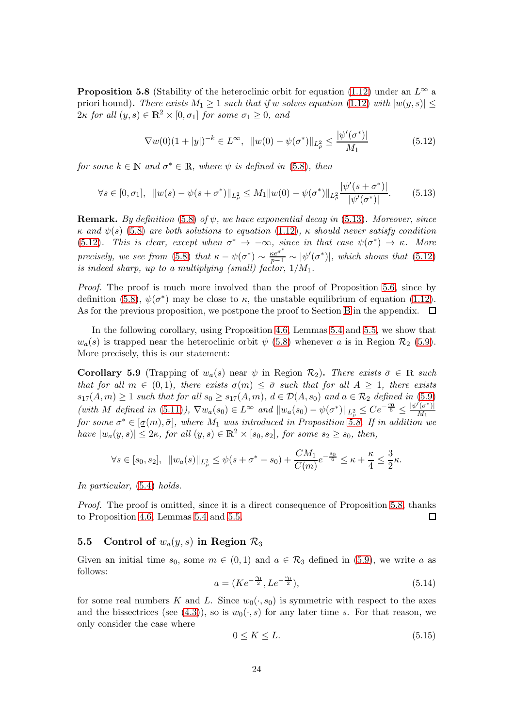**Proposition 5.8** (Stability of the heteroclinic orbit for equation (1.12) under an $L^\infty$ a priori bound)**.** *There exists $M_1 \geq 1$ such that if $w$ solves equation (1.12) with $|w(y,s)| \leq 2\kappa$ for all $(y,s) \in \mathbb{R}^2 \times [0, \sigma_1]$ for some $\sigma_1 \geq 0$, and*

$$\nabla w(0)(1+|y|)^{-k} \in L^\infty, \quad \|w(0) - \psi(\sigma^*)\|_{L^2_\rho} \leq \frac{|\psi'(\sigma^*)|}{M_1} \tag{5.12}$$

*for some $k \in \mathbb{N}$ and $\sigma^* \in \mathbb{R}$, where $\psi$ is defined in (5.8), then*

$$\forall s \in [0, \sigma_1], \quad \|w(s) - \psi(s+\sigma^*)\|_{L^2_\rho} \leq M_1 \|w(0) - \psi(\sigma^*)\|_{L^2_\rho} \frac{|\psi'(s+\sigma^*)|}{|\psi'(\sigma^*)|}. \tag{5.13}$$

**Remark.** *By definition (5.8) of $\psi$, we have exponential decay in (5.13). Moreover, since $\kappa$ and $\psi(s)$ (5.8) are both solutions to equation (1.12), $\kappa$ should never satisfy condition (5.12). This is clear, except when $\sigma^* \to -\infty$, since in that case $\psi(\sigma^*) \to \kappa$. More precisely, we see from (5.8) that $\kappa - \psi(\sigma^*) \sim \frac{\kappa e^{\sigma^*}}{p-1} \sim |\psi'(\sigma^*)|$, which shows that (5.12) is indeed sharp, up to a multiplying (small) factor, $1/M_1$.*

*Proof.* The proof is much more involved than the proof of Proposition 5.6, since by definition (5.8), $\psi(\sigma^*)$ may be close to $\kappa$, the unstable equilibrium of equation (1.12). As for the previous proposition, we postpone the proof to Section B in the appendix. □

In the following corollary, using Proposition 4.6, Lemmas 5.4 and 5.5, we show that $w_a(s)$ is trapped near the heteroclinic orbit $\psi$ (5.8) whenever $a$ is in Region $\mathcal{R}_2$ (5.9). More precisely, this is our statement:

**Corollary 5.9** (Trapping of $w_a(s)$ near $\psi$ in Region $\mathcal{R}_2$)**.** *There exists $\bar{\sigma} \in \mathbb{R}$ such that for all $m \in (0,1)$, there exists $\underline{\sigma}(m) \leq \bar{\sigma}$ such that for all $A \geq 1$, there exists $s_{17}(A,m) \geq 1$ such that for all $s_0 \geq s_{17}(A,m)$, $d \in \mathcal{D}(A, s_0)$ and $a \in \mathcal{R}_2$ defined in (5.9) (with $M$ defined in (5.11)), $\nabla w_a(s_0) \in L^\infty$ and $\|w_a(s_0) - \psi(\sigma^*)\|_{L^2_\rho} \leq Ce^{-\frac{s_0}{6}} \leq \frac{|\psi'(\sigma^*)|}{M_1}$ for some $\sigma^* \in [\underline{\sigma}(m), \bar{\sigma}]$, where $M_1$ was introduced in Proposition 5.8. If in addition we have $|w_a(y,s)| \leq 2\kappa$, for all $(y,s) \in \mathbb{R}^2 \times [s_0, s_2]$, for some $s_2 \geq s_0$, then,*

$$\forall s \in [s_0, s_2], \quad \|w_a(s)\|_{L^2_\rho} \leq \psi(s + \sigma^* - s_0) + \frac{CM_1}{C(m)} e^{-\frac{s_0}{6}} \leq \kappa + \frac{\kappa}{4} \leq \frac{3}{2}\kappa.$$

*In particular, (5.4) holds.*

*Proof.* The proof is omitted, since it is a direct consequence of Proposition 5.8, thanks to Proposition 4.6, Lemmas 5.4 and 5.5. □

### 5.5 Control of $w_a(y,s)$ in Region $\mathcal{R}_3$

Given an initial time $s_0$, some $m \in (0,1)$ and $a \in \mathcal{R}_3$ defined in (5.9), we write $a$ as follows:

$$a = (Ke^{-\frac{s_0}{2}}, Le^{-\frac{s_0}{2}}), \tag{5.14}$$

for some real numbers $K$ and $L$. Since $w_0(\cdot, s_0)$ is symmetric with respect to the axes and the bissectrices (see (4.3)), so is $w_0(\cdot, s)$ for any later time $s$. For that reason, we only consider the case where

$$0 \leq K \leq L. \tag{5.15}$$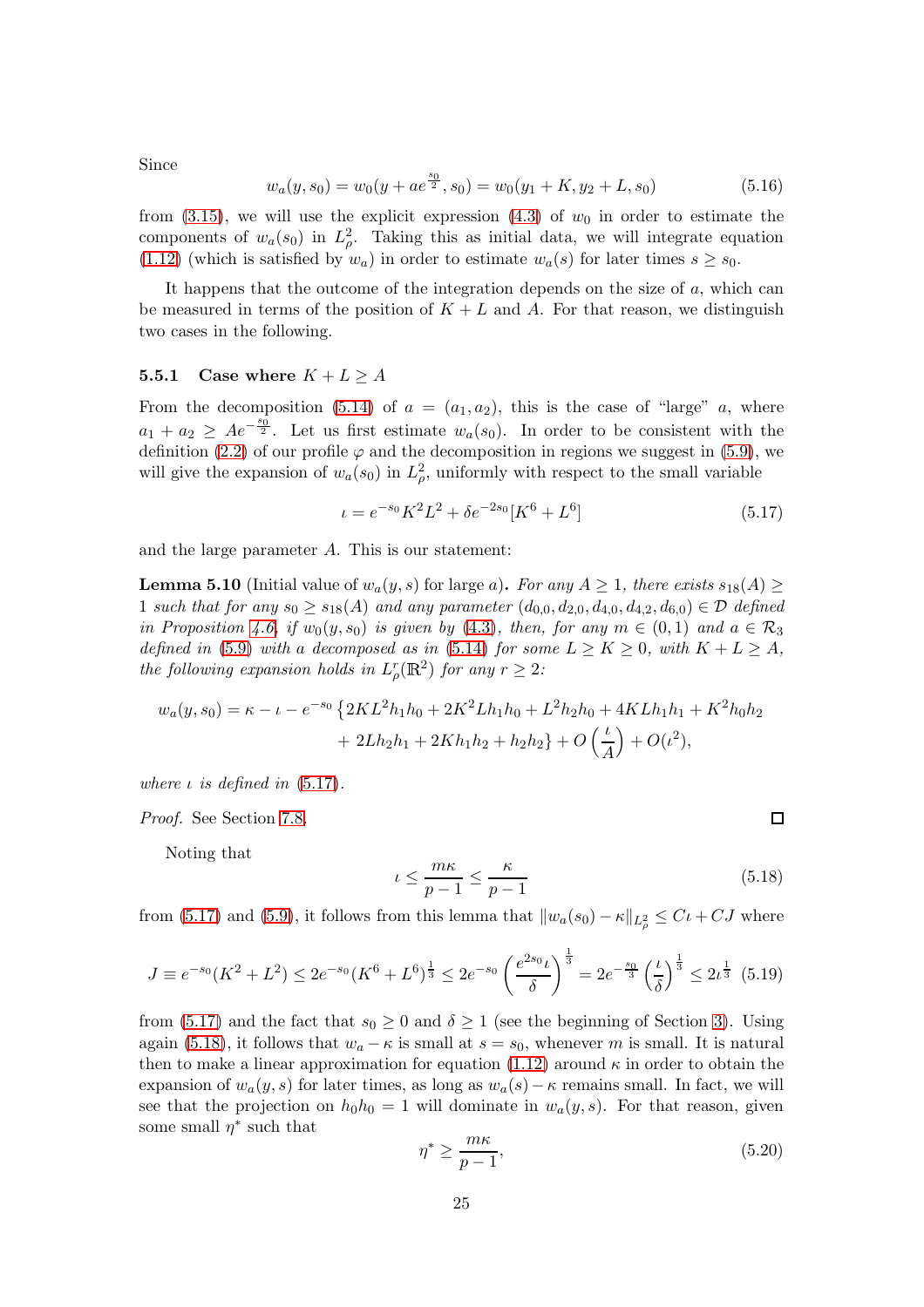Since

$$w_a(y, s_0) = w_0(y + ae^{\frac{s_0}{2}}, s_0) = w_0(y_1 + K, y_2 + L, s_0) \tag{5.16}$$

from (3.15), we will use the explicit expression (4.3) of $w_0$ in order to estimate the components of $w_a(s_0)$ in $L^2_\rho$. Taking this as initial data, we will integrate equation (1.12) (which is satisfied by $w_a$) in order to estimate $w_a(s)$ for later times $s \geq s_0$.

It happens that the outcome of the integration depends on the size of $a$, which can be measured in terms of the position of $K + L$ and $A$. For that reason, we distinguish two cases in the following.

### 5.5.1 Case where $K + L \geq A$

From the decomposition (5.14) of $a = (a_1, a_2)$, this is the case of "large" $a$, where $a_1 + a_2 \geq Ae^{-\frac{s_0}{2}}$. Let us first estimate $w_a(s_0)$. In order to be consistent with the definition (2.2) of our profile $\varphi$ and the decomposition in regions we suggest in (5.9), we will give the expansion of $w_a(s_0)$ in $L^2_\rho$, uniformly with respect to the small variable

$$\iota = e^{-s_0}K^2L^2 + \delta e^{-2s_0}[K^6 + L^6] \tag{5.17}$$

and the large parameter $A$. This is our statement:

**Lemma 5.10** (Initial value of $w_a(y, s)$ for large $a$)**.** *For any $A \geq 1$, there exists $s_{18}(A) \geq 1$ such that for any $s_0 \geq s_{18}(A)$ and any parameter $(d_{0,0}, d_{2,0}, d_{4,0}, d_{4,2}, d_{6,0}) \in \mathcal{D}$ defined in Proposition 4.6, if $w_0(y, s_0)$ is given by (4.3), then, for any $m \in (0, 1)$ and $a \in \mathcal{R}_3$ defined in (5.9) with $a$ decomposed as in (5.14) for some $L \geq K \geq 0$, with $K + L \geq A$, the following expansion holds in $L^r_\rho(\mathbb{R}^2)$ for any $r \geq 2$:*

$$\begin{aligned}w_a(y, s_0) = \kappa - \iota - e^{-s_0}\{&2KL^2h_1h_0 + 2K^2Lh_1h_0 + L^2h_2h_0 + 4KLh_1h_1 + K^2h_0h_2\\ &+ 2Lh_2h_1 + 2Kh_1h_2 + h_2h_2\} + O\left(\frac{\iota}{A}\right) + O(\iota^2),\end{aligned}$$

*where $\iota$ is defined in (5.17).*

*Proof.* See Section 7.8. ∎

Noting that

$$\iota \leq \frac{m\kappa}{p-1} \leq \frac{\kappa}{p-1} \tag{5.18}$$

from (5.17) and (5.9), it follows from this lemma that $\|w_a(s_0) - \kappa\|_{L^2_\rho} \leq C\iota + CJ$ where

$$J \equiv e^{-s_0}(K^2 + L^2) \leq 2e^{-s_0}(K^6 + L^6)^{\frac{1}{3}} \leq 2e^{-s_0}\left(\frac{e^{2s_0}\iota}{\delta}\right)^{\frac{1}{3}} = 2e^{-\frac{s_0}{3}}\left(\frac{\iota}{\delta}\right)^{\frac{1}{3}} \leq 2\iota^{\frac{1}{3}} \tag{5.19}$$

from (5.17) and the fact that $s_0 \geq 0$ and $\delta \geq 1$ (see the beginning of Section 3). Using again (5.18), it follows that $w_a - \kappa$ is small at $s = s_0$, whenever $m$ is small. It is natural then to make a linear approximation for equation (1.12) around $\kappa$ in order to obtain the expansion of $w_a(y, s)$ for later times, as long as $w_a(s) - \kappa$ remains small. In fact, we will see that the projection on $h_0h_0 = 1$ will dominate in $w_a(y, s)$. For that reason, given some small $\eta^*$ such that

$$\eta^* \geq \frac{m\kappa}{p-1}, \tag{5.20}$$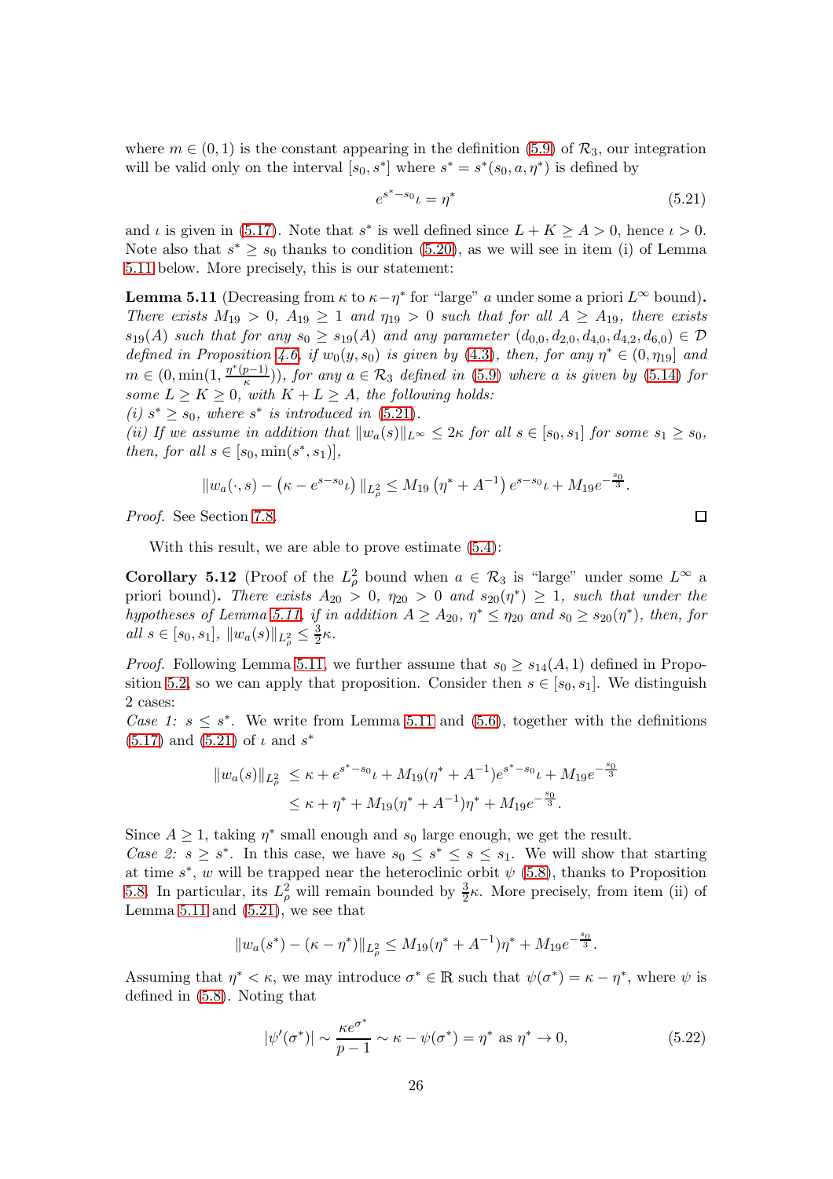where $m \in (0,1)$ is the constant appearing in the definition (5.9) of $\mathcal{R}_3$, our integration will be valid only on the interval $[s_0, s^*]$ where $s^* = s^*(s_0, a, \eta^*)$ is defined by

$$e^{s^*-s_0}\iota = \eta^* \tag{5.21}$$

and $\iota$ is given in (5.17). Note that $s^*$ is well defined since $L+K \geq A > 0$, hence $\iota > 0$. Note also that $s^* \geq s_0$ thanks to condition (5.20), as we will see in item (i) of Lemma 5.11 below. More precisely, this is our statement:

**Lemma 5.11** (Decreasing from $\kappa$ to $\kappa - \eta^*$ for "large" $a$ under some a priori $L^\infty$ bound)**.** *There exists $M_{19} > 0$, $A_{19} \geq 1$ and $\eta_{19} > 0$ such that for all $A \geq A_{19}$, there exists $s_{19}(A)$ such that for any $s_0 \geq s_{19}(A)$ and any parameter $(d_{0,0}, d_{2,0}, d_{4,0}, d_{4,2}, d_{6,0}) \in \mathcal{D}$ defined in Proposition 4.6, if $w_0(y, s_0)$ is given by (4.3), then, for any $\eta^* \in (0, \eta_{19}]$ and $m \in (0, \min(1, \frac{\eta^*(p-1)}{\kappa}))$, for any $a \in \mathcal{R}_3$ defined in (5.9) where $a$ is given by (5.14) for some $L \geq K \geq 0$, with $K + L \geq A$, the following holds:*
*(i) $s^* \geq s_0$, where $s^*$ is introduced in (5.21).*
*(ii) If we assume in addition that $\|w_a(s)\|_{L^\infty} \leq 2\kappa$ for all $s \in [s_0, s_1]$ for some $s_1 \geq s_0$, then, for all $s \in [s_0, \min(s^*, s_1)]$,*

$$\|w_a(\cdot, s) - \left(\kappa - e^{s-s_0}\iota\right)\|_{L^2_\rho} \leq M_{19}\left(\eta^* + A^{-1}\right)e^{s-s_0}\iota + M_{19}e^{-\frac{s_0}{3}}.$$

*Proof.* See Section 7.8. $\square$

With this result, we are able to prove estimate (5.4):

**Corollary 5.12** (Proof of the $L^2_\rho$ bound when $a \in \mathcal{R}_3$ is "large" under some $L^\infty$ a priori bound)**.** *There exists $A_{20} > 0$, $\eta_{20} > 0$ and $s_{20}(\eta^*) \geq 1$, such that under the hypotheses of Lemma 5.11, if in addition $A \geq A_{20}$, $\eta^* \leq \eta_{20}$ and $s_0 \geq s_{20}(\eta^*)$, then, for all $s \in [s_0, s_1]$, $\|w_a(s)\|_{L^2_\rho} \leq \frac{3}{2}\kappa$.*

*Proof.* Following Lemma 5.11, we further assume that $s_0 \geq s_{14}(A, 1)$ defined in Proposition 5.2, so we can apply that proposition. Consider then $s \in [s_0, s_1]$. We distinguish 2 cases:
*Case 1: $s \leq s^*$.* We write from Lemma 5.11 and (5.6), together with the definitions (5.17) and (5.21) of $\iota$ and $s^*$

$$\begin{aligned}\|w_a(s)\|_{L^2_\rho} &\leq \kappa + e^{s^*-s_0}\iota + M_{19}(\eta^* + A^{-1})e^{s^*-s_0}\iota + M_{19}e^{-\frac{s_0}{3}} \\ &\leq \kappa + \eta^* + M_{19}(\eta^* + A^{-1})\eta^* + M_{19}e^{-\frac{s_0}{3}}.\end{aligned}$$

Since $A \geq 1$, taking $\eta^*$ small enough and $s_0$ large enough, we get the result.
*Case 2: $s \geq s^*$.* In this case, we have $s_0 \leq s^* \leq s \leq s_1$. We will show that starting at time $s^*$, $w$ will be trapped near the heteroclinic orbit $\psi$ (5.8), thanks to Proposition 5.8. In particular, its $L^2_\rho$ will remain bounded by $\frac{3}{2}\kappa$. More precisely, from item (ii) of Lemma 5.11 and (5.21), we see that

$$\|w_a(s^*) - (\kappa - \eta^*)\|_{L^2_\rho} \leq M_{19}(\eta^* + A^{-1})\eta^* + M_{19}e^{-\frac{s_0}{3}}.$$

Assuming that $\eta^* < \kappa$, we may introduce $\sigma^* \in \mathbb{R}$ such that $\psi(\sigma^*) = \kappa - \eta^*$, where $\psi$ is defined in (5.8). Noting that

$$|\psi'(\sigma^*)| \sim \frac{\kappa e^{\sigma^*}}{p-1} \sim \kappa - \psi(\sigma^*) = \eta^* \text{ as } \eta^* \to 0, \tag{5.22}$$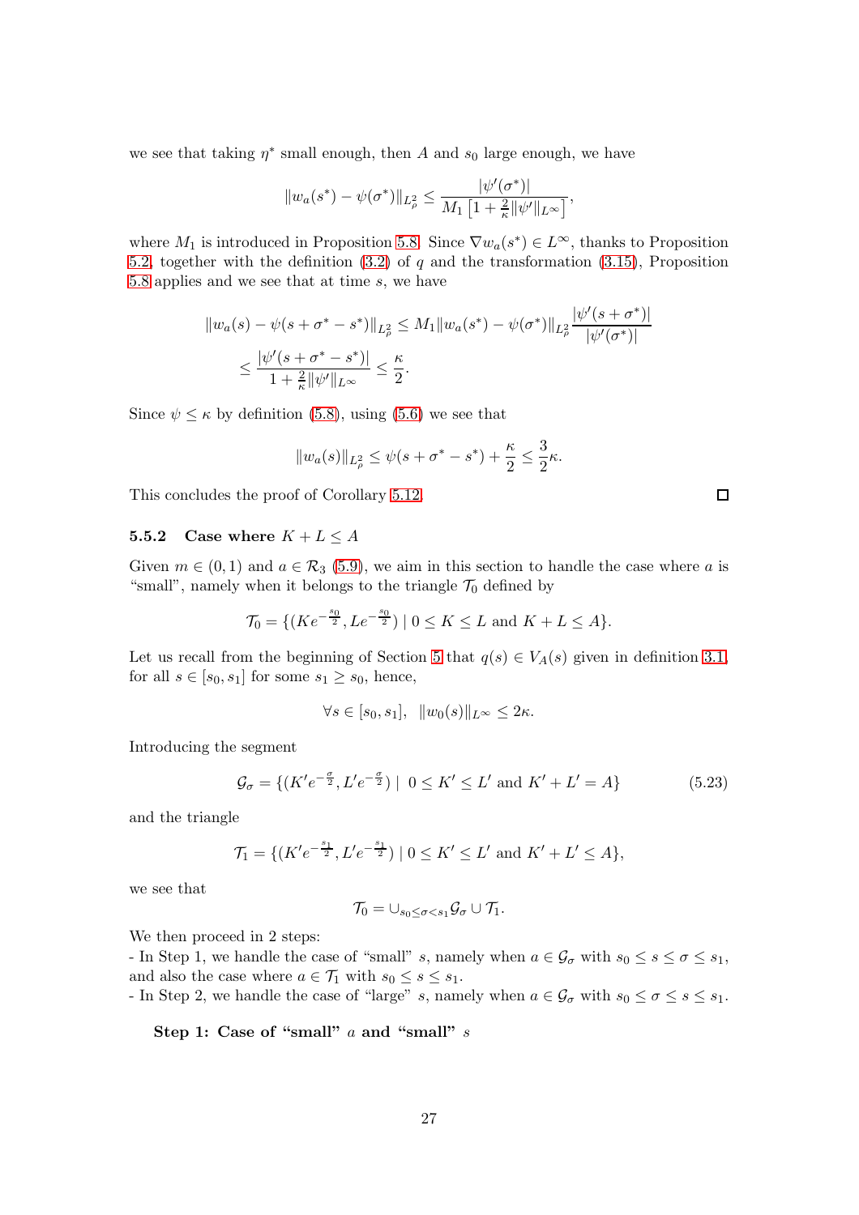we see that taking $\eta^*$ small enough, then $A$ and $s_0$ large enough, we have

$$\|w_a(s^*) - \psi(\sigma^*)\|_{L^2_\rho} \leq \frac{|\psi'(\sigma^*)|}{M_1\left[1 + \frac{2}{\kappa}\|\psi'\|_{L^\infty}\right]},$$

where $M_1$ is introduced in Proposition 5.8. Since $\nabla w_a(s^*) \in L^\infty$, thanks to Proposition 5.2, together with the definition (3.2) of $q$ and the transformation (3.15), Proposition 5.8 applies and we see that at time $s$, we have

$$\begin{aligned}
\|w_a(s) - \psi(s + \sigma^* - s^*)\|_{L^2_\rho} &\leq M_1 \|w_a(s^*) - \psi(\sigma^*)\|_{L^2_\rho} \frac{|\psi'(s + \sigma^*)|}{|\psi'(\sigma^*)|} \\
&\leq \frac{|\psi'(s + \sigma^* - s^*)|}{1 + \frac{2}{\kappa}\|\psi'\|_{L^\infty}} \leq \frac{\kappa}{2}.
\end{aligned}$$

Since $\psi \leq \kappa$ by definition (5.8), using (5.6) we see that

$$\|w_a(s)\|_{L^2_\rho} \leq \psi(s + \sigma^* - s^*) + \frac{\kappa}{2} \leq \frac{3}{2}\kappa.$$

This concludes the proof of Corollary 5.12. □

### 5.5.2 Case where $K + L \leq A$

Given $m \in (0,1)$ and $a \in \mathcal{R}_3$ (5.9), we aim in this section to handle the case where $a$ is "small", namely when it belongs to the triangle $\mathcal{T}_0$ defined by

$$\mathcal{T}_0 = \{(Ke^{-\frac{s_0}{2}}, Le^{-\frac{s_0}{2}}) \mid 0 \leq K \leq L \text{ and } K + L \leq A\}.$$

Let us recall from the beginning of Section 5 that $q(s) \in V_A(s)$ given in definition 3.1, for all $s \in [s_0, s_1]$ for some $s_1 \geq s_0$, hence,

$$\forall s \in [s_0, s_1], \ \ \|w_0(s)\|_{L^\infty} \leq 2\kappa.$$

Introducing the segment

$$\mathcal{G}_\sigma = \{(K'e^{-\frac{\sigma}{2}}, L'e^{-\frac{\sigma}{2}}) \mid \ 0 \leq K' \leq L' \text{ and } K' + L' = A\} \tag{5.23}$$

and the triangle

$$\mathcal{T}_1 = \{(K'e^{-\frac{s_1}{2}}, L'e^{-\frac{s_1}{2}}) \mid 0 \leq K' \leq L' \text{ and } K' + L' \leq A\},$$

we see that

$$\mathcal{T}_0 = \cup_{s_0 \leq \sigma < s_1} \mathcal{G}_\sigma \cup \mathcal{T}_1.$$

We then proceed in 2 steps:
- In Step 1, we handle the case of "small" $s$, namely when $a \in \mathcal{G}_\sigma$ with $s_0 \leq s \leq \sigma \leq s_1$, and also the case where $a \in \mathcal{T}_1$ with $s_0 \leq s \leq s_1$.
- In Step 2, we handle the case of "large" $s$, namely when $a \in \mathcal{G}_\sigma$ with $s_0 \leq \sigma \leq s \leq s_1$.

**Step 1: Case of "small" $a$ and "small" $s$**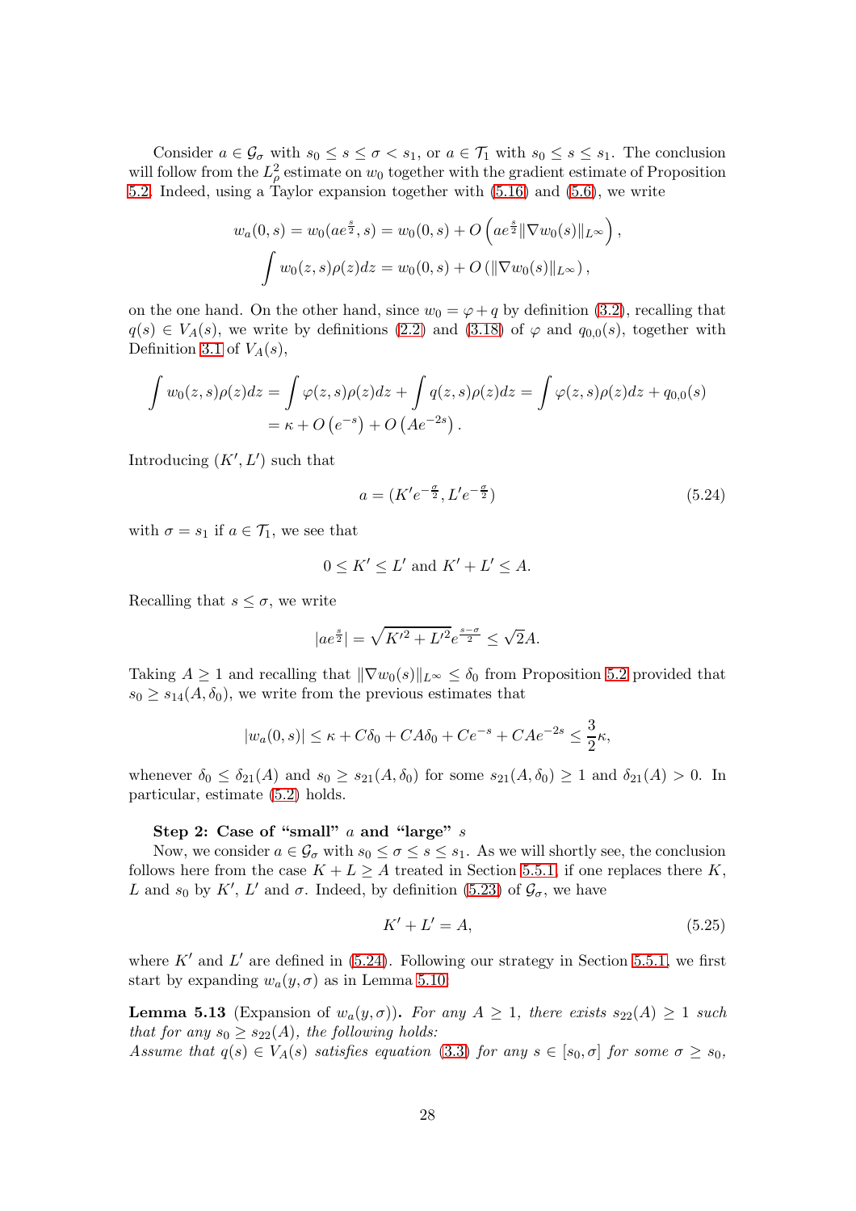Consider $a \in \mathcal{G}_\sigma$ with $s_0 \le s \le \sigma < s_1$, or $a \in \mathcal{T}_1$ with $s_0 \le s \le s_1$. The conclusion will follow from the $L^2_\rho$ estimate on $w_0$ together with the gradient estimate of Proposition 5.2. Indeed, using a Taylor expansion together with (5.16) and (5.6), we write

$$w_a(0,s) = w_0(ae^{\frac{s}{2}}, s) = w_0(0,s) + O\left(ae^{\frac{s}{2}}\|\nabla w_0(s)\|_{L^\infty}\right),$$
$$\int w_0(z,s)\rho(z)dz = w_0(0,s) + O\left(\|\nabla w_0(s)\|_{L^\infty}\right),$$

on the one hand. On the other hand, since $w_0 = \varphi + q$ by definition (3.2), recalling that $q(s) \in V_A(s)$, we write by definitions (2.2) and (3.18) of $\varphi$ and $q_{0,0}(s)$, together with Definition 3.1 of $V_A(s)$,

$$\int w_0(z,s)\rho(z)dz = \int \varphi(z,s)\rho(z)dz + \int q(z,s)\rho(z)dz = \int \varphi(z,s)\rho(z)dz + q_{0,0}(s)$$
$$= \kappa + O\left(e^{-s}\right) + O\left(Ae^{-2s}\right).$$

Introducing $(K', L')$ such that

$$a = (K'e^{-\frac{\sigma}{2}}, L'e^{-\frac{\sigma}{2}}) \tag{5.24}$$

with $\sigma = s_1$ if $a \in \mathcal{T}_1$, we see that

$$0 \le K' \le L' \text{ and } K' + L' \le A.$$

Recalling that $s \le \sigma$, we write

$$|ae^{\frac{s}{2}}| = \sqrt{K'^2 + L'^2}e^{\frac{s-\sigma}{2}} \le \sqrt{2}A.$$

Taking $A \ge 1$ and recalling that $\|\nabla w_0(s)\|_{L^\infty} \le \delta_0$ from Proposition 5.2 provided that $s_0 \ge s_{14}(A, \delta_0)$, we write from the previous estimates that

$$|w_a(0,s)| \le \kappa + C\delta_0 + CA\delta_0 + Ce^{-s} + CAe^{-2s} \le \frac{3}{2}\kappa,$$

whenever $\delta_0 \le \delta_{21}(A)$ and $s_0 \ge s_{21}(A, \delta_0)$ for some $s_{21}(A, \delta_0) \ge 1$ and $\delta_{21}(A) > 0$. In particular, estimate (5.2) holds.

**Step 2: Case of "small" $a$ and "large" $s$**

Now, we consider $a \in \mathcal{G}_\sigma$ with $s_0 \le \sigma \le s \le s_1$. As we will shortly see, the conclusion follows here from the case $K + L \ge A$ treated in Section 5.5.1, if one replaces there $K$, $L$ and $s_0$ by $K'$, $L'$ and $\sigma$. Indeed, by definition (5.23) of $\mathcal{G}_\sigma$, we have

$$K' + L' = A, \tag{5.25}$$

where $K'$ and $L'$ are defined in (5.24). Following our strategy in Section 5.5.1, we first start by expanding $w_a(y, s)$ as in Lemma 5.10.

**Lemma 5.13** (Expansion of $w_a(y, \sigma)$)**.** *For any $A \ge 1$, there exists $s_{22}(A) \ge 1$ such that for any $s_0 \ge s_{22}(A)$, the following holds:*
*Assume that $q(s) \in V_A(s)$ satisfies equation (3.3) for any $s \in [s_0, \sigma]$ for some $\sigma \ge s_0$,*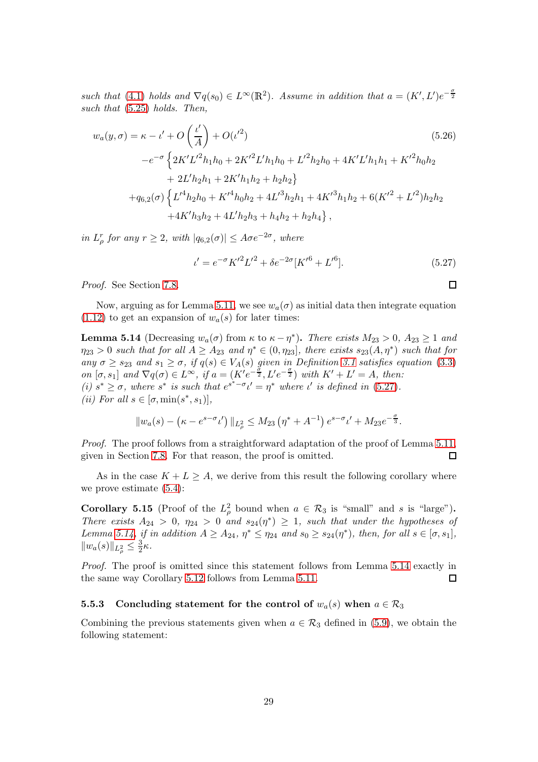*such that* (4.1) *holds and* $\nabla q(s_0) \in L^\infty(\mathbb{R}^2)$. *Assume in addition that* $a = (K', L')e^{-\frac{\sigma}{2}}$ *such that* (5.25) *holds. Then,*

$$
\begin{aligned}
w_a(y,\sigma) = \; & \kappa - \iota' + O\left(\frac{\iota'}{A}\right) + O(\iota'^2) \\
& - e^{-\sigma}\left\{2K'L'^2 h_1 h_0 + 2K'^2 L' h_1 h_0 + L'^2 h_2 h_0 + 4K'L' h_1 h_1 + K'^2 h_0 h_2 \right. \\
& \left. + 2L' h_2 h_1 + 2K' h_1 h_2 + h_2 h_2\right\} \\
& + q_{6,2}(\sigma)\left\{L'^4 h_2 h_0 + K'^4 h_0 h_2 + 4L'^3 h_2 h_1 + 4K'^3 h_1 h_2 + 6(K'^2 + L'^2) h_2 h_2 \right. \\
& \left. + 4K' h_3 h_2 + 4L' h_2 h_3 + h_4 h_2 + h_2 h_4\right\},
\end{aligned}
\tag{5.26}
$$

*in* $L^r_\rho$ *for any* $r \geq 2$, *with* $|q_{6,2}(\sigma)| \leq A\sigma e^{-2\sigma}$, *where*

$$
\iota' = e^{-\sigma} K'^2 L'^2 + \delta e^{-2\sigma}[K'^6 + L'^6]. \tag{5.27}
$$

*Proof.* See Section 7.8. □

Now, arguing as for Lemma 5.11, we see $w_a(\sigma)$ as initial data then integrate equation (1.12) to get an expansion of $w_a(s)$ for later times:

**Lemma 5.14** (Decreasing $w_a(\sigma)$ from $\kappa$ to $\kappa - \eta^*$)**.** *There exist* $M_{23} > 0$, $A_{23} \geq 1$ *and* $\eta_{23} > 0$ *such that for all* $A \geq A_{23}$ *and* $\eta^* \in (0, \eta_{23}]$, *there exists* $s_{23}(A, \eta^*)$ *such that for any* $\sigma \geq s_{23}$ *and* $s_1 \geq \sigma$, *if* $q(s) \in V_A(s)$ *given in Definition 3.1 satisfies equation (3.3) on* $[\sigma, s_1]$ *and* $\nabla q(\sigma) \in L^\infty$, *if* $a = (K'e^{-\frac{\sigma}{2}}, L'e^{-\frac{\sigma}{2}})$ *with* $K' + L' = A$, *then:*
*(i)* $s^* \geq \sigma$, *where* $s^*$ *is such that* $e^{s^* - \sigma}\iota' = \eta^*$ *where* $\iota'$ *is defined in (5.27).*
*(ii) For all* $s \in [\sigma, \min(s^*, s_1)]$,

$$
\|w_a(s) - \left(\kappa - e^{s-\sigma}\iota'\right)\|_{L^2_\rho} \leq M_{23}\left(\eta^* + A^{-1}\right)e^{s-\sigma}\iota' + M_{23}e^{-\frac{\sigma}{3}}.
$$

*Proof.* The proof follows from a straightforward adaptation of the proof of Lemma 5.11, given in Section 7.8. For that reason, the proof is omitted. □

As in the case $K + L \geq A$, we derive from this result the following corollary where we prove estimate (5.4):

**Corollary 5.15** (Proof of the $L^2_\rho$ bound when $a \in \mathcal{R}_3$ is "small" and $s$ is "large")**.** *There exist* $A_{24} > 0$, $\eta_{24} > 0$ *and* $s_{24}(\eta^*) \geq 1$, *such that under the hypotheses of Lemma 5.14, if in addition* $A \geq A_{24}$, $\eta^* \leq \eta_{24}$ *and* $s_0 \geq s_{24}(\eta^*)$, *then, for all* $s \in [\sigma, s_1]$, $\|w_a(s)\|_{L^2_\rho} \leq \frac{3}{2}\kappa$.

*Proof.* The proof is omitted since this statement follows from Lemma 5.14 exactly in the same way Corollary 5.12 follows from Lemma 5.11. □

### 5.5.3 Concluding statement for the control of $w_a(s)$ when $a \in \mathcal{R}_3$

Combining the previous statements given when $a \in \mathcal{R}_3$ defined in (5.9), we obtain the following statement: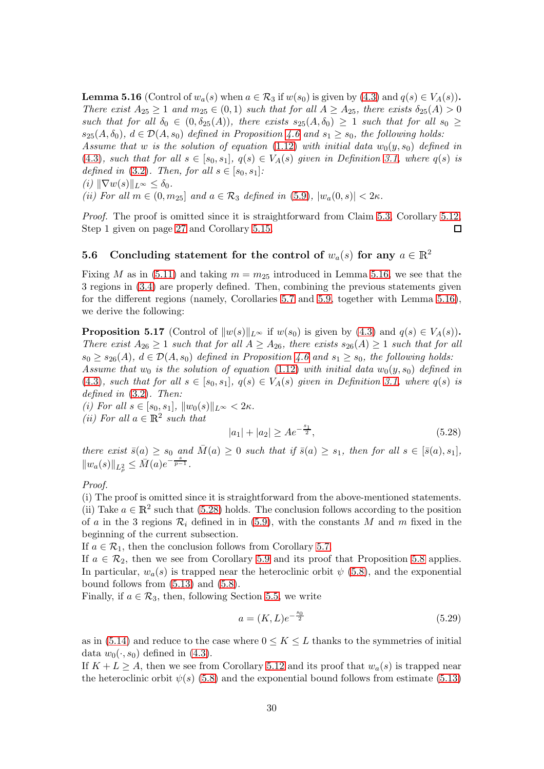**Lemma 5.16** (Control of $w_a(s)$ when $a \in \mathcal{R}_3$ if $w(s_0)$ is given by (4.3) and $q(s) \in V_A(s)$)**.** *There exist $A_{25} \geq 1$ and $m_{25} \in (0,1)$ such that for all $A \geq A_{25}$, there exists $\delta_{25}(A) > 0$ such that for all $\delta_0 \in (0, \delta_{25}(A))$, there exists $s_{25}(A, \delta_0) \geq 1$ such that for all $s_0 \geq s_{25}(A, \delta_0)$, $d \in \mathcal{D}(A, s_0)$ defined in Proposition 4.6 and $s_1 \geq s_0$, the following holds: Assume that $w$ is the solution of equation (1.12) with initial data $w_0(y, s_0)$ defined in (4.3), such that for all $s \in [s_0, s_1]$, $q(s) \in V_A(s)$ given in Definition 3.1, where $q(s)$ is defined in (3.2). Then, for all $s \in [s_0, s_1]$:*
*(i) $\|\nabla w(s)\|_{L^\infty} \leq \delta_0$.*
*(ii) For all $m \in (0, m_{25}]$ and $a \in \mathcal{R}_3$ defined in (5.9), $|w_a(0,s)| < 2\kappa$.*

*Proof.* The proof is omitted since it is straightforward from Claim 5.3, Corollary 5.12, Step 1 given on page 27 and Corollary 5.15. $\square$

### 5.6 Concluding statement for the control of $w_a(s)$ for any $a \in \mathbb{R}^2$

Fixing $M$ as in (5.11) and taking $m = m_{25}$ introduced in Lemma 5.16, we see that the 3 regions in (3.4) are properly defined. Then, combining the previous statements given for the different regions (namely, Corollaries 5.7 and 5.9, together with Lemma 5.16), we derive the following:

**Proposition 5.17** (Control of $\|w(s)\|_{L^\infty}$ if $w(s_0)$ is given by (4.3) and $q(s) \in V_A(s)$)**.** *There exist $A_{26} \geq 1$ such that for all $A \geq A_{26}$, there exists $s_{26}(A) \geq 1$ such that for all $s_0 \geq s_{26}(A)$, $d \in \mathcal{D}(A, s_0)$ defined in Proposition 4.6 and $s_1 \geq s_0$, the following holds: Assume that $w_0$ is the solution of equation (1.12) with initial data $w_0(y, s_0)$ defined in (4.3), such that for all $s \in [s_0, s_1]$, $q(s) \in V_A(s)$ given in Definition 3.1, where $q(s)$ is defined in (3.2). Then:*
*(i) For all $s \in [s_0, s_1]$, $\|w_0(s)\|_{L^\infty} < 2\kappa$.*
*(ii) For all $a \in \mathbb{R}^2$ such that*

$$|a_1| + |a_2| \geq Ae^{-\frac{s_1}{2}}, \tag{5.28}$$

*there exist $\bar{s}(a) \geq s_0$ and $\bar{M}(a) \geq 0$ such that if $\bar{s}(a) \geq s_1$, then for all $s \in [\bar{s}(a), s_1]$, $\|w_a(s)\|_{L^2_\rho} \leq \bar{M}(a)e^{-\frac{s}{p-1}}$.*

*Proof.*
(i) The proof is omitted since it is straightforward from the above-mentioned statements.
(ii) Take $a \in \mathbb{R}^2$ such that (5.28) holds. The conclusion follows according to the position of $a$ in the 3 regions $\mathcal{R}_i$ defined in in (5.9), with the constants $M$ and $m$ fixed in the beginning of the current subsection.
If $a \in \mathcal{R}_1$, then the conclusion follows from Corollary 5.7.
If $a \in \mathcal{R}_2$, then we see from Corollary 5.9 and its proof that Proposition 5.8 applies. In particular, $w_a(s)$ is trapped near the heteroclinic orbit $\psi$ (5.8), and the exponential bound follows from (5.13) and (5.8).
Finally, if $a \in \mathcal{R}_3$, then, following Section 5.5, we write

$$a = (K, L)e^{-\frac{s_0}{2}} \tag{5.29}$$

as in (5.14) and reduce to the case where $0 \leq K \leq L$ thanks to the symmetries of initial data $w_0(\cdot, s_0)$ defined in (4.3).
If $K + L \geq A$, then we see from Corollary 5.12 and its proof that $w_a(s)$ is trapped near the heteroclinic orbit $\psi(s)$ (5.8) and the exponential bound follows from estimate (5.13)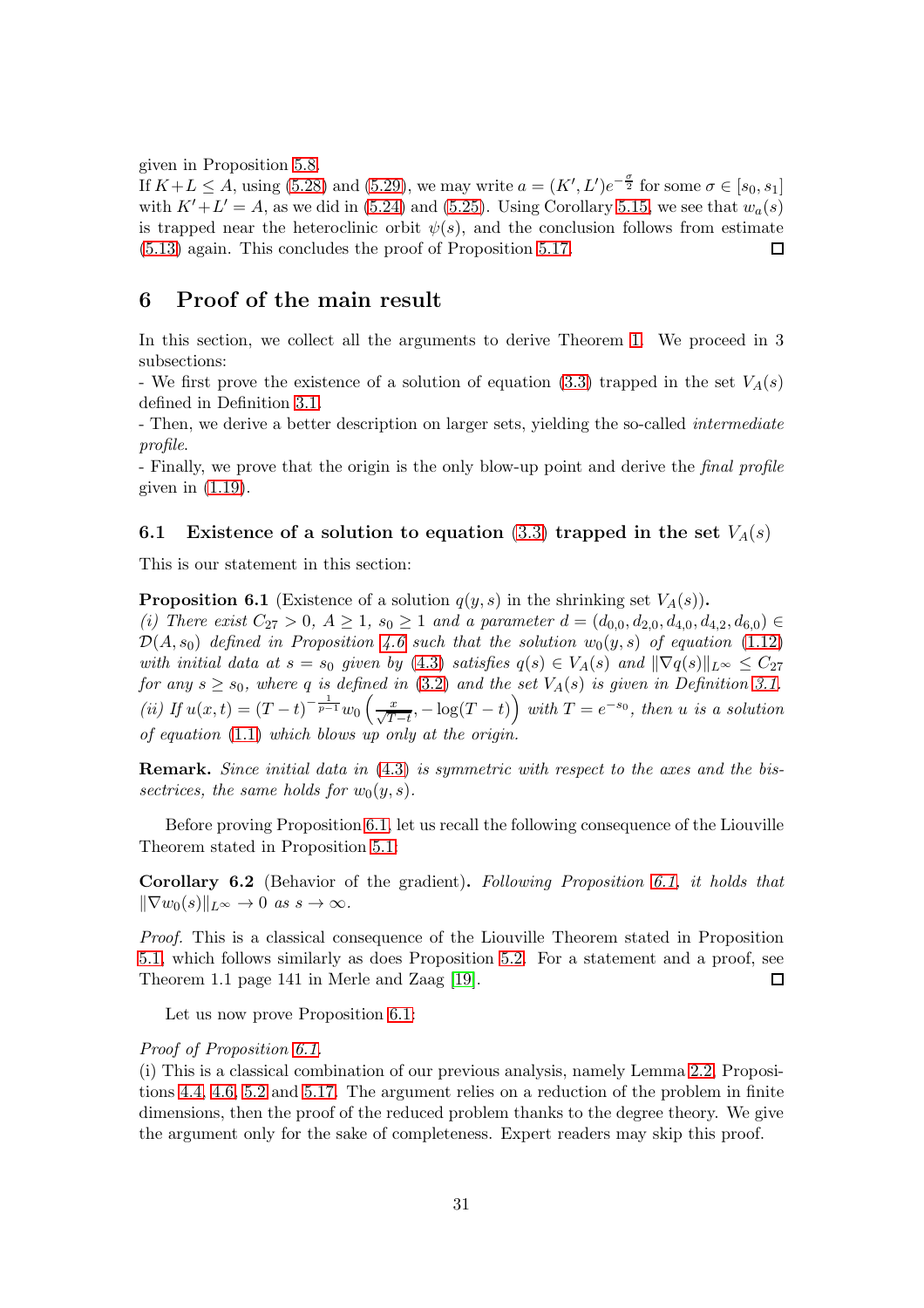given in Proposition 5.8.
If $K+L \le A$, using (5.28) and (5.29), we may write $a = (K', L')e^{-\frac{\sigma}{2}}$ for some $\sigma \in [s_0, s_1]$ with $K'+L' = A$, as we did in (5.24) and (5.25). Using Corollary 5.15, we see that $w_a(s)$ is trapped near the heteroclinic orbit $\psi(s)$, and the conclusion follows from estimate (5.13) again. This concludes the proof of Proposition 5.17. □

## 6 Proof of the main result

In this section, we collect all the arguments to derive Theorem 1. We proceed in 3 subsections:
- We first prove the existence of a solution of equation (3.3) trapped in the set $V_A(s)$ defined in Definition 3.1.
- Then, we derive a better description on larger sets, yielding the so-called *intermediate profile*.
- Finally, we prove that the origin is the only blow-up point and derive the *final profile* given in (1.19).

### 6.1 Existence of a solution to equation (3.3) trapped in the set $V_A(s)$

This is our statement in this section:

**Proposition 6.1** (Existence of a solution $q(y,s)$ in the shrinking set $V_A(s)$)**.**
*(i) There exist $C_{27} > 0$, $A \ge 1$, $s_0 \ge 1$ and a parameter $d = (d_{0,0}, d_{2,0}, d_{4,0}, d_{4,2}, d_{6,0}) \in \mathcal{D}(A, s_0)$ defined in Proposition 4.6 such that the solution $w_0(y,s)$ of equation (1.12) with initial data at $s = s_0$ given by (4.3) satisfies $q(s) \in V_A(s)$ and $\|\nabla q(s)\|_{L^\infty} \le C_{27}$ for any $s \ge s_0$, where $q$ is defined in (3.2) and the set $V_A(s)$ is given in Definition 3.1.*
*(ii) If $u(x,t) = (T-t)^{-\frac{1}{p-1}} w_0\left(\frac{x}{\sqrt{T-t}}, -\log(T-t)\right)$ with $T = e^{-s_0}$, then $u$ is a solution of equation (1.1) which blows up only at the origin.*

**Remark.** *Since initial data in (4.3) is symmetric with respect to the axes and the bissectrices, the same holds for $w_0(y,s)$.*

Before proving Proposition 6.1, let us recall the following consequence of the Liouville Theorem stated in Proposition 5.1:

**Corollary 6.2** (Behavior of the gradient)**.** *Following Proposition 6.1, it holds that $\|\nabla w_0(s)\|_{L^\infty} \to 0$ as $s \to \infty$.*

*Proof.* This is a classical consequence of the Liouville Theorem stated in Proposition 5.1, which follows similarly as does Proposition 5.2. For a statement and a proof, see Theorem 1.1 page 141 in Merle and Zaag [19]. □

Let us now prove Proposition 6.1:

*Proof of Proposition 6.1.*
(i) This is a classical combination of our previous analysis, namely Lemma 2.2, Propositions 4.4, 4.6, 5.2 and 5.17. The argument relies on a reduction of the problem in finite dimensions, then the proof of the reduced problem thanks to the degree theory. We give the argument only for the sake of completeness. Expert readers may skip this proof.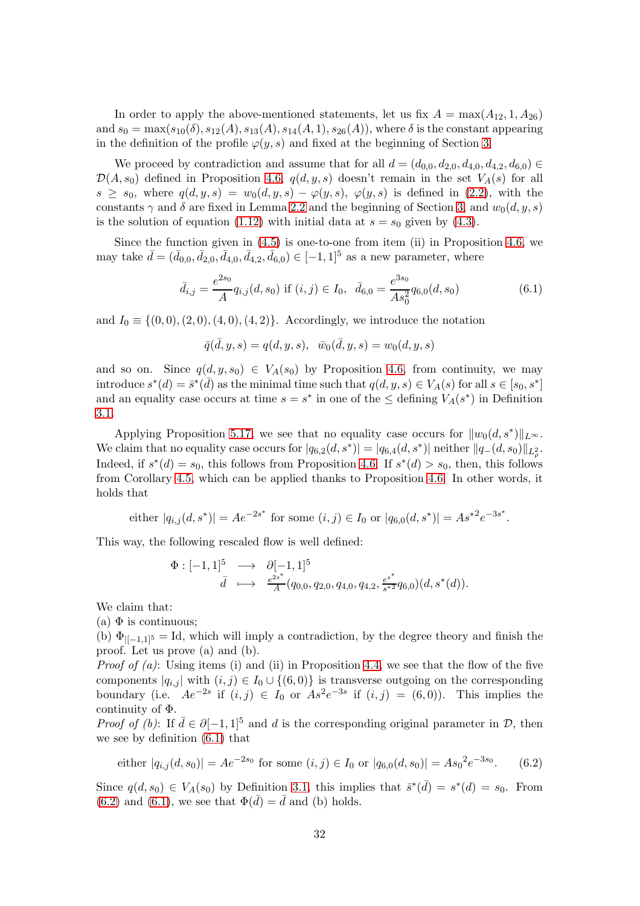In order to apply the above-mentioned statements, let us fix $A = \max(A_{12}, 1, A_{26})$ and $s_0 = \max(s_{10}(\delta), s_{12}(A), s_{13}(A), s_{14}(A, 1), s_{26}(A))$, where $\delta$ is the constant appearing in the definition of the profile $\varphi(y, s)$ and fixed at the beginning of Section 3.

We proceed by contradiction and assume that for all $d = (d_{0,0}, d_{2,0}, d_{4,0}, d_{4,2}, d_{6,0}) \in \mathcal{D}(A, s_0)$ defined in Proposition 4.6, $q(d, y, s)$ doesn't remain in the set $V_A(s)$ for all $s \geq s_0$, where $q(d, y, s) = w_0(d, y, s) - \varphi(y, s)$, $\varphi(y, s)$ is defined in (2.2), with the constants $\gamma$ and $\delta$ are fixed in Lemma 2.2 and the beginning of Section 3, and $w_0(d, y, s)$ is the solution of equation (1.12) with initial data at $s = s_0$ given by (4.3).

Since the function given in (4.5) is one-to-one from item (ii) in Proposition 4.6, we may take $\bar{d} = (\bar{d}_{0,0}, \bar{d}_{2,0}, \bar{d}_{4,0}, \bar{d}_{4,2}, \bar{d}_{6,0}) \in [-1, 1]^5$ as a new parameter, where

$$\bar{d}_{i,j} = \frac{e^{2s_0}}{A} q_{i,j}(d, s_0) \text{ if } (i,j) \in I_0, \;\; \bar{d}_{6,0} = \frac{e^{3s_0}}{A s_0^2} q_{6,0}(d, s_0) \tag{6.1}$$

and $I_0 \equiv \{(0,0), (2,0), (4,0), (4,2)\}$. Accordingly, we introduce the notation

$$\bar{q}(\bar{d}, y, s) = q(d, y, s), \;\; \bar{w}_0(\bar{d}, y, s) = w_0(d, y, s)$$

and so on. Since $q(d, y, s_0) \in V_A(s_0)$ by Proposition 4.6, from continuity, we may introduce $s^*(d) = \bar{s}^*(\bar{d})$ as the minimal time such that $q(d, y, s) \in V_A(s)$ for all $s \in [s_0, s^*]$ and an equality case occurs at time $s = s^*$ in one of the $\leq$ defining $V_A(s^*)$ in Definition 3.1.

Applying Proposition 5.17, we see that no equality case occurs for $\|w_0(d, s^*)\|_{L^\infty}$. We claim that no equality case occurs for $|q_{6,2}(d, s^*)| = |q_{6,4}(d, s^*)|$ neither $\|q_-(d, s_0)\|_{L^2_\rho}$. Indeed, if $s^*(d) = s_0$, this follows from Proposition 4.6. If $s^*(d) > s_0$, then, this follows from Corollary 4.5, which can be applied thanks to Proposition 4.6. In other words, it holds that

$$\text{either } |q_{i,j}(d, s^*)| = A e^{-2s^*} \text{ for some } (i,j) \in I_0 \text{ or } |q_{6,0}(d, s^*)| = A {s^*}^2 e^{-3s^*}.$$

This way, the following rescaled flow is well defined:

$$\begin{array}{rcl} \Phi : [-1,1]^5 & \longrightarrow & \partial[-1,1]^5 \\ \bar{d} & \longmapsto & \frac{e^{2s^*}}{A}(q_{0,0}, q_{2,0}, q_{4,0}, q_{4,2}, \frac{e^{s^*}}{{s^*}^2} q_{6,0})(d, s^*(d)). \end{array}$$

We claim that:
(a) $\Phi$ is continuous;
(b) $\Phi_{|[-1,1]^5} = \mathrm{Id}$, which will imply a contradiction, by the degree theory and finish the proof. Let us prove (a) and (b).
*Proof of (a)*: Using items (i) and (ii) in Proposition 4.4, we see that the flow of the five components $|q_{i,j}|$ with $(i,j) \in I_0 \cup \{(6,0)\}$ is transverse outgoing on the corresponding boundary (i.e. $Ae^{-2s}$ if $(i,j) \in I_0$ or $As^2 e^{-3s}$ if $(i,j) = (6,0)$). This implies the continuity of $\Phi$.
*Proof of (b)*: If $\bar{d} \in \partial[-1,1]^5$ and $d$ is the corresponding original parameter in $\mathcal{D}$, then we see by definition (6.1) that

$$\text{either } |q_{i,j}(d, s_0)| = A e^{-2s_0} \text{ for some } (i,j) \in I_0 \text{ or } |q_{6,0}(d, s_0)| = A {s_0}^2 e^{-3s_0}. \tag{6.2}$$

Since $q(d, s_0) \in V_A(s_0)$ by Definition 3.1, this implies that $\bar{s}^*(\bar{d}) = s^*(d) = s_0$. From (6.2) and (6.1), we see that $\Phi(\bar{d}) = \bar{d}$ and (b) holds.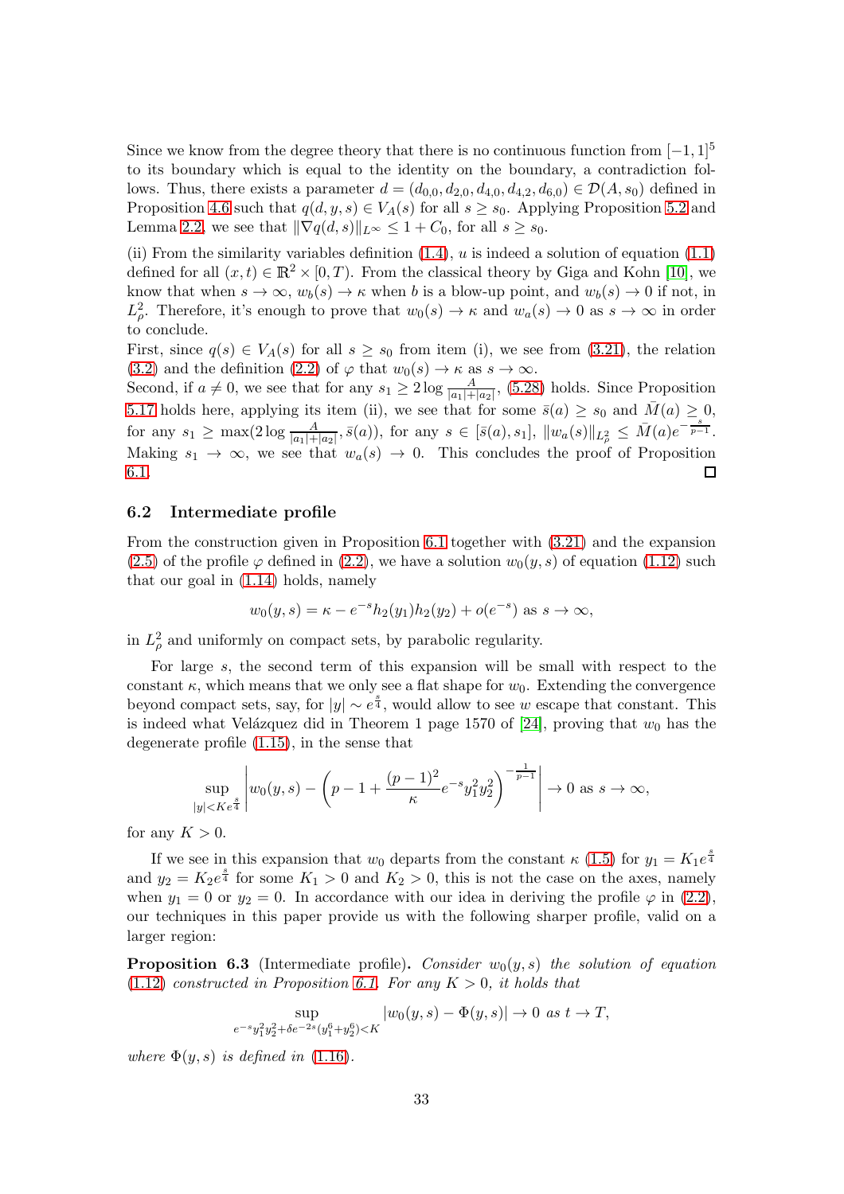Since we know from the degree theory that there is no continuous function from $[-1,1]^5$ to its boundary which is equal to the identity on the boundary, a contradiction follows. Thus, there exists a parameter $d = (d_{0,0}, d_{2,0}, d_{4,0}, d_{4,2}, d_{6,0}) \in \mathcal{D}(A, s_0)$ defined in Proposition 4.6 such that $q(d, y, s) \in V_A(s)$ for all $s \geq s_0$. Applying Proposition 5.2 and Lemma 2.2, we see that $\|\nabla q(d, s)\|_{L^\infty} \leq 1 + C_0$, for all $s \geq s_0$.

(ii) From the similarity variables definition (1.4), $u$ is indeed a solution of equation (1.1) defined for all $(x,t) \in \mathbb{R}^2 \times [0,T)$. From the classical theory by Giga and Kohn [10], we know that when $s \to \infty$, $w_b(s) \to \kappa$ when $b$ is a blow-up point, and $w_b(s) \to 0$ if not, in $L^2_\rho$. Therefore, it's enough to prove that $w_0(s) \to \kappa$ and $w_a(s) \to 0$ as $s \to \infty$ in order to conclude.

First, since $q(s) \in V_A(s)$ for all $s \geq s_0$ from item (i), we see from (3.21), the relation (3.2) and the definition (2.2) of $\varphi$ that $w_0(s) \to \kappa$ as $s \to \infty$.

Second, if $a \neq 0$, we see that for any $s_1 \geq 2 \log \frac{A}{|a_1|+|a_2|}$, (5.28) holds. Since Proposition 5.17 holds here, applying its item (ii), we see that for some $\bar{s}(a) \geq s_0$ and $\bar{M}(a) \geq 0$, for any $s_1 \geq \max(2 \log \frac{A}{|a_1|+|a_2|}, \bar{s}(a))$, for any $s \in [\bar{s}(a), s_1]$, $\|w_a(s)\|_{L^2_\rho} \leq \bar{M}(a) e^{-\frac{s}{p-1}}$. Making $s_1 \to \infty$, we see that $w_a(s) \to 0$. This concludes the proof of Proposition 6.1. $\square$

### 6.2 Intermediate profile

From the construction given in Proposition 6.1 together with (3.21) and the expansion (2.5) of the profile $\varphi$ defined in (2.2), we have a solution $w_0(y,s)$ of equation (1.12) such that our goal in (1.14) holds, namely

$$w_0(y,s) = \kappa - e^{-s} h_2(y_1) h_2(y_2) + o(e^{-s}) \text{ as } s \to \infty,$$

in $L^2_\rho$ and uniformly on compact sets, by parabolic regularity.

For large $s$, the second term of this expansion will be small with respect to the constant $\kappa$, which means that we only see a flat shape for $w_0$. Extending the convergence beyond compact sets, say, for $|y| \sim e^{\frac{s}{4}}$, would allow to see $w$ escape that constant. This is indeed what Velázquez did in Theorem 1 page 1570 of [24], proving that $w_0$ has the degenerate profile (1.15), in the sense that

$$\sup_{|y| < K e^{\frac{s}{4}}} \left| w_0(y,s) - \left( p - 1 + \frac{(p-1)^2}{\kappa} e^{-s} y_1^2 y_2^2 \right)^{-\frac{1}{p-1}} \right| \to 0 \text{ as } s \to \infty,$$

for any $K > 0$.

If we see in this expansion that $w_0$ departs from the constant $\kappa$ (1.5) for $y_1 = K_1 e^{\frac{s}{4}}$ and $y_2 = K_2 e^{\frac{s}{4}}$ for some $K_1 > 0$ and $K_2 > 0$, this is not the case on the axes, namely when $y_1 = 0$ or $y_2 = 0$. In accordance with our idea in deriving the profile $\varphi$ in (2.2), our techniques in this paper provide us with the following sharper profile, valid on a larger region:

**Proposition 6.3** (Intermediate profile)**.** *Consider $w_0(y,s)$ the solution of equation (1.12) constructed in Proposition 6.1. For any $K > 0$, it holds that*

$$\sup_{e^{-s} y_1^2 y_2^2 + \delta e^{-2s}(y_1^6 + y_2^6) < K} |w_0(y,s) - \Phi(y,s)| \to 0 \text{ as } t \to T,$$

*where $\Phi(y,s)$ is defined in (1.16).*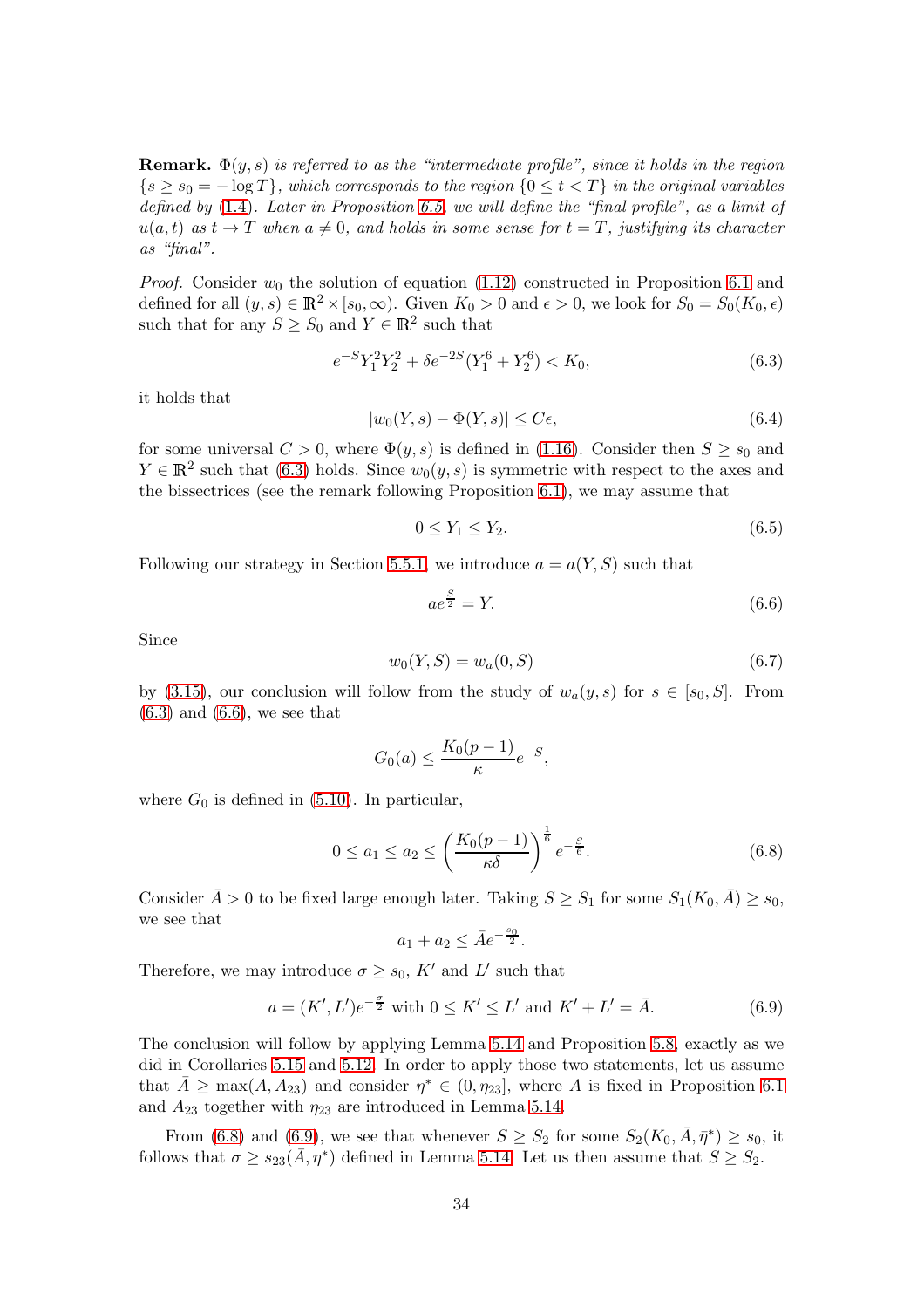**Remark.** *$\Phi(y,s)$ is referred to as the "intermediate profile", since it holds in the region $\{s \ge s_0 = -\log T\}$, which corresponds to the region $\{0 \le t < T\}$ in the original variables defined by (1.4). Later in Proposition 6.5, we will define the "final profile", as a limit of $u(a,t)$ as $t \to T$ when $a \ne 0$, and holds in some sense for $t = T$, justifying its character as "final".*

*Proof.* Consider $w_0$ the solution of equation (1.12) constructed in Proposition 6.1 and defined for all $(y,s) \in \mathbb{R}^2 \times [s_0, \infty)$. Given $K_0 > 0$ and $\epsilon > 0$, we look for $S_0 = S_0(K_0, \epsilon)$ such that for any $S \ge S_0$ and $Y \in \mathbb{R}^2$ such that

$$e^{-S} Y_1^2 Y_2^2 + \delta e^{-2S}(Y_1^6 + Y_2^6) < K_0, \tag{6.3}$$

it holds that

$$|w_0(Y,s) - \Phi(Y,s)| \le C\epsilon, \tag{6.4}$$

for some universal $C > 0$, where $\Phi(y,s)$ is defined in (1.16). Consider then $S \ge s_0$ and $Y \in \mathbb{R}^2$ such that (6.3) holds. Since $w_0(y,s)$ is symmetric with respect to the axes and the bissectrices (see the remark following Proposition 6.1), we may assume that

$$0 \le Y_1 \le Y_2. \tag{6.5}$$

Following our strategy in Section 5.5.1, we introduce $a = a(Y,S)$ such that

$$a e^{\frac{S}{2}} = Y. \tag{6.6}$$

Since

$$w_0(Y,S) = w_a(0,S) \tag{6.7}$$

by (3.15), our conclusion will follow from the study of $w_a(y,s)$ for $s \in [s_0, S]$. From (6.3) and (6.6), we see that

$$G_0(a) \le \frac{K_0(p-1)}{\kappa} e^{-S},$$

where $G_0$ is defined in (5.10). In particular,

$$0 \le a_1 \le a_2 \le \left(\frac{K_0(p-1)}{\kappa\delta}\right)^{\frac{1}{6}} e^{-\frac{S}{6}}. \tag{6.8}$$

Consider $\bar{A} > 0$ to be fixed large enough later. Taking $S \ge S_1$ for some $S_1(K_0, \bar{A}) \ge s_0$, we see that

$$a_1 + a_2 \le \bar{A} e^{-\frac{s_0}{2}}.$$

Therefore, we may introduce $\sigma \ge s_0$, $K'$ and $L'$ such that

$$a = (K', L') e^{-\frac{\sigma}{2}} \text{ with } 0 \le K' \le L' \text{ and } K' + L' = \bar{A}. \tag{6.9}$$

The conclusion will follow by applying Lemma 5.14 and Proposition 5.8, exactly as we did in Corollaries 5.15 and 5.12. In order to apply those two statements, let us assume that $\bar{A} \ge \max(A, A_{23})$ and consider $\eta^* \in (0, \eta_{23}]$, where $A$ is fixed in Proposition 6.1 and $A_{23}$ together with $\eta_{23}$ are introduced in Lemma 5.14.

From (6.8) and (6.9), we see that whenever $S \ge S_2$ for some $S_2(K_0, \bar{A}, \bar{\eta}^*) \ge s_0$, it follows that $\sigma \ge s_{23}(\bar{A}, \eta^*)$ defined in Lemma 5.14. Let us then assume that $S \ge S_2$.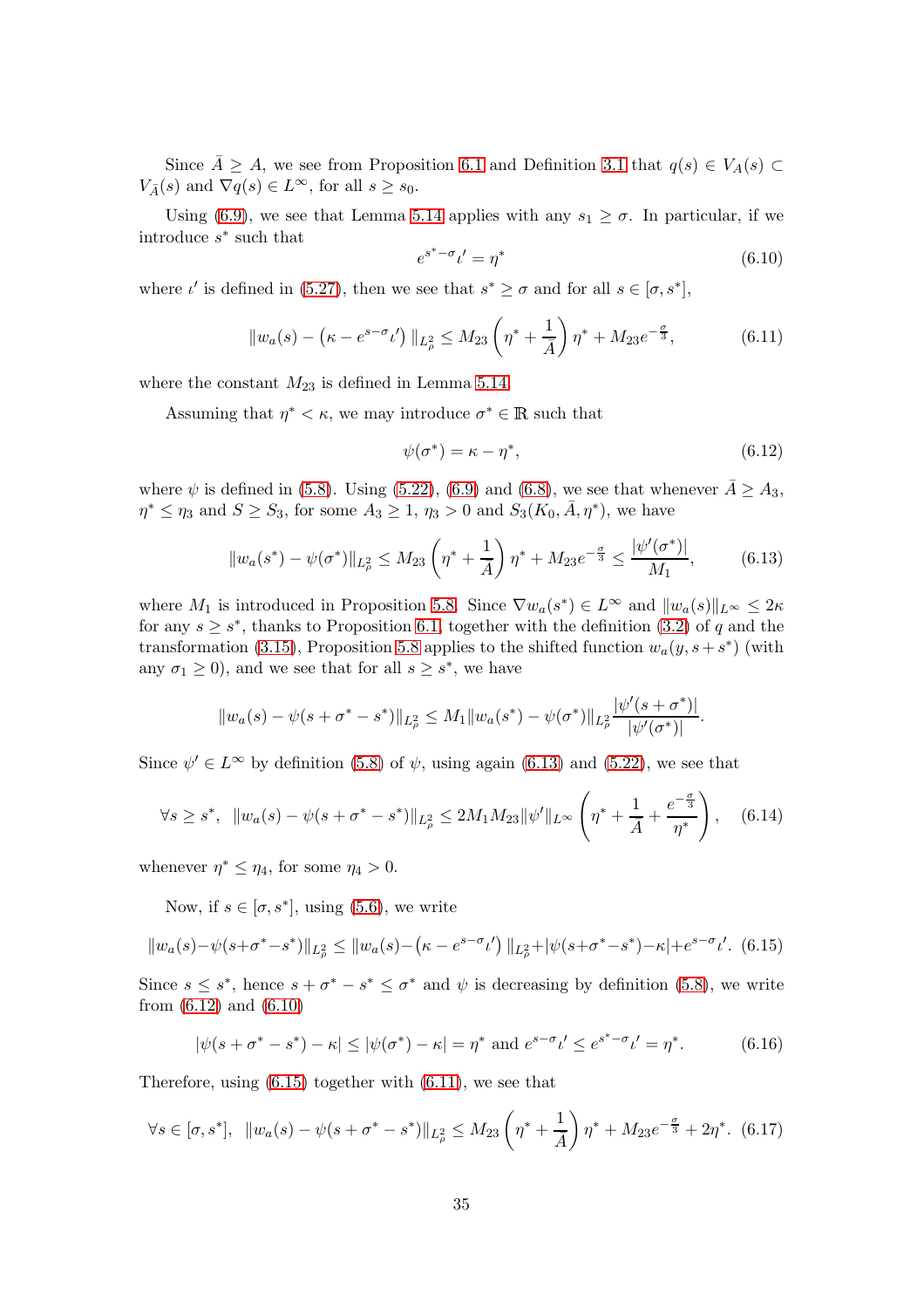Since $\bar{A} \geq A$, we see from Proposition 6.1 and Definition 3.1 that $q(s) \in V_A(s) \subset V_{\bar{A}}(s)$ and $\nabla q(s) \in L^\infty$, for all $s \geq s_0$.

Using (6.9), we see that Lemma 5.14 applies with any $s_1 \geq \sigma$. In particular, if we introduce $s^*$ such that

$$e^{s^*-\sigma}\iota' = \eta^* \tag{6.10}$$

where $\iota'$ is defined in (5.27), then we see that $s^* \geq \sigma$ and for all $s \in [\sigma, s^*]$,

$$\|w_a(s) - \left(\kappa - e^{s-\sigma}\iota'\right)\|_{L^2_\rho} \leq M_{23}\left(\eta^* + \frac{1}{\bar{A}}\right)\eta^* + M_{23}e^{-\frac{\sigma}{3}}, \tag{6.11}$$

where the constant $M_{23}$ is defined in Lemma 5.14.

Assuming that $\eta^* < \kappa$, we may introduce $\sigma^* \in \mathbb{R}$ such that

$$\psi(\sigma^*) = \kappa - \eta^*, \tag{6.12}$$

where $\psi$ is defined in (5.8). Using (5.22), (6.9) and (6.8), we see that whenever $\bar{A} \geq A_3$, $\eta^* \leq \eta_3$ and $S \geq S_3$, for some $A_3 \geq 1$, $\eta_3 > 0$ and $S_3(K_0, \bar{A}, \eta^*)$, we have

$$\|w_a(s^*) - \psi(\sigma^*)\|_{L^2_\rho} \leq M_{23}\left(\eta^* + \frac{1}{\bar{A}}\right)\eta^* + M_{23}e^{-\frac{\sigma}{3}} \leq \frac{|\psi'(\sigma^*)|}{M_1}, \tag{6.13}$$

where $M_1$ is introduced in Proposition 5.8. Since $\nabla w_a(s^*) \in L^\infty$ and $\|w_a(s)\|_{L^\infty} \leq 2\kappa$ for any $s \geq s^*$, thanks to Proposition 6.1, together with the definition (3.2) of $q$ and the transformation (3.15), Proposition 5.8 applies to the shifted function $w_a(y, s+s^*)$ (with any $\sigma_1 \geq 0$), and we see that for all $s \geq s^*$, we have

$$\|w_a(s) - \psi(s + \sigma^* - s^*)\|_{L^2_\rho} \leq M_1\|w_a(s^*) - \psi(\sigma^*)\|_{L^2_\rho}\frac{|\psi'(s+\sigma^*)|}{|\psi'(\sigma^*)|}.$$

Since $\psi' \in L^\infty$ by definition (5.8) of $\psi$, using again (6.13) and (5.22), we see that

$$\forall s \geq s^*,\ \ \|w_a(s) - \psi(s+\sigma^*-s^*)\|_{L^2_\rho} \leq 2M_1M_{23}\|\psi'\|_{L^\infty}\left(\eta^* + \frac{1}{\bar{A}} + \frac{e^{-\frac{\sigma}{3}}}{\eta^*}\right), \tag{6.14}$$

whenever $\eta^* \leq \eta_4$, for some $\eta_4 > 0$.

Now, if $s \in [\sigma, s^*]$, using (5.6), we write

$$\|w_a(s) - \psi(s+\sigma^*-s^*)\|_{L^2_\rho} \leq \|w_a(s) - \left(\kappa - e^{s-\sigma}\iota'\right)\|_{L^2_\rho} + |\psi(s+\sigma^*-s^*) - \kappa| + e^{s-\sigma}\iota'. \tag{6.15}$$

Since $s \leq s^*$, hence $s + \sigma^* - s^* \leq \sigma^*$ and $\psi$ is decreasing by definition (5.8), we write from (6.12) and (6.10)

$$|\psi(s+\sigma^*-s^*) - \kappa| \leq |\psi(\sigma^*) - \kappa| = \eta^* \text{ and } e^{s-\sigma}\iota' \leq e^{s^*-\sigma}\iota' = \eta^*. \tag{6.16}$$

Therefore, using (6.15) together with (6.11), we see that

$$\forall s \in [\sigma, s^*],\ \ \|w_a(s) - \psi(s+\sigma^*-s^*)\|_{L^2_\rho} \leq M_{23}\left(\eta^* + \frac{1}{\bar{A}}\right)\eta^* + M_{23}e^{-\frac{\sigma}{3}} + 2\eta^*. \tag{6.17}$$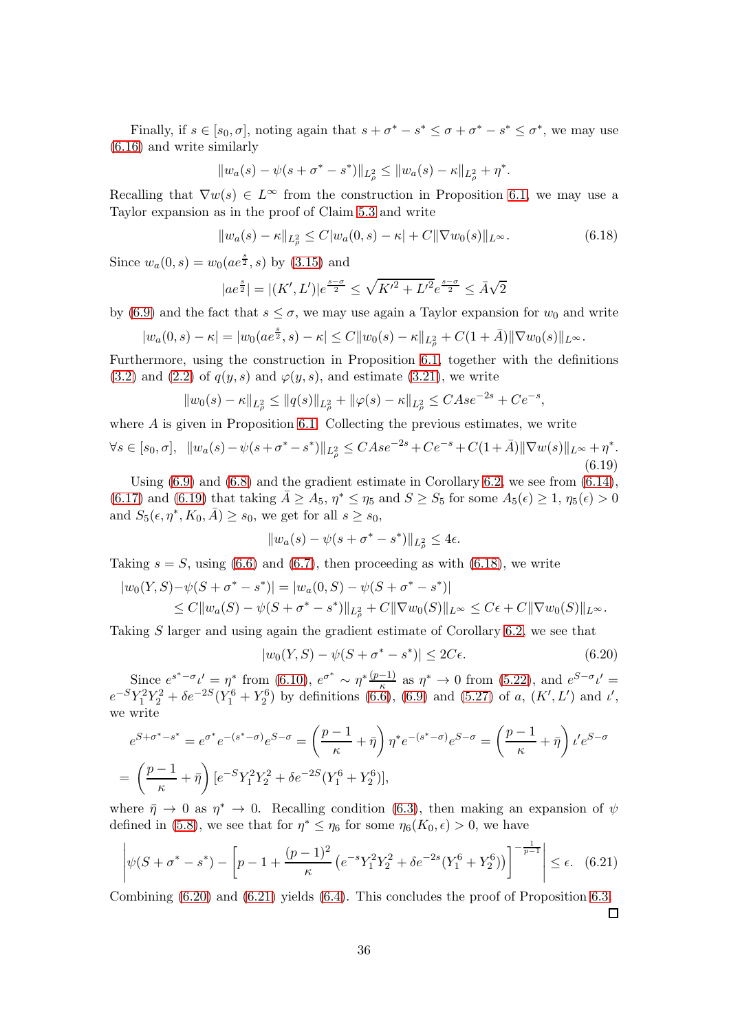Finally, if $s \in [s_0, \sigma]$, noting again that $s + \sigma^* - s^* \le \sigma + \sigma^* - s^* \le \sigma^*$, we may use (6.16) and write similarly

$$\|w_a(s) - \psi(s + \sigma^* - s^*)\|_{L^2_\rho} \le \|w_a(s) - \kappa\|_{L^2_\rho} + \eta^*.$$

Recalling that $\nabla w(s) \in L^\infty$ from the construction in Proposition 6.1, we may use a Taylor expansion as in the proof of Claim 5.3 and write

$$\|w_a(s) - \kappa\|_{L^2_\rho} \le C|w_a(0, s) - \kappa| + C\|\nabla w_0(s)\|_{L^\infty}. \tag{6.18}$$

Since $w_a(0, s) = w_0(ae^{\frac{s}{2}}, s)$ by (3.15) and

$$|ae^{\frac{s}{2}}| = |(K', L')|e^{\frac{s-\sigma}{2}} \le \sqrt{K'^2 + L'^2}e^{\frac{s-\sigma}{2}} \le \bar{A}\sqrt{2}$$

by (6.9) and the fact that $s \le \sigma$, we may use again a Taylor expansion for $w_0$ and write

$$|w_a(0, s) - \kappa| = |w_0(ae^{\frac{s}{2}}, s) - \kappa| \le C\|w_0(s) - \kappa\|_{L^2_\rho} + C(1 + \bar{A})\|\nabla w_0(s)\|_{L^\infty}.$$

Furthermore, using the construction in Proposition 6.1, together with the definitions (3.2) and (2.2) of $q(y, s)$ and $\varphi(y, s)$, and estimate (3.21), we write

$$\|w_0(s) - \kappa\|_{L^2_\rho} \le \|q(s)\|_{L^2_\rho} + \|\varphi(s) - \kappa\|_{L^2_\rho} \le CAse^{-2s} + Ce^{-s},$$

where $A$ is given in Proposition 6.1. Collecting the previous estimates, we write

$$\forall s \in [s_0, \sigma], \quad \|w_a(s) - \psi(s + \sigma^* - s^*)\|_{L^2_\rho} \le CAse^{-2s} + Ce^{-s} + C(1 + \bar{A})\|\nabla w(s)\|_{L^\infty} + \eta^*. \tag{6.19}$$

Using (6.9) and (6.8) and the gradient estimate in Corollary 6.2, we see from (6.14), (6.17) and (6.19) that taking $\bar{A} \ge A_5$, $\eta^* \le \eta_5$ and $S \ge S_5$ for some $A_5(\epsilon) \ge 1$, $\eta_5(\epsilon) > 0$ and $S_5(\epsilon, \eta^*, K_0, \bar{A}) \ge s_0$, we get for all $s \ge s_0$,

$$\|w_a(s) - \psi(s + \sigma^* - s^*)\|_{L^2_\rho} \le 4\epsilon.$$

Taking $s = S$, using (6.6) and (6.7), then proceeding as with (6.18), we write

$$\begin{aligned}
|w_0(Y, S) - \psi(S + \sigma^* - s^*)| &= |w_a(0, S) - \psi(S + \sigma^* - s^*)| \\
&\le C\|w_a(S) - \psi(S + \sigma^* - s^*)\|_{L^2_\rho} + C\|\nabla w_0(S)\|_{L^\infty} \le C\epsilon + C\|\nabla w_0(S)\|_{L^\infty}.
\end{aligned}$$

Taking $S$ larger and using again the gradient estimate of Corollary 6.2, we see that

$$|w_0(Y, S) - \psi(S + \sigma^* - s^*)| \le 2C\epsilon. \tag{6.20}$$

Since $e^{s^* - \sigma}\iota' = \eta^*$ from (6.10), $e^{\sigma^*} \sim \eta^* \frac{(p-1)}{\kappa}$ as $\eta^* \to 0$ from (5.22), and $e^{S - \sigma}\iota' = e^{-S}Y_1^2Y_2^2 + \delta e^{-2S}(Y_1^6 + Y_2^6)$ by definitions (6.6), (6.9) and (5.27) of $a$, $(K', L')$ and $\iota'$, we write

$$\begin{aligned}
e^{S + \sigma^* - s^*} &= e^{\sigma^*}e^{-(s^* - \sigma)}e^{S - \sigma} = \left(\frac{p-1}{\kappa} + \bar{\eta}\right)\eta^* e^{-(s^* - \sigma)}e^{S - \sigma} = \left(\frac{p-1}{\kappa} + \bar{\eta}\right)\iota' e^{S - \sigma} \\
&= \left(\frac{p-1}{\kappa} + \bar{\eta}\right)[e^{-S}Y_1^2Y_2^2 + \delta e^{-2S}(Y_1^6 + Y_2^6)],
\end{aligned}$$

where $\bar{\eta} \to 0$ as $\eta^* \to 0$. Recalling condition (6.3), then making an expansion of $\psi$ defined in (5.8), we see that for $\eta^* \le \eta_6$ for some $\eta_6(K_0, \epsilon) > 0$, we have

$$\left|\psi(S + \sigma^* - s^*) - \left[p - 1 + \frac{(p-1)^2}{\kappa}\left(e^{-s}Y_1^2Y_2^2 + \delta e^{-2s}(Y_1^6 + Y_2^6)\right)\right]^{-\frac{1}{p-1}}\right| \le \epsilon. \tag{6.21}$$

Combining (6.20) and (6.21) yields (6.4). This concludes the proof of Proposition 6.3. $\square$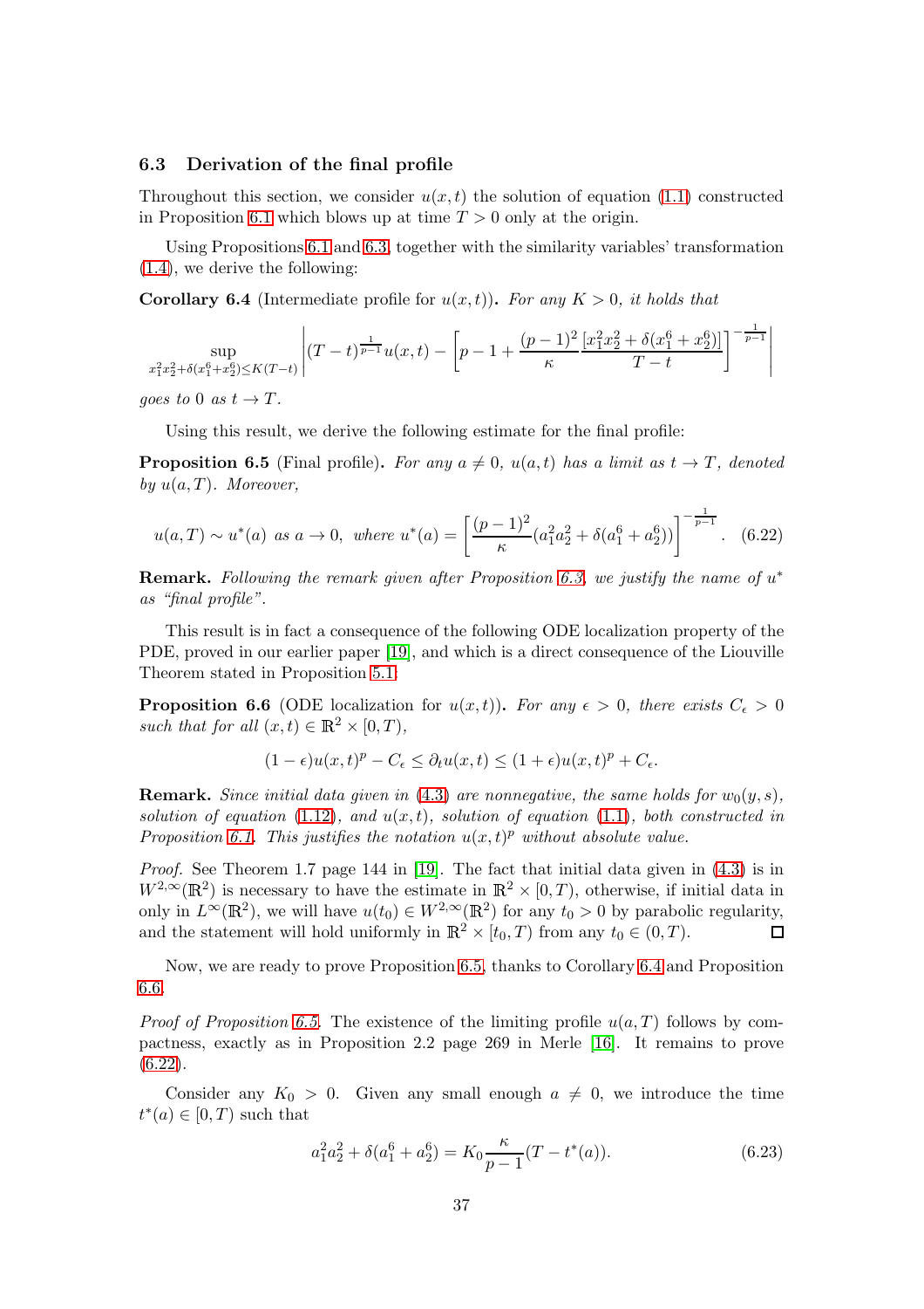### 6.3 Derivation of the final profile

Throughout this section, we consider $u(x,t)$ the solution of equation (1.1) constructed in Proposition 6.1 which blows up at time $T > 0$ only at the origin.

Using Propositions 6.1 and 6.3, together with the similarity variables' transformation (1.4), we derive the following:

**Corollary 6.4** (Intermediate profile for $u(x,t)$)**.** *For any $K > 0$, it holds that*

$$\sup_{x_1^2 x_2^2 + \delta(x_1^6 + x_2^6) \le K(T-t)} \left| (T-t)^{\frac{1}{p-1}} u(x,t) - \left[ p - 1 + \frac{(p-1)^2}{\kappa} \frac{[x_1^2 x_2^2 + \delta(x_1^6 + x_2^6)]}{T-t} \right]^{-\frac{1}{p-1}} \right|$$

*goes to 0 as $t \to T$.*

Using this result, we derive the following estimate for the final profile:

**Proposition 6.5** (Final profile)**.** *For any $a \neq 0$, $u(a,t)$ has a limit as $t \to T$, denoted by $u(a,T)$. Moreover,*

$$u(a,T) \sim u^*(a) \text{ as } a \to 0, \text{ where } u^*(a) = \left[ \frac{(p-1)^2}{\kappa} (a_1^2 a_2^2 + \delta(a_1^6 + a_2^6)) \right]^{-\frac{1}{p-1}}. \quad (6.22)$$

**Remark.** *Following the remark given after Proposition 6.3, we justify the name of $u^*$ as "final profile".*

This result is in fact a consequence of the following ODE localization property of the PDE, proved in our earlier paper [19], and which is a direct consequence of the Liouville Theorem stated in Proposition 5.1:

**Proposition 6.6** (ODE localization for $u(x,t)$)**.** *For any $\epsilon > 0$, there exists $C_\epsilon > 0$ such that for all $(x,t) \in \mathbb{R}^2 \times [0,T)$,*

$$(1-\epsilon) u(x,t)^p - C_\epsilon \le \partial_t u(x,t) \le (1+\epsilon) u(x,t)^p + C_\epsilon.$$

**Remark.** *Since initial data given in (4.3) are nonnegative, the same holds for $w_0(y,s)$, solution of equation (1.12), and $u(x,t)$, solution of equation (1.1), both constructed in Proposition 6.1. This justifies the notation $u(x,t)^p$ without absolute value.*

*Proof.* See Theorem 1.7 page 144 in [19]. The fact that initial data given in (4.3) is in $W^{2,\infty}(\mathbb{R}^2)$ is necessary to have the estimate in $\mathbb{R}^2 \times [0,T)$, otherwise, if initial data in only in $L^\infty(\mathbb{R}^2)$, we will have $u(t_0) \in W^{2,\infty}(\mathbb{R}^2)$ for any $t_0 > 0$ by parabolic regularity, and the statement will hold uniformly in $\mathbb{R}^2 \times [t_0, T)$ from any $t_0 \in (0,T)$. $\square$

Now, we are ready to prove Proposition 6.5, thanks to Corollary 6.4 and Proposition 6.6.

*Proof of Proposition 6.5.* The existence of the limiting profile $u(a,T)$ follows by compactness, exactly as in Proposition 2.2 page 269 in Merle [16]. It remains to prove (6.22).

Consider any $K_0 > 0$. Given any small enough $a \neq 0$, we introduce the time $t^*(a) \in [0,T)$ such that

$$a_1^2 a_2^2 + \delta(a_1^6 + a_2^6) = K_0 \frac{\kappa}{p-1} (T - t^*(a)). \quad (6.23)$$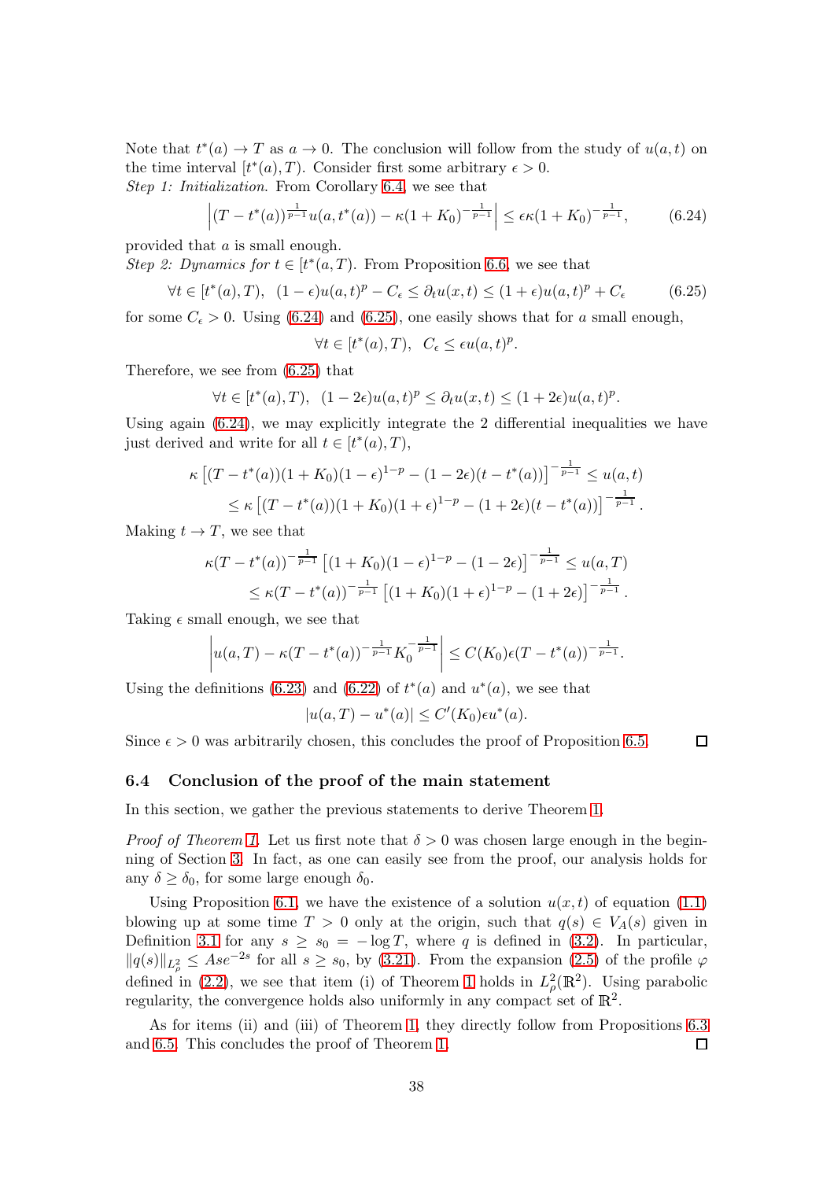Note that $t^*(a) \to T$ as $a \to 0$. The conclusion will follow from the study of $u(a,t)$ on the time interval $[t^*(a), T)$. Consider first some arbitrary $\epsilon > 0$.

*Step 1: Initialization.* From Corollary 6.4, we see that

$$\left|(T - t^*(a))^{\frac{1}{p-1}} u(a, t^*(a)) - \kappa(1 + K_0)^{-\frac{1}{p-1}}\right| \le \epsilon\kappa(1 + K_0)^{-\frac{1}{p-1}}, \tag{6.24}$$

provided that $a$ is small enough.

*Step 2: Dynamics for $t \in [t^*(a, T)$.* From Proposition 6.6, we see that

$$\forall t \in [t^*(a), T), \ \ (1 - \epsilon)u(a, t)^p - C_\epsilon \le \partial_t u(x, t) \le (1 + \epsilon)u(a, t)^p + C_\epsilon \tag{6.25}$$

for some $C_\epsilon > 0$. Using (6.24) and (6.25), one easily shows that for $a$ small enough,

$$\forall t \in [t^*(a), T), \ \ C_\epsilon \le \epsilon u(a, t)^p.$$

Therefore, we see from (6.25) that

$$\forall t \in [t^*(a), T), \ \ (1 - 2\epsilon)u(a, t)^p \le \partial_t u(x, t) \le (1 + 2\epsilon)u(a, t)^p.$$

Using again (6.24), we may explicitly integrate the 2 differential inequalities we have just derived and write for all $t \in [t^*(a), T)$,

$$\begin{aligned}
\kappa \left[(T - t^*(a))(1 + K_0)(1 - \epsilon)^{1-p} - (1 - 2\epsilon)(t - t^*(a))\right]^{-\frac{1}{p-1}} &\le u(a, t) \\
\le \kappa \left[(T - t^*(a))(1 + K_0)(1 + \epsilon)^{1-p} - (1 + 2\epsilon)(t - t^*(a))\right]^{-\frac{1}{p-1}}&.
\end{aligned}$$

Making $t \to T$, we see that

$$\begin{aligned}
\kappa(T - t^*(a))^{-\frac{1}{p-1}} \left[(1 + K_0)(1 - \epsilon)^{1-p} - (1 - 2\epsilon)\right]^{-\frac{1}{p-1}} &\le u(a, T) \\
\le \kappa(T - t^*(a))^{-\frac{1}{p-1}} \left[(1 + K_0)(1 + \epsilon)^{1-p} - (1 + 2\epsilon)\right]^{-\frac{1}{p-1}}&.
\end{aligned}$$

Taking $\epsilon$ small enough, we see that

$$\left|u(a, T) - \kappa(T - t^*(a))^{-\frac{1}{p-1}} K_0^{-\frac{1}{p-1}}\right| \le C(K_0)\epsilon(T - t^*(a))^{-\frac{1}{p-1}}.$$

Using the definitions (6.23) and (6.22) of $t^*(a)$ and $u^*(a)$, we see that

$$|u(a, T) - u^*(a)| \le C'(K_0)\epsilon u^*(a).$$

Since $\epsilon > 0$ was arbitrarily chosen, this concludes the proof of Proposition 6.5. □

### 6.4 Conclusion of the proof of the main statement

In this section, we gather the previous statements to derive Theorem 1.

*Proof of Theorem 1.* Let us first note that $\delta > 0$ was chosen large enough in the beginning of Section 3. In fact, as one can easily see from the proof, our analysis holds for any $\delta \ge \delta_0$, for some large enough $\delta_0$.

Using Proposition 6.1, we have the existence of a solution $u(x,t)$ of equation (1.1) blowing up at some time $T > 0$ only at the origin, such that $q(s) \in V_A(s)$ given in Definition 3.1 for any $s \ge s_0 = -\log T$, where $q$ is defined in (3.2). In particular, $\|q(s)\|_{L^2_\rho} \le Ase^{-2s}$ for all $s \ge s_0$, by (3.21). From the expansion (2.5) of the profile $\varphi$ defined in (2.2), we see that item (i) of Theorem 1 holds in $L^2_\rho(\mathbb{R}^2)$. Using parabolic regularity, the convergence holds also uniformly in any compact set of $\mathbb{R}^2$.

As for items (ii) and (iii) of Theorem 1, they directly follow from Propositions 6.3 and 6.5. This concludes the proof of Theorem 1. □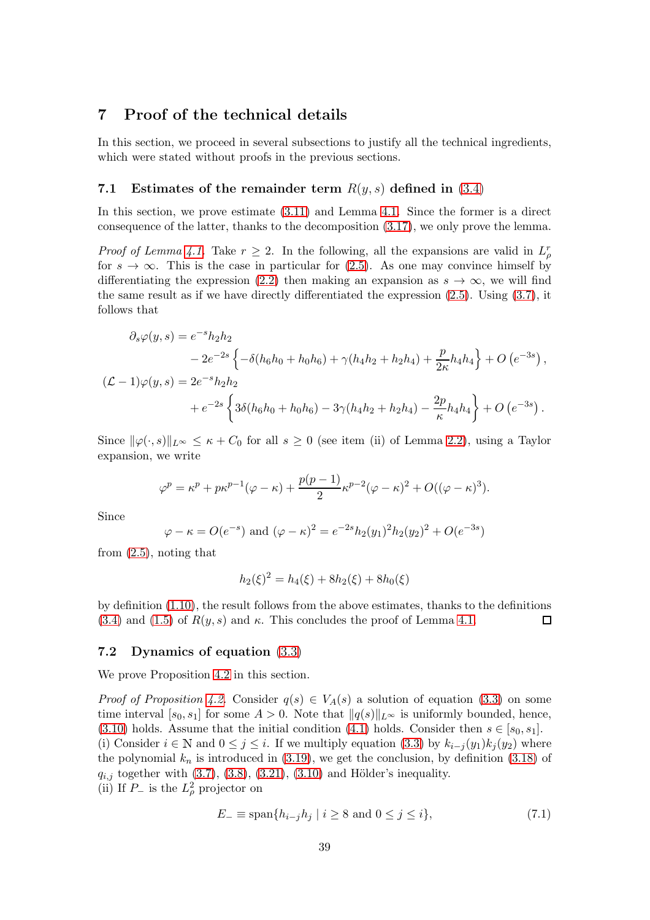## 7 Proof of the technical details

In this section, we proceed in several subsections to justify all the technical ingredients, which were stated without proofs in the previous sections.

### 7.1 Estimates of the remainder term $R(y, s)$ defined in (3.4)

In this section, we prove estimate (3.11) and Lemma 4.1. Since the former is a direct consequence of the latter, thanks to the decomposition (3.17), we only prove the lemma.

*Proof of Lemma 4.1.* Take $r \geq 2$. In the following, all the expansions are valid in $L^r_\rho$ for $s \to \infty$. This is the case in particular for (2.5). As one may convince himself by differentiating the expression (2.2) then making an expansion as $s \to \infty$, we will find the same result as if we have directly differentiated the expression (2.5). Using (3.7), it follows that

$$
\begin{aligned}
\partial_s \varphi(y, s) &= e^{-s} h_2 h_2 \\
&\quad - 2e^{-2s} \left\{ -\delta(h_6 h_0 + h_0 h_6) + \gamma(h_4 h_2 + h_2 h_4) + \frac{p}{2\kappa} h_4 h_4 \right\} + O\left(e^{-3s}\right), \\
(\mathcal{L} - 1)\varphi(y, s) &= 2e^{-s} h_2 h_2 \\
&\quad + e^{-2s} \left\{ 3\delta(h_6 h_0 + h_0 h_6) - 3\gamma(h_4 h_2 + h_2 h_4) - \frac{2p}{\kappa} h_4 h_4 \right\} + O\left(e^{-3s}\right).
\end{aligned}
$$

Since $\|\varphi(\cdot, s)\|_{L^\infty} \leq \kappa + C_0$ for all $s \geq 0$ (see item (ii) of Lemma 2.2), using a Taylor expansion, we write

$$
\varphi^p = \kappa^p + p\kappa^{p-1}(\varphi - \kappa) + \frac{p(p-1)}{2}\kappa^{p-2}(\varphi - \kappa)^2 + O((\varphi - \kappa)^3).
$$

Since

$$
\varphi - \kappa = O(e^{-s}) \text{ and } (\varphi - \kappa)^2 = e^{-2s} h_2(y_1)^2 h_2(y_2)^2 + O(e^{-3s})
$$

from (2.5), noting that

$$
h_2(\xi)^2 = h_4(\xi) + 8h_2(\xi) + 8h_0(\xi)
$$

by definition (1.10), the result follows from the above estimates, thanks to the definitions (3.4) and (1.5) of $R(y, s)$ and $\kappa$. This concludes the proof of Lemma 4.1. $\square$

### 7.2 Dynamics of equation (3.3)

We prove Proposition 4.2 in this section.

*Proof of Proposition 4.2.* Consider $q(s) \in V_A(s)$ a solution of equation (3.3) on some time interval $[s_0, s_1]$ for some $A > 0$. Note that $\|q(s)\|_{L^\infty}$ is uniformly bounded, hence, (3.10) holds. Assume that the initial condition (4.1) holds. Consider then $s \in [s_0, s_1]$.
(i) Consider $i \in \mathbb{N}$ and $0 \leq j \leq i$. If we multiply equation (3.3) by $k_{i-j}(y_1)k_j(y_2)$ where the polynomial $k_n$ is introduced in (3.19), we get the conclusion, by definition (3.18) of $q_{i,j}$ together with (3.7), (3.8), (3.21), (3.10) and Hölder's inequality.
(ii) If $P_-$ is the $L^2_\rho$ projector on

$$
E_- \equiv \operatorname{span}\{h_{i-j}h_j \mid i \geq 8 \text{ and } 0 \leq j \leq i\}, \tag{7.1}
$$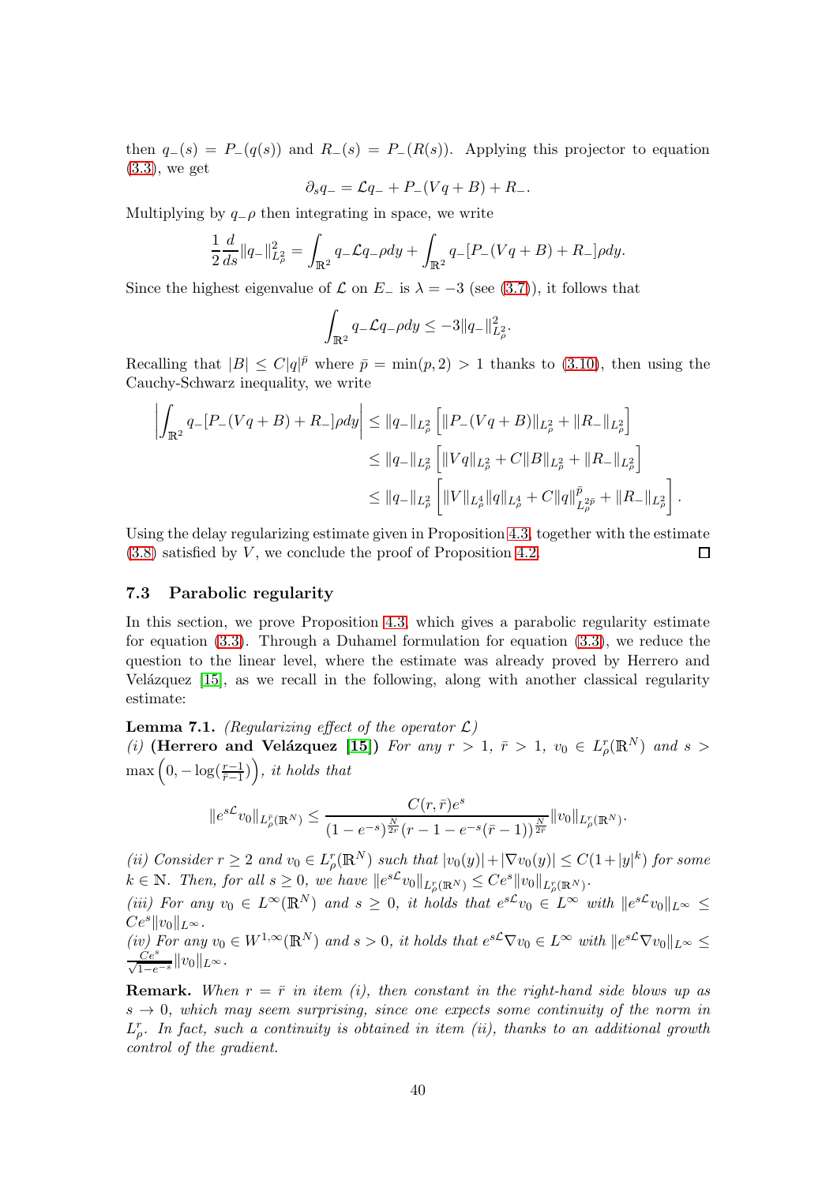then $q_-(s) = P_-(q(s))$ and $R_-(s) = P_-(R(s))$. Applying this projector to equation (3.3), we get

$$\partial_s q_- = \mathcal{L} q_- + P_-(Vq + B) + R_-.$$

Multiplying by $q_-\rho$ then integrating in space, we write

$$\frac{1}{2}\frac{d}{ds}\|q_-\|^2_{L^2_\rho} = \int_{\mathbb{R}^2} q_- \mathcal{L} q_- \rho dy + \int_{\mathbb{R}^2} q_-[P_-(Vq+B) + R_-]\rho dy.$$

Since the highest eigenvalue of $\mathcal{L}$ on $E_-$ is $\lambda = -3$ (see (3.7)), it follows that

$$\int_{\mathbb{R}^2} q_- \mathcal{L} q_- \rho dy \le -3\|q_-\|^2_{L^2_\rho}.$$

Recalling that $|B| \le C|q|^{\bar p}$ where $\bar p = \min(p,2) > 1$ thanks to (3.10), then using the Cauchy-Schwarz inequality, we write

$$\begin{aligned}
\left|\int_{\mathbb{R}^2} q_-[P_-(Vq+B) + R_-]\rho dy\right| &\le \|q_-\|_{L^2_\rho}\left[\|P_-(Vq+B)\|_{L^2_\rho} + \|R_-\|_{L^2_\rho}\right]\\
&\le \|q_-\|_{L^2_\rho}\left[\|Vq\|_{L^2_\rho} + C\|B\|_{L^2_\rho} + \|R_-\|_{L^2_\rho}\right]\\
&\le \|q_-\|_{L^2_\rho}\left[\|V\|_{L^4_\rho}\|q\|_{L^4_\rho} + C\|q\|^{\bar p}_{L^{2\bar p}_\rho} + \|R_-\|_{L^2_\rho}\right].
\end{aligned}$$

Using the delay regularizing estimate given in Proposition 4.3, together with the estimate (3.8) satisfied by $V$, we conclude the proof of Proposition 4.2. $\square$

### 7.3 Parabolic regularity

In this section, we prove Proposition 4.3, which gives a parabolic regularity estimate for equation (3.3). Through a Duhamel formulation for equation (3.3), we reduce the question to the linear level, where the estimate was already proved by Herrero and Velázquez [15], as we recall in the following, along with another classical regularity estimate:

**Lemma 7.1.** *(Regularizing effect of the operator $\mathcal{L}$)*
*(i)* **(Herrero and Velázquez [15])** *For any $r > 1$, $\bar r > 1$, $v_0 \in L^r_\rho(\mathbb{R}^N)$ and $s > \max\left(0, -\log(\frac{r-1}{\bar r - 1})\right)$, it holds that*

$$\|e^{s\mathcal{L}} v_0\|_{L^{\bar r}_\rho(\mathbb{R}^N)} \le \frac{C(r,\bar r)e^s}{(1-e^{-s})^{\frac{N}{2r}}(r-1-e^{-s}(\bar r - 1))^{\frac{N}{2\bar r}}}\|v_0\|_{L^r_\rho(\mathbb{R}^N)}.$$

*(ii) Consider $r \ge 2$ and $v_0 \in L^r_\rho(\mathbb{R}^N)$ such that $|v_0(y)| + |\nabla v_0(y)| \le C(1+|y|^k)$ for some $k \in \mathbb{N}$. Then, for all $s \ge 0$, we have $\|e^{s\mathcal{L}} v_0\|_{L^r_\rho(\mathbb{R}^N)} \le Ce^s\|v_0\|_{L^r_\rho(\mathbb{R}^N)}$.*
*(iii) For any $v_0 \in L^\infty(\mathbb{R}^N)$ and $s \ge 0$, it holds that $e^{s\mathcal{L}} v_0 \in L^\infty$ with $\|e^{s\mathcal{L}} v_0\|_{L^\infty} \le Ce^s\|v_0\|_{L^\infty}$.*
*(iv) For any $v_0 \in W^{1,\infty}(\mathbb{R}^N)$ and $s > 0$, it holds that $e^{s\mathcal{L}}\nabla v_0 \in L^\infty$ with $\|e^{s\mathcal{L}}\nabla v_0\|_{L^\infty} \le \frac{Ce^s}{\sqrt{1-e^{-s}}}\|v_0\|_{L^\infty}$.*

**Remark.** *When $r = \bar r$ in item (i), then constant in the right-hand side blows up as $s \to 0$, which may seem surprising, since one expects some continuity of the norm in $L^r_\rho$. In fact, such a continuity is obtained in item (ii), thanks to an additional growth control of the gradient.*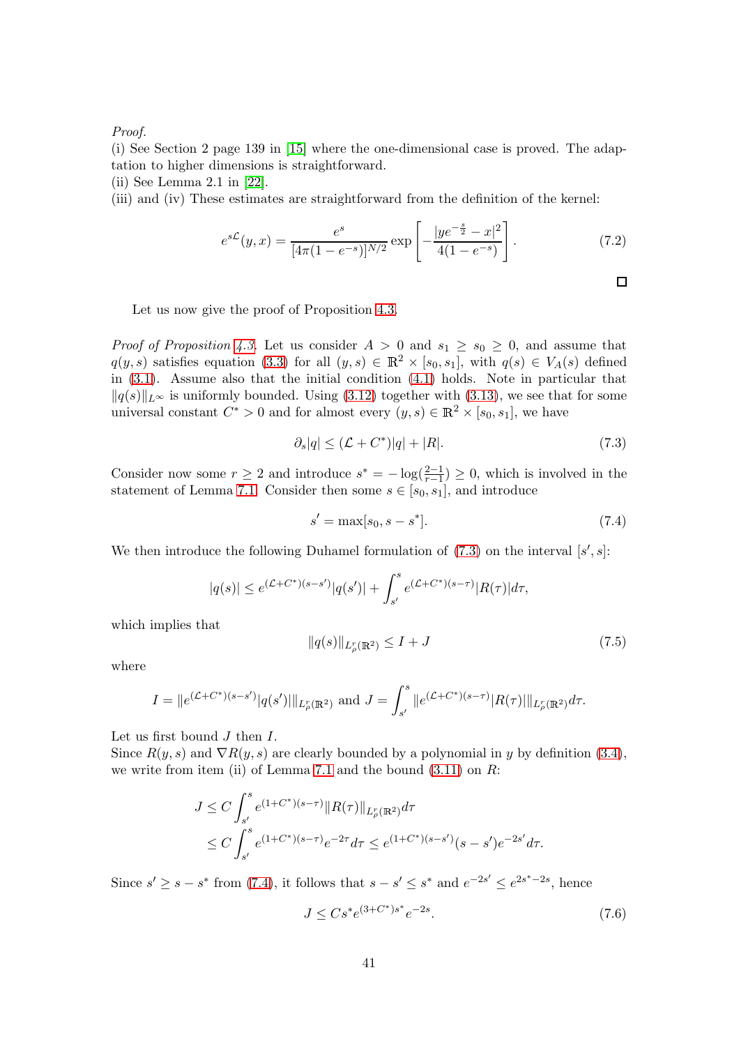*Proof.*
(i) See Section 2 page 139 in [15] where the one-dimensional case is proved. The adaptation to higher dimensions is straightforward.
(ii) See Lemma 2.1 in [22].
(iii) and (iv) These estimates are straightforward from the definition of the kernel:

$$e^{s\mathcal{L}}(y,x) = \frac{e^s}{[4\pi(1-e^{-s})]^{N/2}} \exp\left[-\frac{|ye^{-\frac{s}{2}} - x|^2}{4(1-e^{-s})}\right]. \tag{7.2}$$

$\square$

Let us now give the proof of Proposition 4.3.

*Proof of Proposition 4.3.* Let us consider $A > 0$ and $s_1 \geq s_0 \geq 0$, and assume that $q(y,s)$ satisfies equation (3.3) for all $(y,s) \in \mathbb{R}^2 \times [s_0, s_1]$, with $q(s) \in V_A(s)$ defined in (3.1). Assume also that the initial condition (4.1) holds. Note in particular that $\|q(s)\|_{L^\infty}$ is uniformly bounded. Using (3.12) together with (3.13), we see that for some universal constant $C^* > 0$ and for almost every $(y,s) \in \mathbb{R}^2 \times [s_0, s_1]$, we have

$$\partial_s |q| \leq (\mathcal{L} + C^*)|q| + |R|. \tag{7.3}$$

Consider now some $r \geq 2$ and introduce $s^* = -\log(\frac{2-1}{r-1}) \geq 0$, which is involved in the statement of Lemma 7.1. Consider then some $s \in [s_0, s_1]$, and introduce

$$s' = \max[s_0, s - s^*]. \tag{7.4}$$

We then introduce the following Duhamel formulation of (7.3) on the interval $[s', s]$:

$$|q(s)| \leq e^{(\mathcal{L}+C^*)(s-s')}|q(s')| + \int_{s'}^{s} e^{(\mathcal{L}+C^*)(s-\tau)}|R(\tau)|d\tau,$$

which implies that

$$\|q(s)\|_{L^r_\rho(\mathbb{R}^2)} \leq I + J \tag{7.5}$$

where

$$I = \|e^{(\mathcal{L}+C^*)(s-s')}|q(s')|\|_{L^r_\rho(\mathbb{R}^2)} \text{ and } J = \int_{s'}^{s} \|e^{(\mathcal{L}+C^*)(s-\tau)}|R(\tau)|\|_{L^r_\rho(\mathbb{R}^2)} d\tau.$$

Let us first bound $J$ then $I$.
Since $R(y,s)$ and $\nabla R(y,s)$ are clearly bounded by a polynomial in $y$ by definition (3.4), we write from item (ii) of Lemma 7.1 and the bound (3.11) on $R$:

$$\begin{aligned}
J &\leq C \int_{s'}^{s} e^{(1+C^*)(s-\tau)} \|R(\tau)\|_{L^r_\rho(\mathbb{R}^2)} d\tau \\
&\leq C \int_{s'}^{s} e^{(1+C^*)(s-\tau)} e^{-2\tau} d\tau \leq e^{(1+C^*)(s-s')}(s-s')e^{-2s'} d\tau.
\end{aligned}$$

Since $s' \geq s - s^*$ from (7.4), it follows that $s - s' \leq s^*$ and $e^{-2s'} \leq e^{2s^*-2s}$, hence

$$J \leq C s^* e^{(3+C^*)s^*} e^{-2s}. \tag{7.6}$$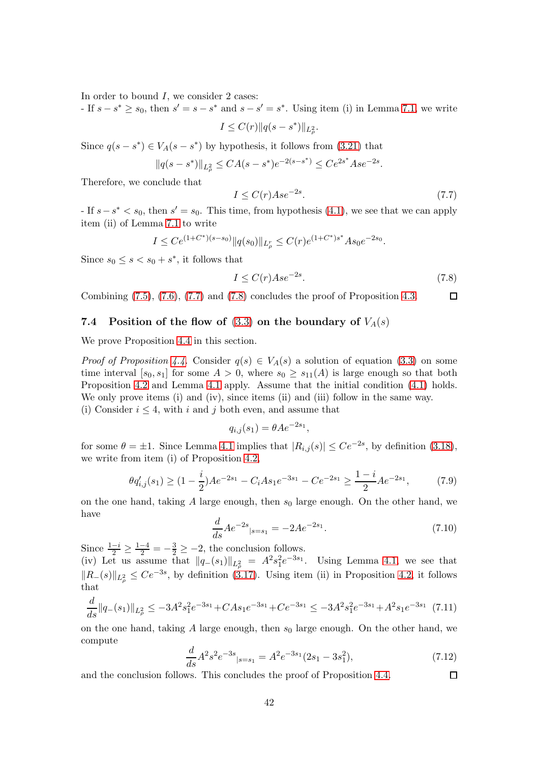In order to bound $I$, we consider 2 cases:
- If $s - s^* \geq s_0$, then $s' = s - s^*$ and $s - s' = s^*$. Using item (i) in Lemma 7.1, we write

$$I \leq C(r)\|q(s-s^*)\|_{L^2_\rho}.$$

Since $q(s - s^*) \in V_A(s - s^*)$ by hypothesis, it follows from (3.21) that

$$\|q(s-s^*)\|_{L^2_\rho} \leq CA(s-s^*)e^{-2(s-s^*)} \leq Ce^{2s^*}Ase^{-2s}.$$

Therefore, we conclude that

$$I \leq C(r)Ase^{-2s}. \tag{7.7}$$

- If $s - s^* < s_0$, then $s' = s_0$. This time, from hypothesis (4.1), we see that we can apply item (ii) of Lemma 7.1 to write

$$I \leq Ce^{(1+C^*)(s-s_0)}\|q(s_0)\|_{L^r_\rho} \leq C(r)e^{(1+C^*)s^*}As_0e^{-2s_0}.$$

Since $s_0 \leq s < s_0 + s^*$, it follows that

$$I \leq C(r)Ase^{-2s}. \tag{7.8}$$

Combining (7.5), (7.6), (7.7) and (7.8) concludes the proof of Proposition 4.3. □

### 7.4 Position of the flow of (3.3) on the boundary of $V_A(s)$

We prove Proposition 4.4 in this section.

*Proof of Proposition 4.4.* Consider $q(s) \in V_A(s)$ a solution of equation (3.3) on some time interval $[s_0, s_1]$ for some $A > 0$, where $s_0 \geq s_{11}(A)$ is large enough so that both Proposition 4.2 and Lemma 4.1 apply. Assume that the initial condition (4.1) holds. We only prove items (i) and (iv), since items (ii) and (iii) follow in the same way.
(i) Consider $i \leq 4$, with $i$ and $j$ both even, and assume that

$$q_{i,j}(s_1) = \theta Ae^{-2s_1},$$

for some $\theta = \pm 1$. Since Lemma 4.1 implies that $|R_{i,j}(s)| \leq Ce^{-2s}$, by definition (3.18), we write from item (i) of Proposition 4.2,

$$\theta q'_{i,j}(s_1) \geq (1 - \frac{i}{2})Ae^{-2s_1} - C_iAs_1e^{-3s_1} - Ce^{-2s_1} \geq \frac{1-i}{2}Ae^{-2s_1}, \tag{7.9}$$

on the one hand, taking $A$ large enough, then $s_0$ large enough. On the other hand, we have

$$\frac{d}{ds}Ae^{-2s}{}_{|s=s_1} = -2Ae^{-2s_1}. \tag{7.10}$$

Since $\frac{1-i}{2} \geq \frac{1-4}{2} = -\frac{3}{2} \geq -2$, the conclusion follows.
(iv) Let us assume that $\|q_-(s_1)\|_{L^2_\rho} = A^2s_1^2e^{-3s_1}$. Using Lemma 4.1, we see that $\|R_-(s)\|_{L^2_\rho} \leq Ce^{-3s}$, by definition (3.17). Using item (ii) in Proposition 4.2, it follows that

$$\frac{d}{ds}\|q_-(s_1)\|_{L^2_\rho} \leq -3A^2s_1^2e^{-3s_1} + CAs_1e^{-3s_1} + Ce^{-3s_1} \leq -3A^2s_1^2e^{-3s_1} + A^2s_1e^{-3s_1} \tag{7.11}$$

on the one hand, taking $A$ large enough, then $s_0$ large enough. On the other hand, we compute

$$\frac{d}{ds}A^2s^2e^{-3s}{}_{|s=s_1} = A^2e^{-3s_1}(2s_1 - 3s_1^2), \tag{7.12}$$

and the conclusion follows. This concludes the proof of Proposition 4.4. □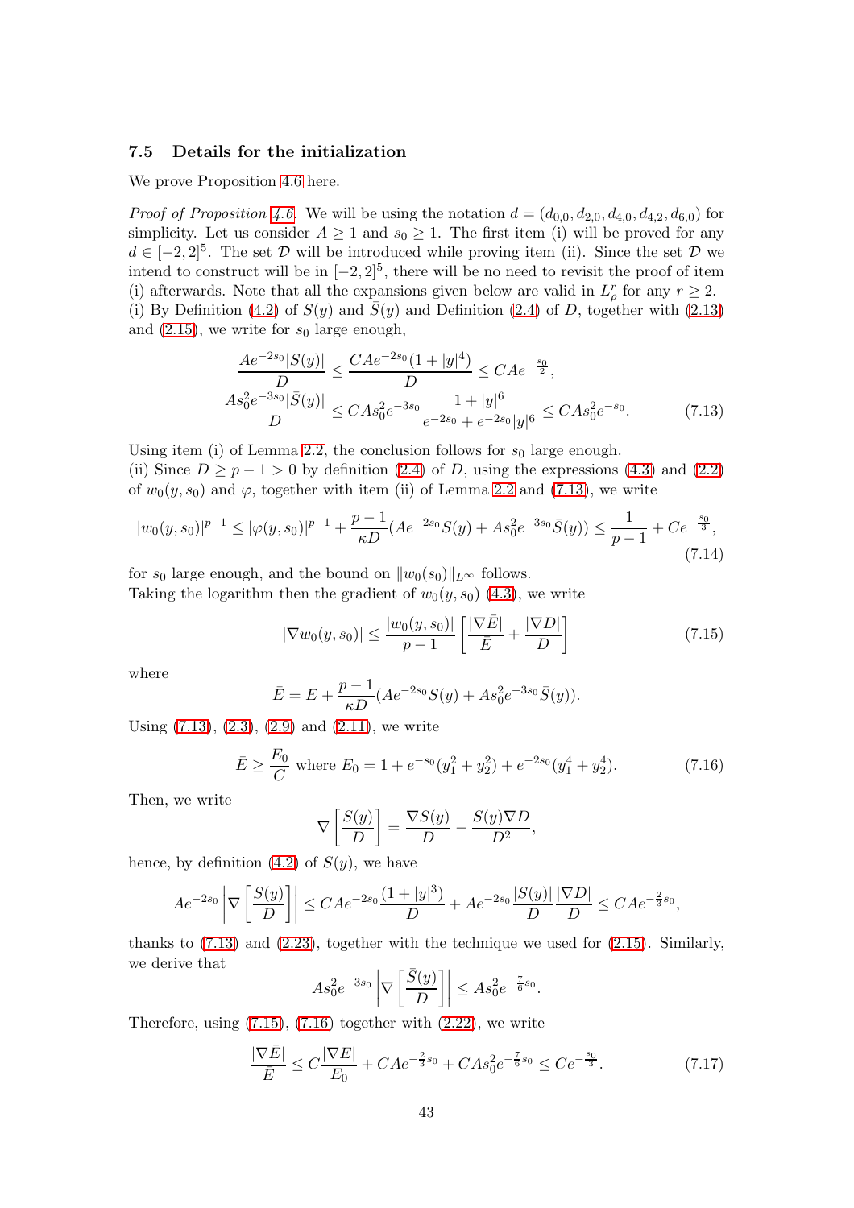### 7.5 Details for the initialization

We prove Proposition 4.6 here.

*Proof of Proposition 4.6.* We will be using the notation $d = (d_{0,0}, d_{2,0}, d_{4,0}, d_{4,2}, d_{6,0})$ for simplicity. Let us consider $A \geq 1$ and $s_0 \geq 1$. The first item (i) will be proved for any $d \in [-2,2]^5$. The set $\mathcal{D}$ will be introduced while proving item (ii). Since the set $\mathcal{D}$ we intend to construct will be in $[-2,2]^5$, there will be no need to revisit the proof of item (i) afterwards. Note that all the expansions given below are valid in $L^r_\rho$ for any $r \geq 2$.

(i) By Definition (4.2) of $S(y)$ and $\bar{S}(y)$ and Definition (2.4) of $D$, together with (2.13) and (2.15), we write for $s_0$ large enough,

$$
\begin{aligned}
\frac{Ae^{-2s_0}|S(y)|}{D} &\leq \frac{CAe^{-2s_0}(1+|y|^4)}{D} \leq CAe^{-\frac{s_0}{2}},\\
\frac{As_0^2 e^{-3s_0}|\bar{S}(y)|}{D} &\leq CAs_0^2 e^{-3s_0}\frac{1+|y|^6}{e^{-2s_0}+e^{-2s_0}|y|^6} \leq CAs_0^2 e^{-s_0}.
\end{aligned}
\tag{7.13}
$$

Using item (i) of Lemma 2.2, the conclusion follows for $s_0$ large enough.

(ii) Since $D \geq p-1 > 0$ by definition (2.4) of $D$, using the expressions (4.3) and (2.2) of $w_0(y,s_0)$ and $\varphi$, together with item (ii) of Lemma 2.2 and (7.13), we write

$$
|w_0(y,s_0)|^{p-1} \leq |\varphi(y,s_0)|^{p-1} + \frac{p-1}{\kappa D}(Ae^{-2s_0}S(y) + As_0^2 e^{-3s_0}\bar{S}(y)) \leq \frac{1}{p-1} + Ce^{-\frac{s_0}{3}},
\tag{7.14}
$$

for $s_0$ large enough, and the bound on $\|w_0(s_0)\|_{L^\infty}$ follows.

Taking the logarithm then the gradient of $w_0(y,s_0)$ (4.3), we write

$$
|\nabla w_0(y,s_0)| \leq \frac{|w_0(y,s_0)|}{p-1}\left[\frac{|\nabla \bar{E}|}{\bar{E}} + \frac{|\nabla D|}{D}\right]
\tag{7.15}
$$

where

$$
\bar{E} = E + \frac{p-1}{\kappa D}(Ae^{-2s_0}S(y) + As_0^2 e^{-3s_0}\bar{S}(y)).
$$

Using (7.13), (2.3), (2.9) and (2.11), we write

$$
\bar{E} \geq \frac{E_0}{C} \text{ where } E_0 = 1 + e^{-s_0}(y_1^2+y_2^2) + e^{-2s_0}(y_1^4+y_2^4).
\tag{7.16}
$$

Then, we write

$$
\nabla\left[\frac{S(y)}{D}\right] = \frac{\nabla S(y)}{D} - \frac{S(y)\nabla D}{D^2},
$$

hence, by definition (4.2) of $S(y)$, we have

$$
Ae^{-2s_0}\left|\nabla\left[\frac{S(y)}{D}\right]\right| \leq CAe^{-2s_0}\frac{(1+|y|^3)}{D} + Ae^{-2s_0}\frac{|S(y)|}{D}\frac{|\nabla D|}{D} \leq CAe^{-\frac{2}{3}s_0},
$$

thanks to (7.13) and (2.23), together with the technique we used for (2.15). Similarly, we derive that

$$
As_0^2 e^{-3s_0}\left|\nabla\left[\frac{\bar{S}(y)}{D}\right]\right| \leq As_0^2 e^{-\frac{7}{6}s_0}.
$$

Therefore, using (7.15), (7.16) together with (2.22), we write

$$
\frac{|\nabla \bar{E}|}{\bar{E}} \leq C\frac{|\nabla E|}{E_0} + CAe^{-\frac{2}{3}s_0} + CAs_0^2 e^{-\frac{7}{6}s_0} \leq Ce^{-\frac{s_0}{3}}.
\tag{7.17}
$$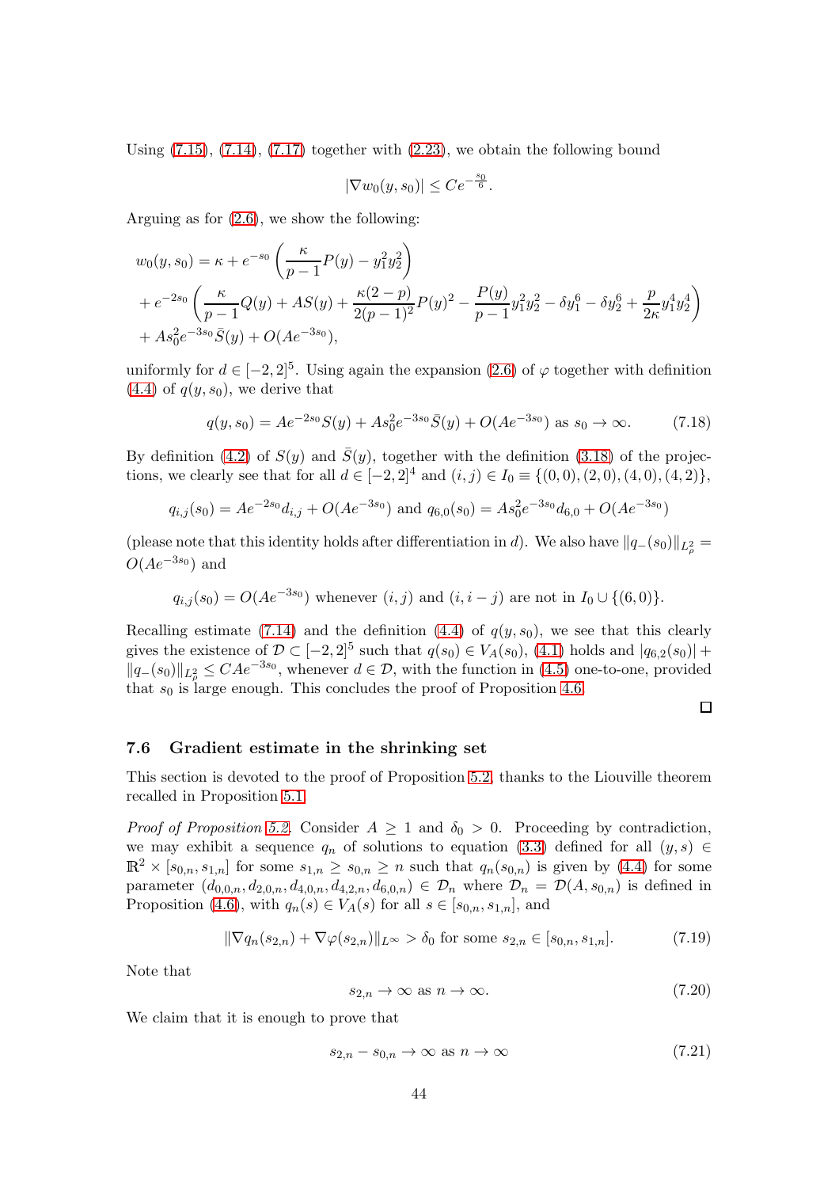Using (7.15), (7.14), (7.17) together with (2.23), we obtain the following bound

$$|\nabla w_0(y, s_0)| \leq Ce^{-\frac{s_0}{6}}.$$

Arguing as for (2.6), we show the following:

$$\begin{aligned}
& w_0(y,s_0) = \kappa + e^{-s_0}\left(\frac{\kappa}{p-1}P(y) - y_1^2 y_2^2\right) \\
& + e^{-2s_0}\left(\frac{\kappa}{p-1}Q(y) + AS(y) + \frac{\kappa(2-p)}{2(p-1)^2}P(y)^2 - \frac{P(y)}{p-1}y_1^2y_2^2 - \delta y_1^6 - \delta y_2^6 + \frac{p}{2\kappa}y_1^4y_2^4\right) \\
& + As_0^2 e^{-3s_0}\bar{S}(y) + O(Ae^{-3s_0}),
\end{aligned}$$

uniformly for $d \in [-2,2]^5$. Using again the expansion (2.6) of $\varphi$ together with definition (4.4) of $q(y,s_0)$, we derive that

$$q(y,s_0) = Ae^{-2s_0}S(y) + As_0^2e^{-3s_0}\bar{S}(y) + O(Ae^{-3s_0}) \text{ as } s_0 \to \infty. \tag{7.18}$$

By definition (4.2) of $S(y)$ and $\bar{S}(y)$, together with the definition (3.18) of the projections, we clearly see that for all $d \in [-2,2]^4$ and $(i,j) \in I_0 \equiv \{(0,0),(2,0),(4,0),(4,2)\}$,

$$q_{i,j}(s_0) = Ae^{-2s_0}d_{i,j} + O(Ae^{-3s_0}) \text{ and } q_{6,0}(s_0) = As_0^2e^{-3s_0}d_{6,0} + O(Ae^{-3s_0})$$

(please note that this identity holds after differentiation in $d$). We also have $\|q_-(s_0)\|_{L^2_\rho} = O(Ae^{-3s_0})$ and

$$q_{i,j}(s_0) = O(Ae^{-3s_0}) \text{ whenever } (i,j) \text{ and } (i,i-j) \text{ are not in } I_0 \cup \{(6,0)\}.$$

Recalling estimate (7.14) and the definition (4.4) of $q(y,s_0)$, we see that this clearly gives the existence of $\mathcal{D} \subset [-2,2]^5$ such that $q(s_0) \in V_A(s_0)$, (4.1) holds and $|q_{6,2}(s_0)| + \|q_-(s_0)\|_{L^2_\rho} \leq CAe^{-3s_0}$, whenever $d \in \mathcal{D}$, with the function in (4.5) one-to-one, provided that $s_0$ is large enough. This concludes the proof of Proposition 4.6.

□

### 7.6 Gradient estimate in the shrinking set

This section is devoted to the proof of Proposition 5.2, thanks to the Liouville theorem recalled in Proposition 5.1.

*Proof of Proposition 5.2.* Consider $A \geq 1$ and $\delta_0 > 0$. Proceeding by contradiction, we may exhibit a sequence $q_n$ of solutions to equation (3.3) defined for all $(y,s) \in \mathbb{R}^2 \times [s_{0,n}, s_{1,n}]$ for some $s_{1,n} \geq s_{0,n} \geq n$ such that $q_n(s_{0,n})$ is given by (4.4) for some parameter $(d_{0,0,n}, d_{2,0,n}, d_{4,0,n}, d_{4,2,n}, d_{6,0,n}) \in \mathcal{D}_n$ where $\mathcal{D}_n = \mathcal{D}(A, s_{0,n})$ is defined in Proposition (4.6), with $q_n(s) \in V_A(s)$ for all $s \in [s_{0,n}, s_{1,n}]$, and

$$\|\nabla q_n(s_{2,n}) + \nabla\varphi(s_{2,n})\|_{L^\infty} > \delta_0 \text{ for some } s_{2,n} \in [s_{0,n}, s_{1,n}]. \tag{7.19}$$

Note that

$$s_{2,n} \to \infty \text{ as } n \to \infty. \tag{7.20}$$

We claim that it is enough to prove that

$$s_{2,n} - s_{0,n} \to \infty \text{ as } n \to \infty \tag{7.21}$$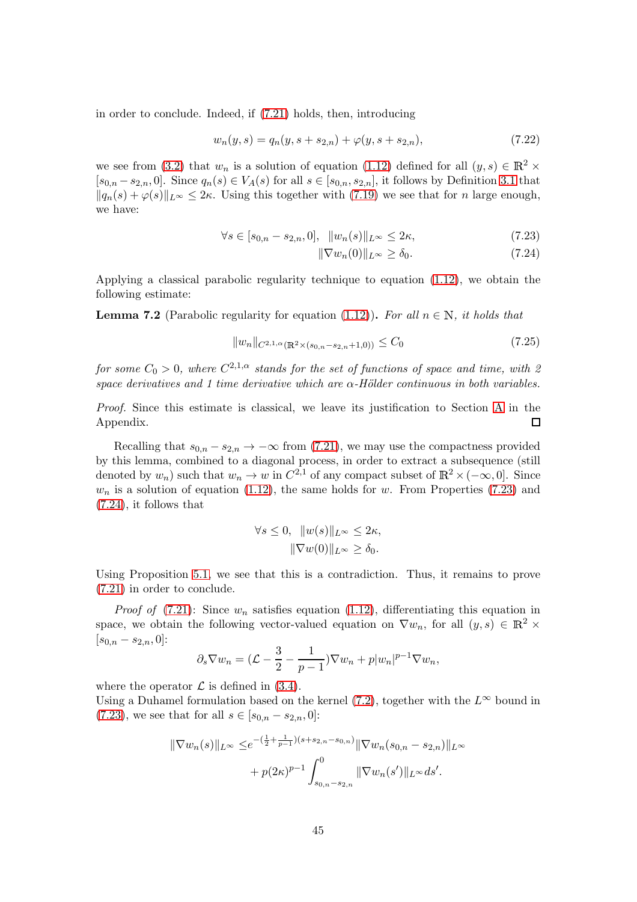in order to conclude. Indeed, if (7.21) holds, then, introducing

$$w_n(y,s) = q_n(y, s+s_{2,n}) + \varphi(y, s+s_{2,n}), \tag{7.22}$$

we see from (3.2) that $w_n$ is a solution of equation (1.12) defined for all $(y,s) \in \mathbb{R}^2 \times [s_{0,n} - s_{2,n}, 0]$. Since $q_n(s) \in V_A(s)$ for all $s \in [s_{0,n}, s_{2,n}]$, it follows by Definition 3.1 that $\|q_n(s) + \varphi(s)\|_{L^\infty} \le 2\kappa$. Using this together with (7.19) we see that for $n$ large enough, we have:

$$\forall s \in [s_{0,n} - s_{2,n}, 0], \;\; \|w_n(s)\|_{L^\infty} \le 2\kappa, \tag{7.23}$$

$$\|\nabla w_n(0)\|_{L^\infty} \ge \delta_0. \tag{7.24}$$

Applying a classical parabolic regularity technique to equation (1.12), we obtain the following estimate:

**Lemma 7.2** (Parabolic regularity for equation (1.12))**.** *For all $n \in \mathbb{N}$, it holds that*

$$\|w_n\|_{C^{2,1,\alpha}(\mathbb{R}^2 \times (s_{0,n} - s_{2,n}+1, 0))} \le C_0 \tag{7.25}$$

*for some $C_0 > 0$, where $C^{2,1,\alpha}$ stands for the set of functions of space and time, with 2 space derivatives and 1 time derivative which are $\alpha$-Hölder continuous in both variables.*

*Proof.* Since this estimate is classical, we leave its justification to Section A in the Appendix. $\square$

Recalling that $s_{0,n} - s_{2,n} \to -\infty$ from (7.21), we may use the compactness provided by this lemma, combined to a diagonal process, in order to extract a subsequence (still denoted by $w_n$) such that $w_n \to w$ in $C^{2,1}$ of any compact subset of $\mathbb{R}^2 \times (-\infty, 0]$. Since $w_n$ is a solution of equation (1.12), the same holds for $w$. From Properties (7.23) and (7.24), it follows that

$$\forall s \le 0, \;\; \|w(s)\|_{L^\infty} \le 2\kappa,$$
$$\|\nabla w(0)\|_{L^\infty} \ge \delta_0.$$

Using Proposition 5.1, we see that this is a contradiction. Thus, it remains to prove (7.21) in order to conclude.

*Proof of* (7.21): Since $w_n$ satisfies equation (1.12), differentiating this equation in space, we obtain the following vector-valued equation on $\nabla w_n$, for all $(y,s) \in \mathbb{R}^2 \times [s_{0,n} - s_{2,n}, 0]$:

$$\partial_s \nabla w_n = (\mathcal{L} - \frac{3}{2} - \frac{1}{p-1})\nabla w_n + p|w_n|^{p-1}\nabla w_n,$$

where the operator $\mathcal{L}$ is defined in (3.4).
Using a Duhamel formulation based on the kernel (7.2), together with the $L^\infty$ bound in (7.23), we see that for all $s \in [s_{0,n} - s_{2,n}, 0]$:

$$\|\nabla w_n(s)\|_{L^\infty} \le e^{-(\frac{1}{2}+\frac{1}{p-1})(s+s_{2,n}-s_{0,n})}\|\nabla w_n(s_{0,n} - s_{2,n})\|_{L^\infty} + p(2\kappa)^{p-1}\int_{s_{0,n}-s_{2,n}}^0 \|\nabla w_n(s')\|_{L^\infty} ds'.$$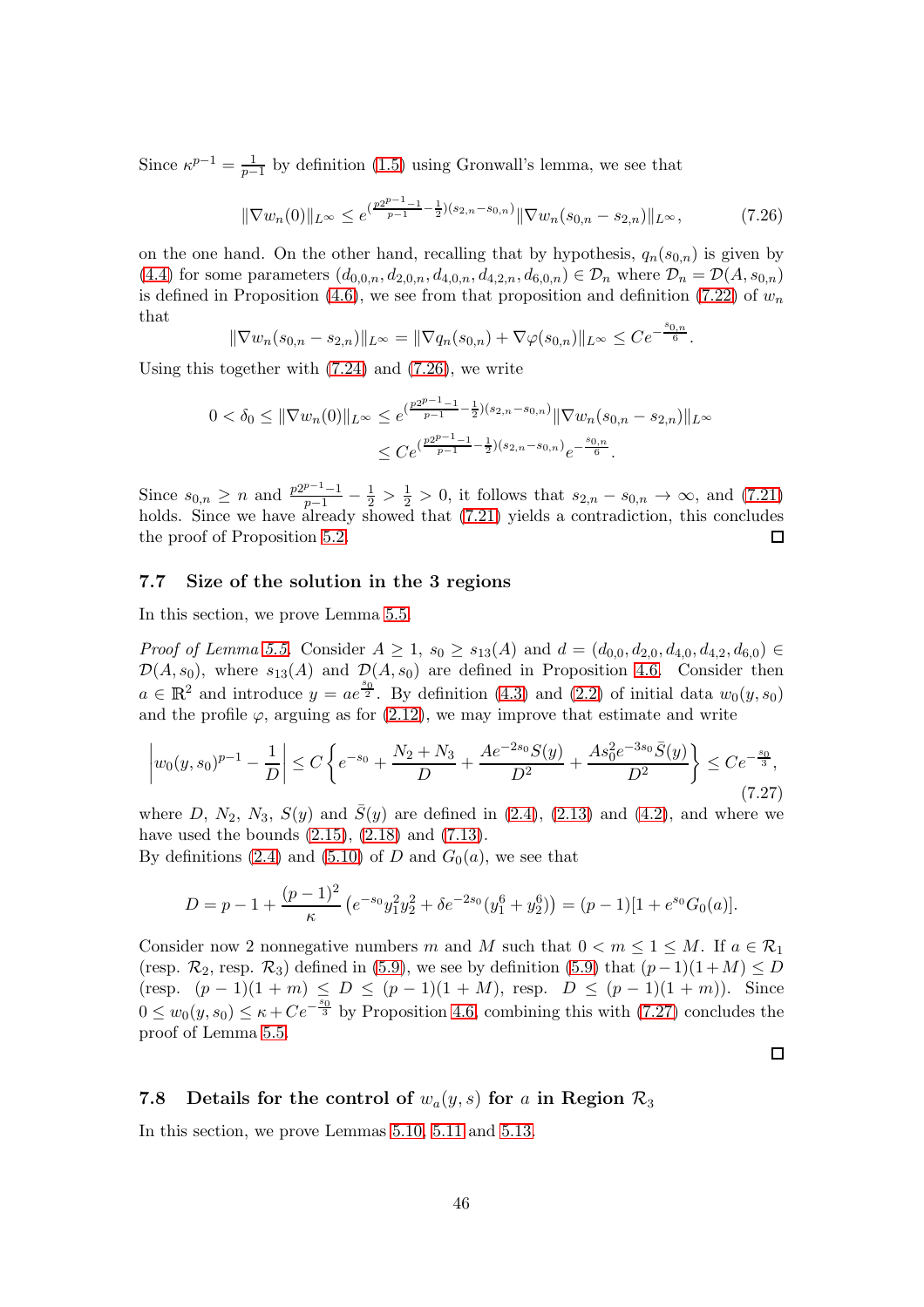Since $\kappa^{p-1} = \frac{1}{p-1}$ by definition (1.5) using Gronwall's lemma, we see that

$$\|\nabla w_n(0)\|_{L^\infty} \le e^{(\frac{p2^{p-1}-1}{p-1}-\frac{1}{2})(s_{2,n}-s_{0,n})}\|\nabla w_n(s_{0,n}-s_{2,n})\|_{L^\infty}, \tag{7.26}$$

on the one hand. On the other hand, recalling that by hypothesis, $q_n(s_{0,n})$ is given by (4.4) for some parameters $(d_{0,0,n}, d_{2,0,n}, d_{4,0,n}, d_{4,2,n}, d_{6,0,n}) \in \mathcal{D}_n$ where $\mathcal{D}_n = \mathcal{D}(A, s_{0,n})$ is defined in Proposition (4.6), we see from that proposition and definition (7.22) of $w_n$ that

$$\|\nabla w_n(s_{0,n}-s_{2,n})\|_{L^\infty} = \|\nabla q_n(s_{0,n}) + \nabla\varphi(s_{0,n})\|_{L^\infty} \le Ce^{-\frac{s_{0,n}}{6}}.$$

Using this together with (7.24) and (7.26), we write

$$\begin{aligned}
0 < \delta_0 \le \|\nabla w_n(0)\|_{L^\infty} &\le e^{(\frac{p2^{p-1}-1}{p-1}-\frac{1}{2})(s_{2,n}-s_{0,n})}\|\nabla w_n(s_{0,n}-s_{2,n})\|_{L^\infty} \\
&\le Ce^{(\frac{p2^{p-1}-1}{p-1}-\frac{1}{2})(s_{2,n}-s_{0,n})}e^{-\frac{s_{0,n}}{6}}.
\end{aligned}$$

Since $s_{0,n} \ge n$ and $\frac{p2^{p-1}-1}{p-1} - \frac{1}{2} > \frac{1}{2} > 0$, it follows that $s_{2,n} - s_{0,n} \to \infty$, and (7.21) holds. Since we have already showed that (7.21) yields a contradiction, this concludes the proof of Proposition 5.2. ☐

### 7.7 Size of the solution in the 3 regions

In this section, we prove Lemma 5.5.

*Proof of Lemma 5.5.* Consider $A \ge 1$, $s_0 \ge s_{13}(A)$ and $d = (d_{0,0}, d_{2,0}, d_{4,0}, d_{4,2}, d_{6,0}) \in \mathcal{D}(A, s_0)$, where $s_{13}(A)$ and $\mathcal{D}(A, s_0)$ are defined in Proposition 4.6. Consider then $a \in \mathbb{R}^2$ and introduce $y = ae^{\frac{s_0}{2}}$. By definition (4.3) and (2.2) of initial data $w_0(y, s_0)$ and the profile $\varphi$, arguing as for (2.12), we may improve that estimate and write

$$\left| w_0(y,s_0)^{p-1} - \frac{1}{D}\right| \le C\left\{e^{-s_0} + \frac{N_2+N_3}{D} + \frac{Ae^{-2s_0}S(y)}{D^2} + \frac{As_0^2e^{-3s_0}\bar{S}(y)}{D^2}\right\} \le Ce^{-\frac{s_0}{3}}, \tag{7.27}$$

where $D$, $N_2$, $N_3$, $S(y)$ and $\bar{S}(y)$ are defined in (2.4), (2.13) and (4.2), and where we have used the bounds (2.15), (2.18) and (7.13).

By definitions (2.4) and (5.10) of $D$ and $G_0(a)$, we see that

$$D = p - 1 + \frac{(p-1)^2}{\kappa}\left(e^{-s_0}y_1^2y_2^2 + \delta e^{-2s_0}(y_1^6 + y_2^6)\right) = (p-1)[1 + e^{s_0}G_0(a)].$$

Consider now 2 nonnegative numbers $m$ and $M$ such that $0 < m \le 1 \le M$. If $a \in \mathcal{R}_1$ (resp. $\mathcal{R}_2$, resp. $\mathcal{R}_3$) defined in (5.9), we see by definition (5.9) that $(p-1)(1+M) \le D$ (resp. $(p-1)(1+m) \le D \le (p-1)(1+M)$, resp. $D \le (p-1)(1+m)$). Since $0 \le w_0(y, s_0) \le \kappa + Ce^{-\frac{s_0}{3}}$ by Proposition 4.6, combining this with (7.27) concludes the proof of Lemma 5.5.

☐

### 7.8 Details for the control of $w_a(y, s)$ for $a$ in Region $\mathcal{R}_3$

In this section, we prove Lemmas 5.10, 5.11 and 5.13.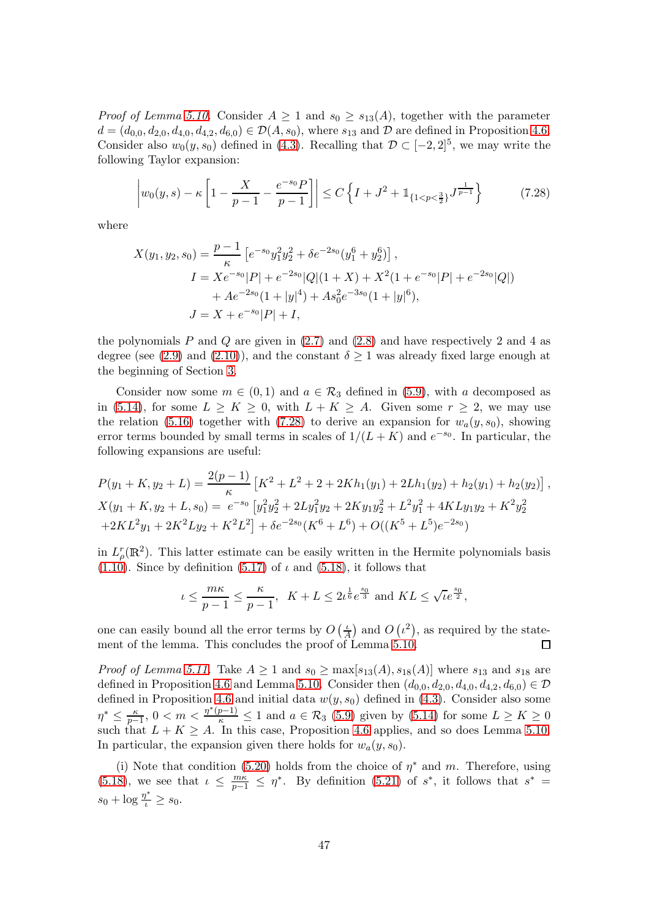*Proof of Lemma 5.10.* Consider $A \geq 1$ and $s_0 \geq s_{13}(A)$, together with the parameter $d = (d_{0,0}, d_{2,0}, d_{4,0}, d_{4,2}, d_{6,0}) \in \mathcal{D}(A, s_0)$, where $s_{13}$ and $\mathcal{D}$ are defined in Proposition 4.6. Consider also $w_0(y, s_0)$ defined in (4.3). Recalling that $\mathcal{D} \subset [-2, 2]^5$, we may write the following Taylor expansion:

$$\left| w_0(y,s) - \kappa \left[ 1 - \frac{X}{p-1} - \frac{e^{-s_0} P}{p-1} \right] \right| \leq C \left\{ I + J^2 + \mathbb{1}_{\{1<p<\frac{3}{2}\}} J^{\frac{1}{p-1}} \right\} \tag{7.28}$$

where

$$X(y_1, y_2, s_0) = \frac{p-1}{\kappa} \left[ e^{-s_0} y_1^2 y_2^2 + \delta e^{-2s_0} (y_1^6 + y_2^6) \right],$$

$$I = X e^{-s_0} |P| + e^{-2s_0} |Q| (1 + X) + X^2 (1 + e^{-s_0} |P| + e^{-2s_0} |Q|)$$
$$+ A e^{-2s_0} (1 + |y|^4) + A s_0^2 e^{-3s_0} (1 + |y|^6),$$

$$J = X + e^{-s_0} |P| + I,$$

the polynomials $P$ and $Q$ are given in (2.7) and (2.8) and have respectively 2 and 4 as degree (see (2.9) and (2.10)), and the constant $\delta \geq 1$ was already fixed large enough at the beginning of Section 3.

Consider now some $m \in (0,1)$ and $a \in \mathcal{R}_3$ defined in (5.9), with $a$ decomposed as in (5.14), for some $L \geq K \geq 0$, with $L + K \geq A$. Given some $r \geq 2$, we may use the relation (5.16) together with (7.28) to derive an expansion for $w_a(y, s_0)$, showing error terms bounded by small terms in scales of $1/(L+K)$ and $e^{-s_0}$. In particular, the following expansions are useful:

$$P(y_1 + K, y_2 + L) = \frac{2(p-1)}{\kappa} \left[ K^2 + L^2 + 2 + 2K h_1(y_1) + 2L h_1(y_2) + h_2(y_1) + h_2(y_2) \right],$$

$$X(y_1 + K, y_2 + L, s_0) = \ e^{-s_0} \left[ y_1^2 y_2^2 + 2L y_1^2 y_2 + 2K y_1 y_2^2 + L^2 y_1^2 + 4KL y_1 y_2 + K^2 y_2^2 \right.$$
$$\left. + 2KL^2 y_1 + 2K^2 L y_2 + K^2 L^2 \right] + \delta e^{-2s_0} (K^6 + L^6) + O((K^5 + L^5) e^{-2s_0})$$

in $L^r_\rho(\mathbb{R}^2)$. This latter estimate can be easily written in the Hermite polynomials basis (1.10). Since by definition (5.17) of $\iota$ and (5.18), it follows that

$$\iota \leq \frac{m\kappa}{p-1} \leq \frac{\kappa}{p-1}, \ \ K + L \leq 2\iota^{\frac{1}{6}} e^{\frac{s_0}{3}} \text{ and } KL \leq \sqrt{\iota} e^{\frac{s_0}{2}},$$

one can easily bound all the error terms by $O\left(\frac{\iota}{A}\right)$ and $O\left(\iota^2\right)$, as required by the statement of the lemma. This concludes the proof of Lemma 5.10. □

*Proof of Lemma 5.11.* Take $A \geq 1$ and $s_0 \geq \max[s_{13}(A), s_{18}(A)]$ where $s_{13}$ and $s_{18}$ are defined in Proposition 4.6 and Lemma 5.10. Consider then $(d_{0,0}, d_{2,0}, d_{4,0}, d_{4,2}, d_{6,0}) \in \mathcal{D}$ defined in Proposition 4.6 and initial data $w(y, s_0)$ defined in (4.3). Consider also some $\eta^* \leq \frac{\kappa}{p-1}$, $0 < m < \frac{\eta^*(p-1)}{\kappa} \leq 1$ and $a \in \mathcal{R}_3$ (5.9) given by (5.14) for some $L \geq K \geq 0$ such that $L + K \geq A$. In this case, Proposition 4.6 applies, and so does Lemma 5.10. In particular, the expansion given there holds for $w_a(y, s_0)$.

(i) Note that condition (5.20) holds from the choice of $\eta^*$ and $m$. Therefore, using (5.18), we see that $\iota \leq \frac{m\kappa}{p-1} \leq \eta^*$. By definition (5.21) of $s^*$, it follows that $s^* = s_0 + \log \frac{\eta^*}{\iota} \geq s_0$.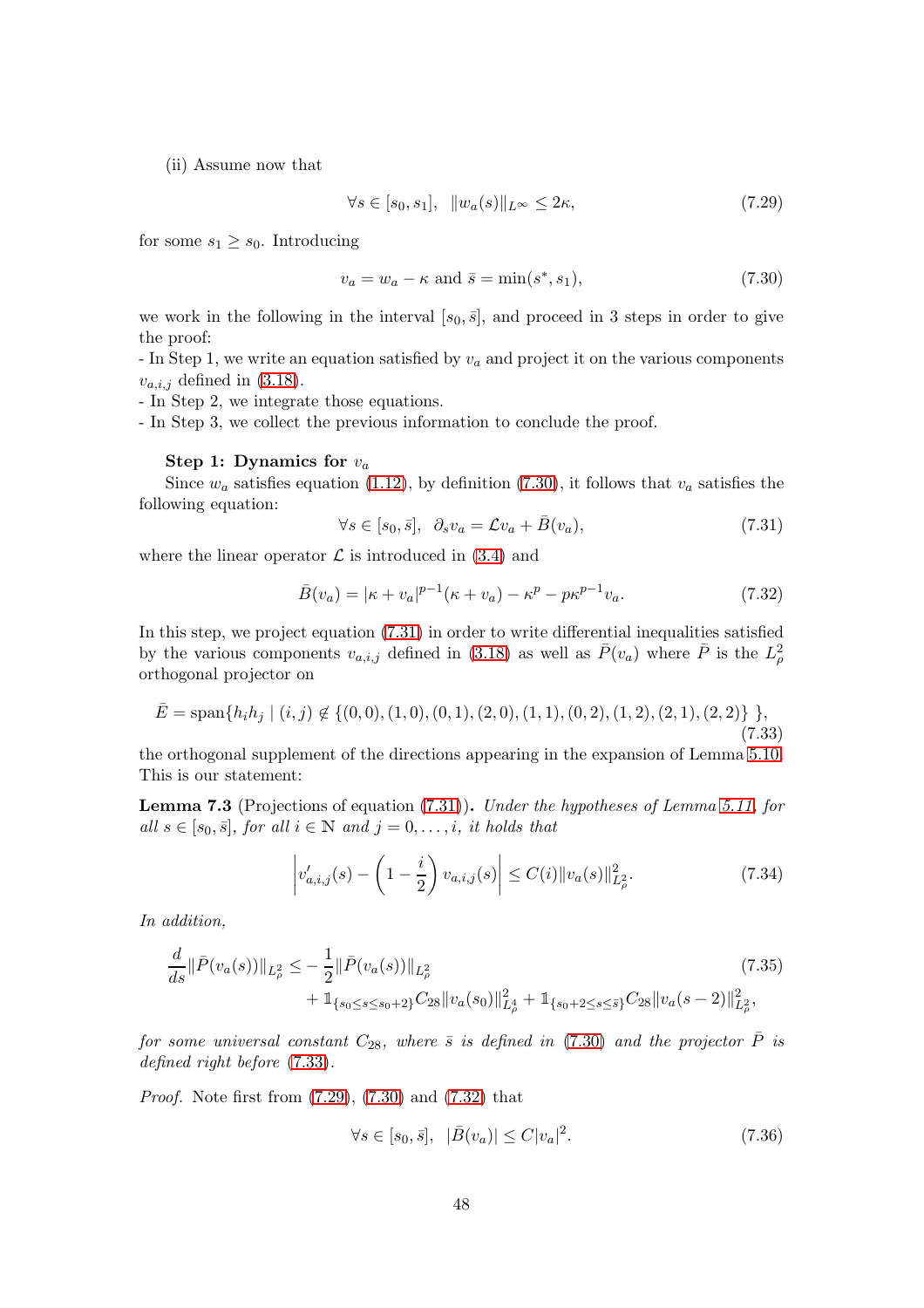(ii) Assume now that

$$\forall s \in [s_0, s_1], \quad \|w_a(s)\|_{L^\infty} \leq 2\kappa, \tag{7.29}$$

for some $s_1 \geq s_0$. Introducing

$$v_a = w_a - \kappa \text{ and } \bar{s} = \min(s^*, s_1), \tag{7.30}$$

we work in the following in the interval $[s_0, \bar{s}]$, and proceed in 3 steps in order to give the proof:
- In Step 1, we write an equation satisfied by $v_a$ and project it on the various components $v_{a,i,j}$ defined in (3.18).
- In Step 2, we integrate those equations.
- In Step 3, we collect the previous information to conclude the proof.

**Step 1: Dynamics for $v_a$**

Since $w_a$ satisfies equation (1.12), by definition (7.30), it follows that $v_a$ satisfies the following equation:

$$\forall s \in [s_0, \bar{s}], \quad \partial_s v_a = \mathcal{L} v_a + \bar{B}(v_a), \tag{7.31}$$

where the linear operator $\mathcal{L}$ is introduced in (3.4) and

$$\bar{B}(v_a) = |\kappa + v_a|^{p-1}(\kappa + v_a) - \kappa^p - p\kappa^{p-1} v_a. \tag{7.32}$$

In this step, we project equation (7.31) in order to write differential inequalities satisfied by the various components $v_{a,i,j}$ defined in (3.18) as well as $\bar{P}(v_a)$ where $\bar{P}$ is the $L^2_\rho$ orthogonal projector on

$$\bar{E} = \text{span}\{h_i h_j \mid (i,j) \notin \{(0,0),(1,0),(0,1),(2,0),(1,1),(0,2),(1,2),(2,1),(2,2)\}\ \}, \tag{7.33}$$

the orthogonal supplement of the directions appearing in the expansion of Lemma 5.10. This is our statement:

**Lemma 7.3** (Projections of equation (7.31))**.** *Under the hypotheses of Lemma 5.11, for all $s \in [s_0, \bar{s}]$, for all $i \in \mathbb{N}$ and $j = 0, \dots, i$, it holds that*

$$\left| v'_{a,i,j}(s) - \left(1 - \frac{i}{2}\right) v_{a,i,j}(s) \right| \leq C(i) \|v_a(s)\|^2_{L^2_\rho}. \tag{7.34}$$

*In addition,*

$$\begin{aligned} \frac{d}{ds}\|\bar{P}(v_a(s))\|_{L^2_\rho} \leq &-\frac{1}{2}\|\bar{P}(v_a(s))\|_{L^2_\rho} \\ &+ \mathbb{1}_{\{s_0 \leq s \leq s_0+2\}} C_{28} \|v_a(s_0)\|^2_{L^4_\rho} + \mathbb{1}_{\{s_0+2 \leq s \leq \bar{s}\}} C_{28} \|v_a(s-2)\|^2_{L^2_\rho}, \end{aligned} \tag{7.35}$$

*for some universal constant $C_{28}$, where $\bar{s}$ is defined in (7.30) and the projector $\bar{P}$ is defined right before (7.33).*

*Proof.* Note first from (7.29), (7.30) and (7.32) that

$$\forall s \in [s_0, \bar{s}], \quad |\bar{B}(v_a)| \leq C|v_a|^2. \tag{7.36}$$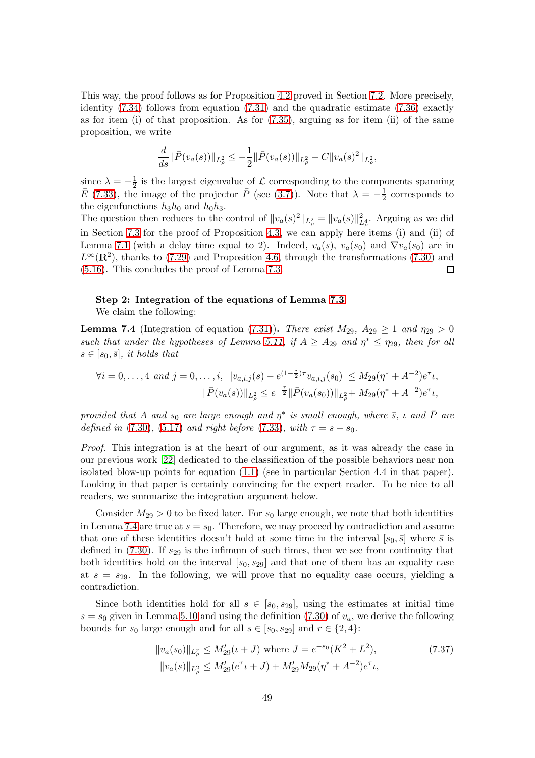This way, the proof follows as for Proposition 4.2 proved in Section 7.2. More precisely, identity (7.34) follows from equation (7.31) and the quadratic estimate (7.36) exactly as for item (i) of that proposition. As for (7.35), arguing as for item (ii) of the same proposition, we write

$$\frac{d}{ds}\|\bar{P}(v_a(s))\|_{L^2_\rho} \leq -\frac{1}{2}\|\bar{P}(v_a(s))\|_{L^2_\rho} + C\|v_a(s)^2\|_{L^2_\rho},$$

since $\lambda = -\frac{1}{2}$ is the largest eigenvalue of $\mathcal{L}$ corresponding to the components spanning $\bar{E}$ (7.33), the image of the projector $\bar{P}$ (see (3.7)). Note that $\lambda = -\frac{1}{2}$ corresponds to the eigenfunctions $h_3h_0$ and $h_0h_3$.

The question then reduces to the control of $\|v_a(s)^2\|_{L^2_\rho} = \|v_a(s)\|^2_{L^4_\rho}$. Arguing as we did in Section 7.3 for the proof of Proposition 4.3, we can apply here items (i) and (ii) of Lemma 7.1 (with a delay time equal to 2). Indeed, $v_a(s)$, $v_a(s_0)$ and $\nabla v_a(s_0)$ are in $L^\infty(\mathbb{R}^2)$, thanks to (7.29) and Proposition 4.6, through the transformations (7.30) and (5.16). This concludes the proof of Lemma 7.3. □

**Step 2: Integration of the equations of Lemma 7.3**

We claim the following:

**Lemma 7.4** (Integration of equation (7.31))**.** *There exist $M_{29}$, $A_{29} \geq 1$ and $\eta_{29} > 0$ such that under the hypotheses of Lemma 5.11, if $A \geq A_{29}$ and $\eta^* \leq \eta_{29}$, then for all $s \in [s_0, \bar{s}]$, it holds that*

$$\forall i = 0, \dots, 4 \text{ and } j = 0, \dots, i, \;\; |v_{a,i,j}(s) - e^{(1-\frac{i}{2})\tau} v_{a,i,j}(s_0)| \leq M_{29}(\eta^* + A^{-2})e^\tau \iota,$$
$$\|\bar{P}(v_a(s))\|_{L^2_\rho} \leq e^{-\frac{\tau}{2}}\|\bar{P}(v_a(s_0))\|_{L^2_\rho} + M_{29}(\eta^* + A^{-2})e^\tau \iota,$$

*provided that $A$ and $s_0$ are large enough and $\eta^*$ is small enough, where $\bar{s}$, $\iota$ and $\bar{P}$ are defined in (7.30), (5.17) and right before (7.33), with $\tau = s - s_0$.*

*Proof.* This integration is at the heart of our argument, as it was already the case in our previous work [22] dedicated to the classification of the possible behaviors near non isolated blow-up points for equation (1.1) (see in particular Section 4.4 in that paper). Looking in that paper is certainly convincing for the expert reader. To be nice to all readers, we summarize the integration argument below.

Consider $M_{29} > 0$ to be fixed later. For $s_0$ large enough, we note that both identities in Lemma 7.4 are true at $s = s_0$. Therefore, we may proceed by contradiction and assume that one of these identities doesn't hold at some time in the interval $[s_0, \bar{s}]$ where $\bar{s}$ is defined in (7.30). If $s_{29}$ is the infimum of such times, then we see from continuity that both identities hold on the interval $[s_0, s_{29}]$ and that one of them has an equality case at $s = s_{29}$. In the following, we will prove that no equality case occurs, yielding a contradiction.

Since both identities hold for all $s \in [s_0, s_{29}]$, using the estimates at initial time $s = s_0$ given in Lemma 5.10 and using the definition (7.30) of $v_a$, we derive the following bounds for $s_0$ large enough and for all $s \in [s_0, s_{29}]$ and $r \in \{2, 4\}$:

$$\begin{aligned}
&\|v_a(s_0)\|_{L^r_\rho} \leq M'_{29}(\iota + J) \text{ where } J = e^{-s_0}(K^2 + L^2), \\
&\|v_a(s)\|_{L^2_\rho} \leq M'_{29}(e^\tau \iota + J) + M'_{29}M_{29}(\eta^* + A^{-2})e^\tau \iota,
\end{aligned} \tag{7.37}$$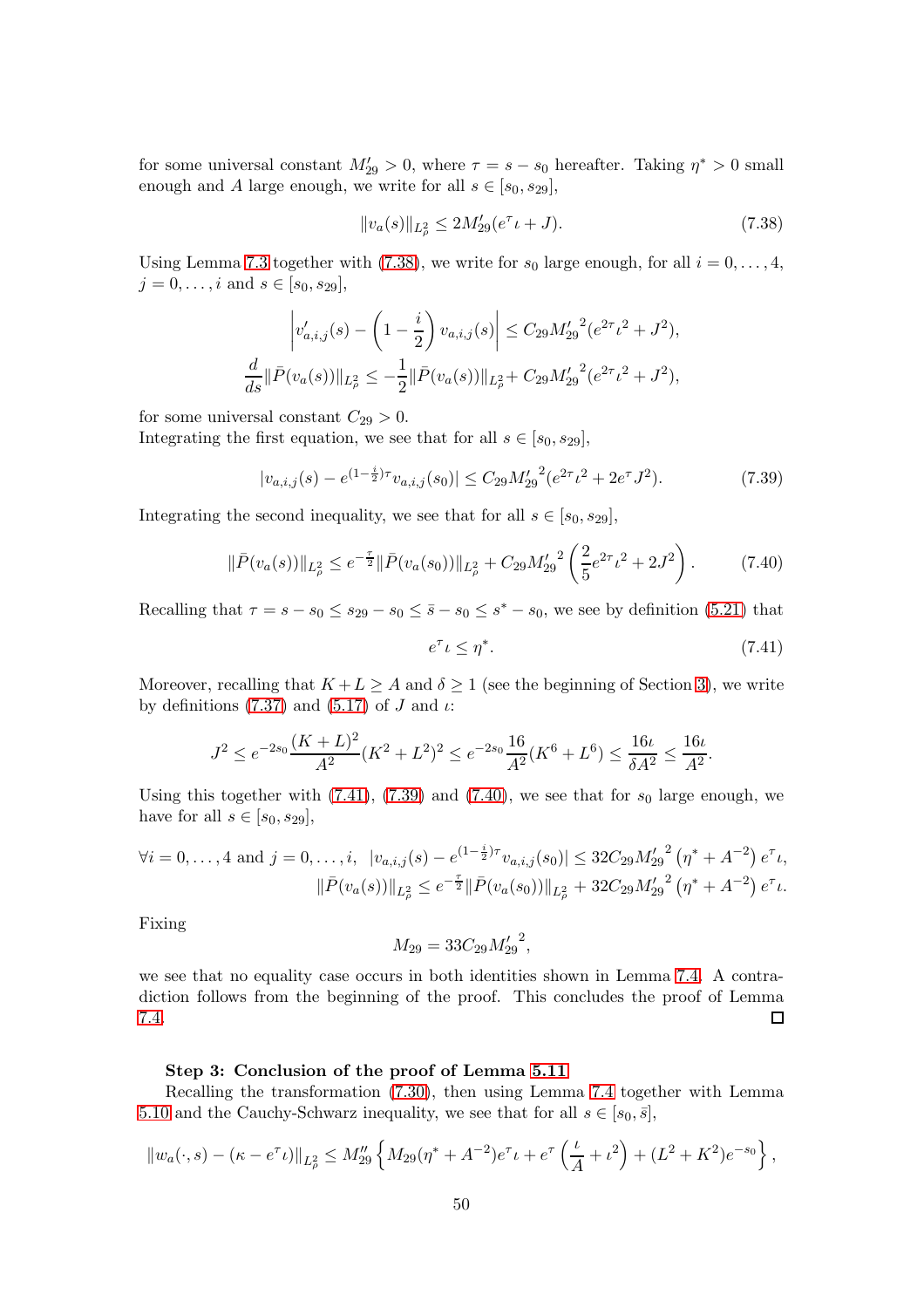for some universal constant $M'_{29} > 0$, where $\tau = s - s_0$ hereafter. Taking $\eta^* > 0$ small enough and $A$ large enough, we write for all $s \in [s_0, s_{29}]$,

$$\|v_a(s)\|_{L^2_\rho} \le 2M'_{29}(e^\tau \iota + J). \tag{7.38}$$

Using Lemma 7.3 together with (7.38), we write for $s_0$ large enough, for all $i = 0, \dots, 4$, $j = 0, \dots, i$ and $s \in [s_0, s_{29}]$,

$$\left| v'_{a,i,j}(s) - \left(1 - \frac{i}{2}\right) v_{a,i,j}(s) \right| \le C_{29} {M'_{29}}^2 (e^{2\tau}\iota^2 + J^2),$$

$$\frac{d}{ds}\|\bar{P}(v_a(s))\|_{L^2_\rho} \le -\frac{1}{2}\|\bar{P}(v_a(s))\|_{L^2_\rho} + C_{29} {M'_{29}}^2 (e^{2\tau}\iota^2 + J^2),$$

for some universal constant $C_{29} > 0$.
Integrating the first equation, we see that for all $s \in [s_0, s_{29}]$,

$$|v_{a,i,j}(s) - e^{(1-\frac{i}{2})\tau} v_{a,i,j}(s_0)| \le C_{29} {M'_{29}}^2 (e^{2\tau}\iota^2 + 2e^\tau J^2). \tag{7.39}$$

Integrating the second inequality, we see that for all $s \in [s_0, s_{29}]$,

$$\|\bar{P}(v_a(s))\|_{L^2_\rho} \le e^{-\frac{\tau}{2}} \|\bar{P}(v_a(s_0))\|_{L^2_\rho} + C_{29} {M'_{29}}^2 \left( \frac{2}{5} e^{2\tau}\iota^2 + 2J^2 \right). \tag{7.40}$$

Recalling that $\tau = s - s_0 \le s_{29} - s_0 \le \bar{s} - s_0 \le s^* - s_0$, we see by definition (5.21) that

$$e^\tau \iota \le \eta^*. \tag{7.41}$$

Moreover, recalling that $K + L \ge A$ and $\delta \ge 1$ (see the beginning of Section 3), we write by definitions (7.37) and (5.17) of $J$ and $\iota$:

$$J^2 \le e^{-2s_0} \frac{(K+L)^2}{A^2} (K^2 + L^2)^2 \le e^{-2s_0} \frac{16}{A^2} (K^6 + L^6) \le \frac{16\iota}{\delta A^2} \le \frac{16\iota}{A^2}.$$

Using this together with (7.41), (7.39) and (7.40), we see that for $s_0$ large enough, we have for all $s \in [s_0, s_{29}]$,

$$\forall i = 0, \dots, 4 \text{ and } j = 0, \dots, i, \ \ |v_{a,i,j}(s) - e^{(1-\frac{i}{2})\tau} v_{a,i,j}(s_0)| \le 32 C_{29} {M'_{29}}^2 \left(\eta^* + A^{-2}\right) e^\tau \iota,$$

$$\|\bar{P}(v_a(s))\|_{L^2_\rho} \le e^{-\frac{\tau}{2}} \|\bar{P}(v_a(s_0))\|_{L^2_\rho} + 32 C_{29} {M'_{29}}^2 \left(\eta^* + A^{-2}\right) e^\tau \iota.$$

Fixing

$$M_{29} = 33 C_{29} {M'_{29}}^2,$$

we see that no equality case occurs in both identities shown in Lemma 7.4. A contradiction follows from the beginning of the proof. This concludes the proof of Lemma 7.4. $\square$

**Step 3: Conclusion of the proof of Lemma 5.11**

Recalling the transformation (7.30), then using Lemma 7.4 together with Lemma 5.10 and the Cauchy-Schwarz inequality, we see that for all $s \in [s_0, \bar{s}]$,

$$\|w_a(\cdot, s) - (\kappa - e^\tau \iota)\|_{L^2_\rho} \le M''_{29} \left\{ M_{29}(\eta^* + A^{-2}) e^\tau \iota + e^\tau \left( \frac{\iota}{A} + \iota^2 \right) + (L^2 + K^2) e^{-s_0} \right\},$$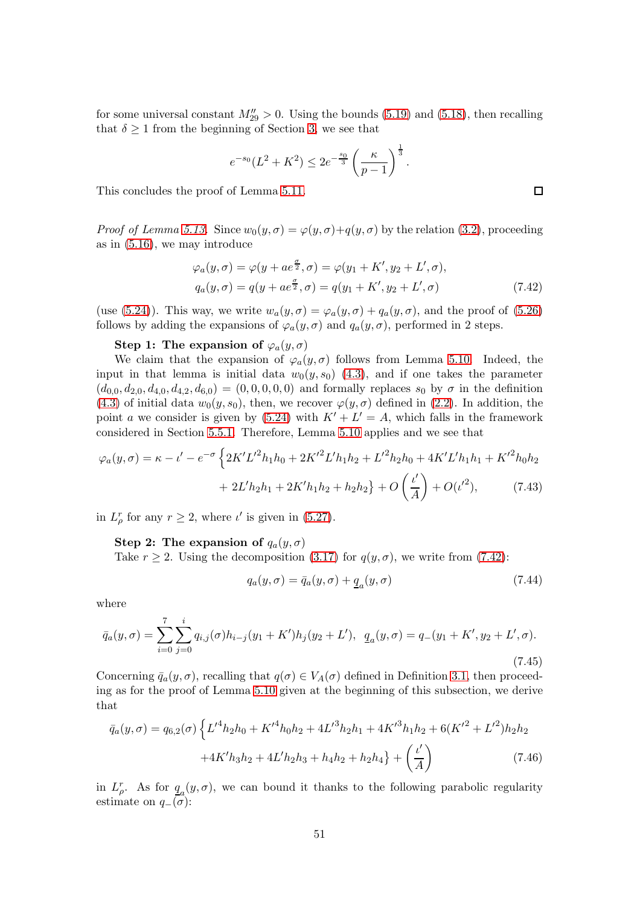for some universal constant $M''_{29} > 0$. Using the bounds (5.19) and (5.18), then recalling that $\delta \geq 1$ from the beginning of Section 3, we see that

$$e^{-s_0}(L^2 + K^2) \leq 2e^{-\frac{s_0}{3}} \left(\frac{\kappa}{p-1}\right)^{\frac{1}{3}}.$$

This concludes the proof of Lemma 5.11. ◻

*Proof of Lemma 5.13.* Since $w_0(y,\sigma) = \varphi(y,\sigma) + q(y,\sigma)$ by the relation (3.2), proceeding as in (5.16), we may introduce

$$\varphi_a(y,\sigma) = \varphi(y + ae^{\frac{\sigma}{2}}, \sigma) = \varphi(y_1 + K', y_2 + L', \sigma),$$
$$q_a(y,\sigma) = q(y + ae^{\frac{\sigma}{2}}, \sigma) = q(y_1 + K', y_2 + L', \sigma) \tag{7.42}$$

(use (5.24)). This way, we write $w_a(y,\sigma) = \varphi_a(y,\sigma) + q_a(y,\sigma)$, and the proof of (5.26) follows by adding the expansions of $\varphi_a(y,\sigma)$ and $q_a(y,\sigma)$, performed in 2 steps.

**Step 1: The expansion of $\varphi_a(y,\sigma)$**

We claim that the expansion of $\varphi_a(y,\sigma)$ follows from Lemma 5.10. Indeed, the input in that lemma is initial data $w_0(y,s_0)$ (4.3), and if one takes the parameter $(d_{0,0}, d_{2,0}, d_{4,0}, d_{4,2}, d_{6,0}) = (0,0,0,0,0)$ and formally replaces $s_0$ by $\sigma$ in the definition (4.3) of initial data $w_0(y,s_0)$, then, we recover $\varphi(y,\sigma)$ defined in (2.2). In addition, the point $a$ we consider is given by (5.24) with $K' + L' = A$, which falls in the framework considered in Section 5.5.1. Therefore, Lemma 5.10 applies and we see that

$$\begin{aligned}
\varphi_a(y,\sigma) = \kappa - \iota' - e^{-\sigma}\Big\{ & 2K'L'^2 h_1h_0 + 2K'^2L'h_1h_2 + L'^2h_2h_0 + 4K'L'h_1h_1 + K'^2h_0h_2 \\
& + 2L'h_2h_1 + 2K'h_1h_2 + h_2h_2\Big\} + O\left(\frac{\iota'}{A}\right) + O(\iota'^2),
\end{aligned} \tag{7.43}$$

in $L^r_\rho$ for any $r \geq 2$, where $\iota'$ is given in (5.27).

**Step 2: The expansion of $q_a(y,\sigma)$**

Take $r \geq 2$. Using the decomposition (3.17) for $q(y,\sigma)$, we write from (7.42):

$$q_a(y,\sigma) = \bar{q}_a(y,\sigma) + \underline{q}_a(y,\sigma) \tag{7.44}$$

where

$$\bar{q}_a(y,\sigma) = \sum_{i=0}^{7}\sum_{j=0}^{i} q_{i,j}(\sigma) h_{i-j}(y_1 + K')h_j(y_2 + L'), \quad \underline{q}_a(y,\sigma) = q_-(y_1 + K', y_2 + L', \sigma). \tag{7.45}$$

Concerning $\bar{q}_a(y,\sigma)$, recalling that $q(\sigma) \in V_A(\sigma)$ defined in Definition 3.1, then proceeding as for the proof of Lemma 5.10 given at the beginning of this subsection, we derive that

$$\begin{aligned}
\bar{q}_a(y,\sigma) = q_{6,2}(\sigma)\Big\{ & L'^4h_2h_0 + K'^4h_0h_2 + 4L'^3h_2h_1 + 4K'^3h_1h_2 + 6(K'^2 + L'^2)h_2h_2 \\
& + 4K'h_3h_2 + 4L'h_2h_3 + h_4h_2 + h_2h_4\Big\} + \left(\frac{\iota'}{A}\right)
\end{aligned} \tag{7.46}$$

in $L^r_\rho$. As for $\underline{q}_a(y,\sigma)$, we can bound it thanks to the following parabolic regularity estimate on $q_-(\sigma)$: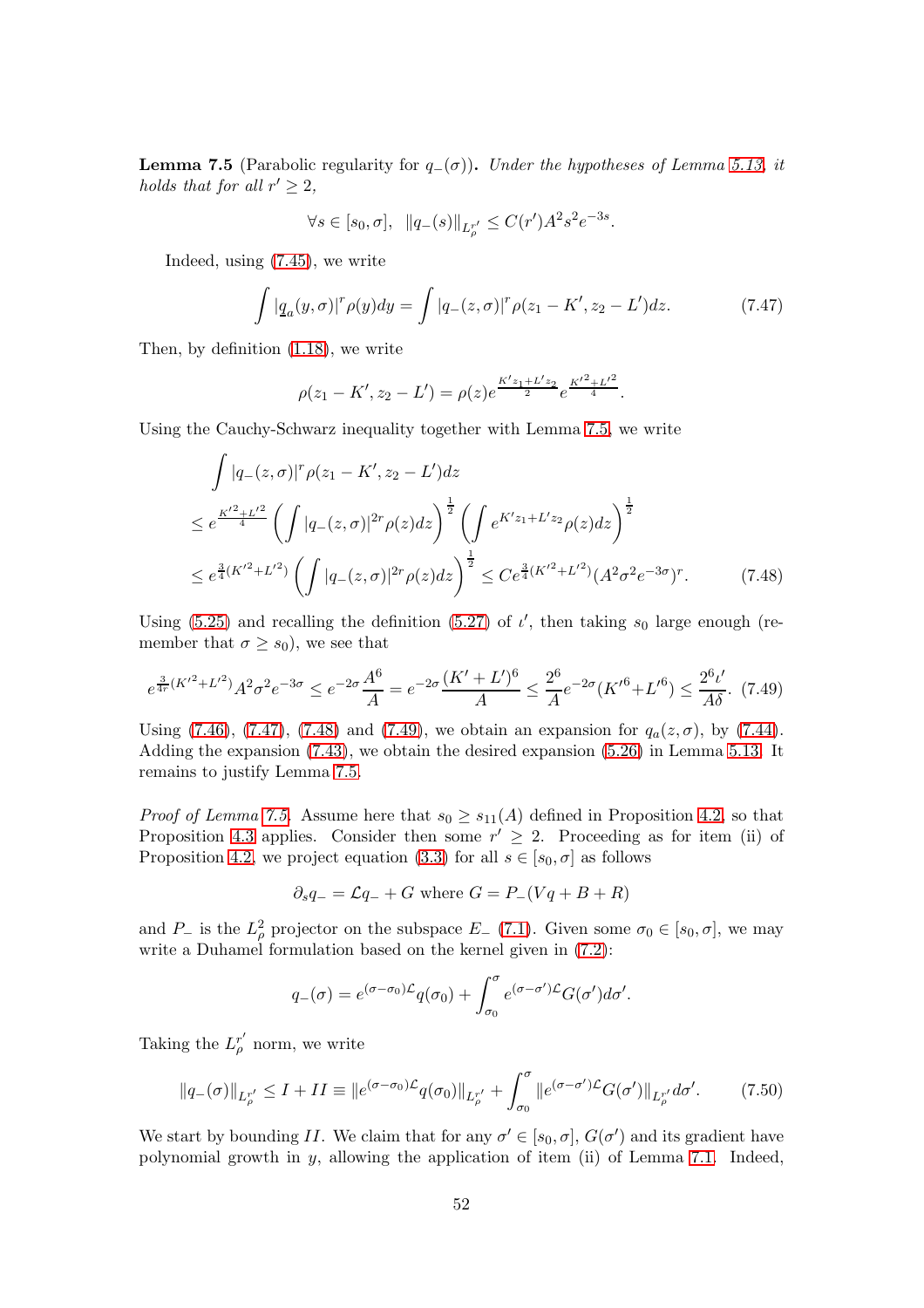**Lemma 7.5** (Parabolic regularity for $q_-(\sigma)$)**.** *Under the hypotheses of Lemma 5.13, it holds that for all $r' \geq 2$,*

$$\forall s \in [s_0, \sigma], \quad \|q_-(s)\|_{L^{r'}_\rho} \leq C(r') A^2 s^2 e^{-3s}.$$

Indeed, using (7.45), we write

$$\int |\underline{q}_a(y,\sigma)|^r \rho(y) dy = \int |q_-(z,\sigma)|^r \rho(z_1 - K', z_2 - L') dz. \tag{7.47}$$

Then, by definition (1.18), we write

$$\rho(z_1 - K', z_2 - L') = \rho(z) e^{\frac{K' z_1 + L' z_2}{2}} e^{\frac{K'^2 + L'^2}{4}}.$$

Using the Cauchy-Schwarz inequality together with Lemma 7.5, we write

$$\begin{aligned}
&\int |q_-(z,\sigma)|^r \rho(z_1 - K', z_2 - L') dz \\
&\leq e^{\frac{K'^2 + L'^2}{4}} \left( \int |q_-(z,\sigma)|^{2r} \rho(z) dz \right)^{\frac{1}{2}} \left( \int e^{K' z_1 + L' z_2} \rho(z) dz \right)^{\frac{1}{2}} \\
&\leq e^{\frac{3}{4}(K'^2 + L'^2)} \left( \int |q_-(z,\sigma)|^{2r} \rho(z) dz \right)^{\frac{1}{2}} \leq C e^{\frac{3}{4}(K'^2 + L'^2)} (A^2 \sigma^2 e^{-3\sigma})^r.
\end{aligned} \tag{7.48}$$

Using (5.25) and recalling the definition (5.27) of $\iota'$, then taking $s_0$ large enough (remember that $\sigma \geq s_0$), we see that

$$e^{\frac{3}{4r}(K'^2 + L'^2)} A^2 \sigma^2 e^{-3\sigma} \leq e^{-2\sigma} \frac{A^6}{A} = e^{-2\sigma} \frac{(K' + L')^6}{A} \leq \frac{2^6}{A} e^{-2\sigma} (K'^6 + L'^6) \leq \frac{2^6 \iota'}{A\delta}. \tag{7.49}$$

Using (7.46), (7.47), (7.48) and (7.49), we obtain an expansion for $q_a(z,\sigma)$, by (7.44). Adding the expansion (7.43), we obtain the desired expansion (5.26) in Lemma 5.13. It remains to justify Lemma 7.5.

*Proof of Lemma 7.5.* Assume here that $s_0 \geq s_{11}(A)$ defined in Proposition 4.2, so that Proposition 4.3 applies. Consider then some $r' \geq 2$. Proceeding as for item (ii) of Proposition 4.2, we project equation (3.3) for all $s \in [s_0, \sigma]$ as follows

$$\partial_s q_- = \mathcal{L} q_- + G \text{ where } G = P_-(Vq + B + R)$$

and $P_-$ is the $L^2_\rho$ projector on the subspace $E_-$ (7.1). Given some $\sigma_0 \in [s_0, \sigma]$, we may write a Duhamel formulation based on the kernel given in (7.2):

$$q_-(\sigma) = e^{(\sigma - \sigma_0)\mathcal{L}} q(\sigma_0) + \int_{\sigma_0}^{\sigma} e^{(\sigma - \sigma')\mathcal{L}} G(\sigma') d\sigma'.$$

Taking the $L^{r'}_\rho$ norm, we write

$$\|q_-(\sigma)\|_{L^{r'}_\rho} \leq I + II \equiv \|e^{(\sigma - \sigma_0)\mathcal{L}} q(\sigma_0)\|_{L^{r'}_\rho} + \int_{\sigma_0}^{\sigma} \|e^{(\sigma - \sigma')\mathcal{L}} G(\sigma')\|_{L^{r'}_\rho} d\sigma'. \tag{7.50}$$

We start by bounding $II$. We claim that for any $\sigma' \in [s_0, \sigma]$, $G(\sigma')$ and its gradient have polynomial growth in $y$, allowing the application of item (ii) of Lemma 7.1. Indeed,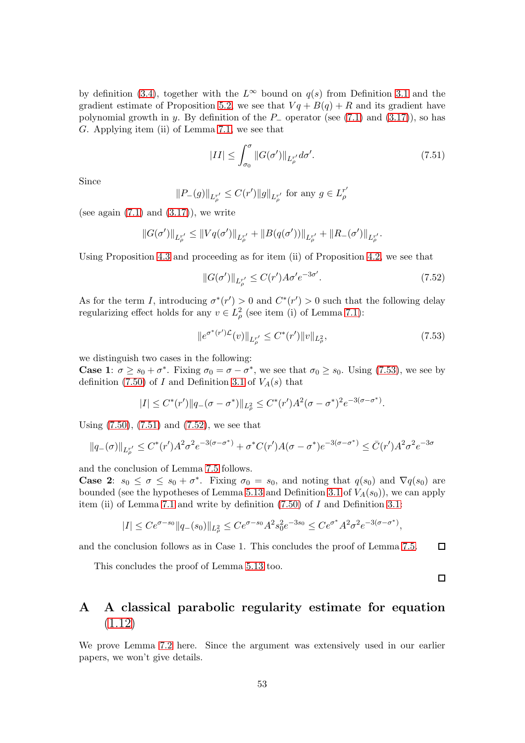by definition (3.4), together with the $L^\infty$ bound on $q(s)$ from Definition 3.1 and the gradient estimate of Proposition 5.2, we see that $Vq + B(q) + R$ and its gradient have polynomial growth in $y$. By definition of the $P_-$ operator (see (7.1) and (3.17)), so has $G$. Applying item (ii) of Lemma 7.1, we see that

$$|II| \le \int_{\sigma_0}^{\sigma} \|G(\sigma')\|_{L^{r'}_\rho} d\sigma'. \tag{7.51}$$

Since

$$\|P_-(g)\|_{L^{r'}_\rho} \le C(r')\|g\|_{L^{r'}_\rho} \text{ for any } g \in L^{r'}_\rho$$

(see again (7.1) and (3.17)), we write

$$\|G(\sigma')\|_{L^{r'}_\rho} \le \|Vq(\sigma')\|_{L^{r'}_\rho} + \|B(q(\sigma'))\|_{L^{r'}_\rho} + \|R_-(\sigma')\|_{L^{r'}_\rho}.$$

Using Proposition 4.3 and proceeding as for item (ii) of Proposition 4.2, we see that

$$\|G(\sigma')\|_{L^{r'}_\rho} \le C(r')A\sigma' e^{-3\sigma'}. \tag{7.52}$$

As for the term $I$, introducing $\sigma^*(r') > 0$ and $C^*(r') > 0$ such that the following delay regularizing effect holds for any $v \in L^2_\rho$ (see item (i) of Lemma 7.1):

$$\|e^{\sigma^*(r')\mathcal{L}}(v)\|_{L^{r'}_\rho} \le C^*(r')\|v\|_{L^2_\rho}, \tag{7.53}$$

we distinguish two cases in the following:
**Case 1**: $\sigma \ge s_0 + \sigma^*$. Fixing $\sigma_0 = \sigma - \sigma^*$, we see that $\sigma_0 \ge s_0$. Using (7.53), we see by definition (7.50) of $I$ and Definition 3.1 of $V_A(s)$ that

$$|I| \le C^*(r')\|q_-(\sigma - \sigma^*)\|_{L^2_\rho} \le C^*(r')A^2(\sigma - \sigma^*)^2 e^{-3(\sigma - \sigma^*)}.$$

Using (7.50), (7.51) and (7.52), we see that

$$\|q_-(\sigma)\|_{L^{r'}_\rho} \le C^*(r')A^2\sigma^2 e^{-3(\sigma-\sigma^*)} + \sigma^* C(r')A(\sigma - \sigma^*)e^{-3(\sigma-\sigma^*)} \le \bar{C}(r')A^2\sigma^2 e^{-3\sigma}$$

and the conclusion of Lemma 7.5 follows.
**Case 2**: $s_0 \le \sigma \le s_0 + \sigma^*$. Fixing $\sigma_0 = s_0$, and noting that $q(s_0)$ and $\nabla q(s_0)$ are bounded (see the hypotheses of Lemma 5.13 and Definition 3.1 of $V_A(s_0)$), we can apply item (ii) of Lemma 7.1 and write by definition (7.50) of $I$ and Definition 3.1:

$$|I| \le Ce^{\sigma - s_0}\|q_-(s_0)\|_{L^2_\rho} \le Ce^{\sigma - s_0}A^2 s_0^2 e^{-3s_0} \le Ce^{\sigma^*}A^2\sigma^2 e^{-3(\sigma-\sigma^*)},$$

and the conclusion follows as in Case 1. This concludes the proof of Lemma 7.5. $\square$

This concludes the proof of Lemma 5.13 too.

$\square$

# A A classical parabolic regularity estimate for equation (1.12)

We prove Lemma 7.2 here. Since the argument was extensively used in our earlier papers, we won't give details.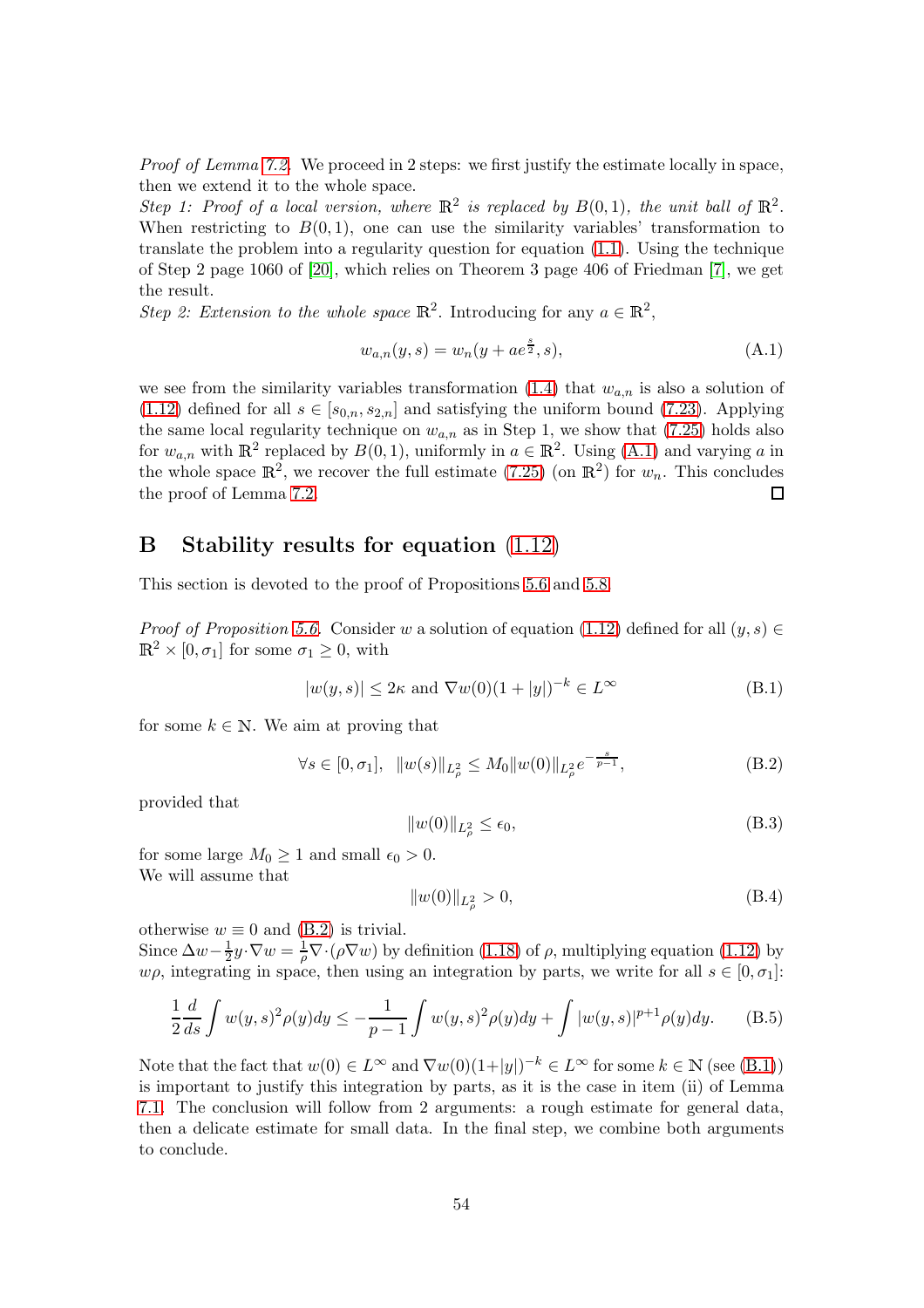*Proof of Lemma 7.2.* We proceed in 2 steps: we first justify the estimate locally in space, then we extend it to the whole space.

*Step 1: Proof of a local version, where $\mathbb{R}^2$ is replaced by $B(0,1)$, the unit ball of $\mathbb{R}^2$.* When restricting to $B(0,1)$, one can use the similarity variables' transformation to translate the problem into a regularity question for equation (1.1). Using the technique of Step 2 page 1060 of [20], which relies on Theorem 3 page 406 of Friedman [7], we get the result.

*Step 2: Extension to the whole space $\mathbb{R}^2$.* Introducing for any $a \in \mathbb{R}^2$,

$$w_{a,n}(y,s) = w_n(y + ae^{\frac{s}{2}}, s), \tag{A.1}$$

we see from the similarity variables transformation (1.4) that $w_{a,n}$ is also a solution of (1.12) defined for all $s \in [s_{0,n}, s_{2,n}]$ and satisfying the uniform bound (7.23). Applying the same local regularity technique on $w_{a,n}$ as in Step 1, we show that (7.25) holds also for $w_{a,n}$ with $\mathbb{R}^2$ replaced by $B(0,1)$, uniformly in $a \in \mathbb{R}^2$. Using (A.1) and varying $a$ in the whole space $\mathbb{R}^2$, we recover the full estimate (7.25) (on $\mathbb{R}^2$) for $w_n$. This concludes the proof of Lemma 7.2. $\square$

# B Stability results for equation (1.12)

This section is devoted to the proof of Propositions 5.6 and 5.8.

*Proof of Proposition 5.6.* Consider $w$ a solution of equation (1.12) defined for all $(y,s) \in \mathbb{R}^2 \times [0, \sigma_1]$ for some $\sigma_1 \geq 0$, with

$$|w(y,s)| \leq 2\kappa \text{ and } \nabla w(0)(1+|y|)^{-k} \in L^\infty \tag{B.1}$$

for some $k \in \mathbb{N}$. We aim at proving that

$$\forall s \in [0, \sigma_1], \quad \|w(s)\|_{L^2_\rho} \leq M_0 \|w(0)\|_{L^2_\rho} e^{-\frac{s}{p-1}}, \tag{B.2}$$

provided that

$$\|w(0)\|_{L^2_\rho} \leq \epsilon_0, \tag{B.3}$$

for some large $M_0 \geq 1$ and small $\epsilon_0 > 0$.
We will assume that

$$\|w(0)\|_{L^2_\rho} > 0, \tag{B.4}$$

otherwise $w \equiv 0$ and (B.2) is trivial.
Since $\Delta w - \frac{1}{2} y \cdot \nabla w = \frac{1}{\rho} \nabla \cdot (\rho \nabla w)$ by definition (1.18) of $\rho$, multiplying equation (1.12) by $w\rho$, integrating in space, then using an integration by parts, we write for all $s \in [0, \sigma_1]$:

$$\frac{1}{2} \frac{d}{ds} \int w(y,s)^2 \rho(y) dy \leq -\frac{1}{p-1} \int w(y,s)^2 \rho(y) dy + \int |w(y,s)|^{p+1} \rho(y) dy. \tag{B.5}$$

Note that the fact that $w(0) \in L^\infty$ and $\nabla w(0)(1+|y|)^{-k} \in L^\infty$ for some $k \in \mathbb{N}$ (see (B.1)) is important to justify this integration by parts, as it is the case in item (ii) of Lemma 7.1. The conclusion will follow from 2 arguments: a rough estimate for general data, then a delicate estimate for small data. In the final step, we combine both arguments to conclude.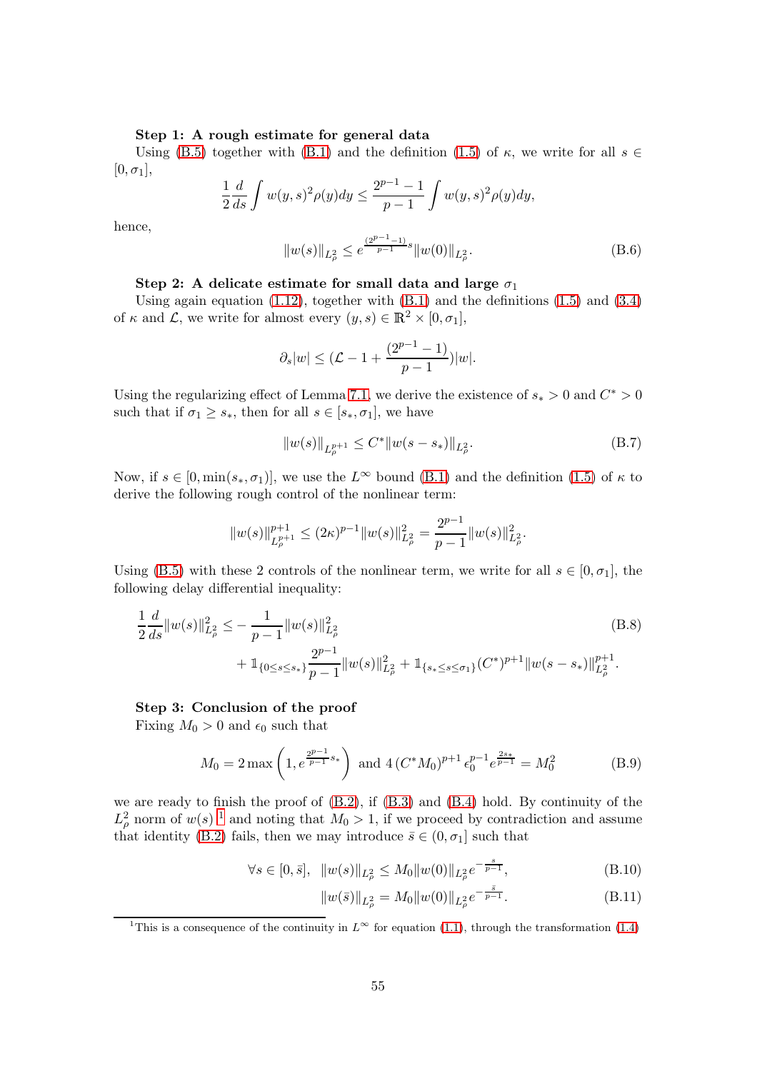**Step 1: A rough estimate for general data**

Using (B.5) together with (B.1) and the definition (1.5) of $\kappa$, we write for all $s \in [0, \sigma_1]$,

$$\frac{1}{2}\frac{d}{ds}\int w(y,s)^2\rho(y)dy \le \frac{2^{p-1}-1}{p-1}\int w(y,s)^2\rho(y)dy,$$

hence,

$$\|w(s)\|_{L^2_\rho} \le e^{\frac{(2^{p-1}-1)}{p-1}s}\|w(0)\|_{L^2_\rho}. \tag{B.6}$$

**Step 2: A delicate estimate for small data and large $\sigma_1$**

Using again equation (1.12), together with (B.1) and the definitions (1.5) and (3.4) of $\kappa$ and $\mathcal{L}$, we write for almost every $(y,s) \in \mathbb{R}^2 \times [0, \sigma_1]$,

$$\partial_s |w| \le (\mathcal{L} - 1 + \frac{(2^{p-1}-1)}{p-1})|w|.$$

Using the regularizing effect of Lemma 7.1, we derive the existence of $s_* > 0$ and $C^* > 0$ such that if $\sigma_1 \ge s_*$, then for all $s \in [s_*, \sigma_1]$, we have

$$\|w(s)\|_{L^{p+1}_\rho} \le C^*\|w(s-s_*)\|_{L^2_\rho}. \tag{B.7}$$

Now, if $s \in [0, \min(s_*, \sigma_1)]$, we use the $L^\infty$ bound (B.1) and the definition (1.5) of $\kappa$ to derive the following rough control of the nonlinear term:

$$\|w(s)\|^{p+1}_{L^{p+1}_\rho} \le (2\kappa)^{p-1}\|w(s)\|^2_{L^2_\rho} = \frac{2^{p-1}}{p-1}\|w(s)\|^2_{L^2_\rho}.$$

Using (B.5) with these 2 controls of the nonlinear term, we write for all $s \in [0, \sigma_1]$, the following delay differential inequality:

$$\begin{aligned}\frac{1}{2}\frac{d}{ds}\|w(s)\|^2_{L^2_\rho} \le& -\frac{1}{p-1}\|w(s)\|^2_{L^2_\rho} \\ &+ \mathbb{1}_{\{0\le s\le s_*\}}\frac{2^{p-1}}{p-1}\|w(s)\|^2_{L^2_\rho} + \mathbb{1}_{\{s_*\le s\le \sigma_1\}}(C^*)^{p+1}\|w(s-s_*)\|^{p+1}_{L^2_\rho}.\end{aligned} \tag{B.8}$$

**Step 3: Conclusion of the proof**

Fixing $M_0 > 0$ and $\epsilon_0$ such that

$$M_0 = 2\max\left(1, e^{\frac{2^{p-1}}{p-1}s_*}\right) \text{ and } 4\left(C^*M_0\right)^{p+1}\epsilon_0^{p-1}e^{\frac{2s_*}{p-1}} = M_0^2 \tag{B.9}$$

we are ready to finish the proof of (B.2), if (B.3) and (B.4) hold. By continuity of the $L^2_\rho$ norm of $w(s)$ [1] and noting that $M_0 > 1$, if we proceed by contradiction and assume that identity (B.2) fails, then we may introduce $\bar{s} \in (0, \sigma_1]$ such that

$$\forall s \in [0, \bar{s}], \;\; \|w(s)\|_{L^2_\rho} \le M_0\|w(0)\|_{L^2_\rho}e^{-\frac{s}{p-1}}, \tag{B.10}$$

$$\|w(\bar{s})\|_{L^2_\rho} = M_0\|w(0)\|_{L^2_\rho}e^{-\frac{\bar{s}}{p-1}}. \tag{B.11}$$

[1] This is a consequence of the continuity in $L^\infty$ for equation (1.1), through the transformation (1.4)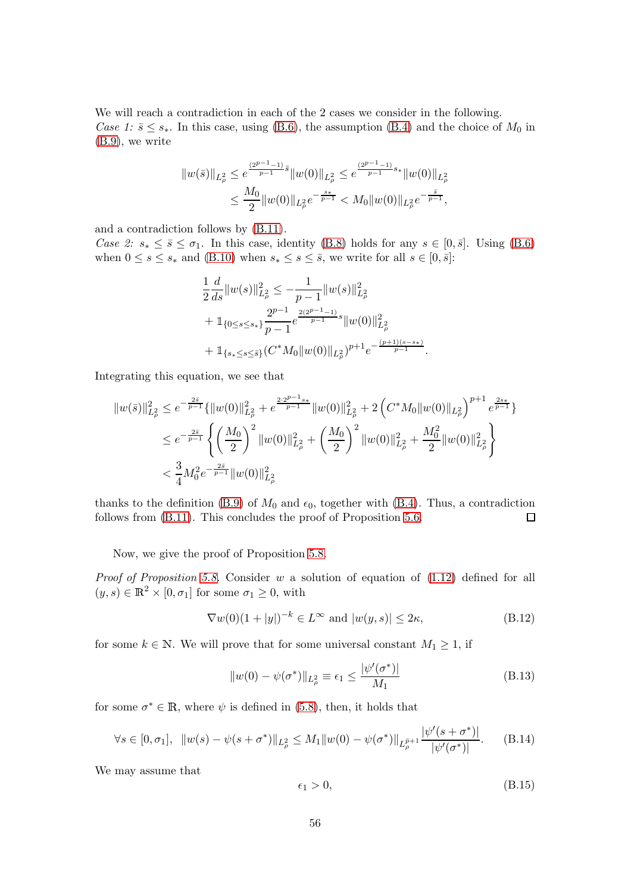We will reach a contradiction in each of the 2 cases we consider in the following.
*Case 1:* $\bar{s} \leq s_*$. In this case, using (B.6), the assumption (B.4) and the choice of $M_0$ in (B.9), we write

$$\|w(\bar{s})\|_{L^2_\rho} \leq e^{\frac{(2^{p-1}-1)}{p-1}\bar{s}} \|w(0)\|_{L^2_\rho} \leq e^{\frac{(2^{p-1}-1)}{p-1}s_*} \|w(0)\|_{L^2_\rho}$$
$$\leq \frac{M_0}{2} \|w(0)\|_{L^2_\rho} e^{-\frac{s_*}{p-1}} < M_0 \|w(0)\|_{L^2_\rho} e^{-\frac{\bar{s}}{p-1}},$$

and a contradiction follows by (B.11).
*Case 2:* $s_* \leq \bar{s} \leq \sigma_1$. In this case, identity (B.8) holds for any $s \in [0, \bar{s}]$. Using (B.6) when $0 \leq s \leq s_*$ and (B.10) when $s_* \leq s \leq \bar{s}$, we write for all $s \in [0, \bar{s}]$:

$$\frac{1}{2}\frac{d}{ds}\|w(s)\|^2_{L^2_\rho} \leq -\frac{1}{p-1}\|w(s)\|^2_{L^2_\rho}$$
$$+ \mathbb{1}_{\{0 \leq s \leq s_*\}} \frac{2^{p-1}}{p-1} e^{\frac{2(2^{p-1}-1)}{p-1}s} \|w(0)\|^2_{L^2_\rho}$$
$$+ \mathbb{1}_{\{s_* \leq s \leq \bar{s}\}} (C^* M_0 \|w(0)\|_{L^2_\rho})^{p+1} e^{-\frac{(p+1)(s-s_*)}{p-1}}.$$

Integrating this equation, we see that

$$\|w(\bar{s})\|^2_{L^2_\rho} \leq e^{-\frac{2\bar{s}}{p-1}} \{\|w(0)\|^2_{L^2_\rho} + e^{\frac{2\cdot 2^{p-1}s_*}{p-1}} \|w(0)\|^2_{L^2_\rho} + 2\left(C^* M_0 \|w(0)\|_{L^2_\rho}\right)^{p+1} e^{\frac{2s_*}{p-1}}\}$$
$$\leq e^{-\frac{2\bar{s}}{p-1}} \left\{ \left(\frac{M_0}{2}\right)^2 \|w(0)\|^2_{L^2_\rho} + \left(\frac{M_0}{2}\right)^2 \|w(0)\|^2_{L^2_\rho} + \frac{M_0^2}{2}\|w(0)\|^2_{L^2_\rho} \right\}$$
$$< \frac{3}{4} M_0^2 e^{-\frac{2\bar{s}}{p-1}} \|w(0)\|^2_{L^2_\rho}$$

thanks to the definition (B.9) of $M_0$ and $\epsilon_0$, together with (B.4). Thus, a contradiction follows from (B.11). This concludes the proof of Proposition 5.6. $\square$

Now, we give the proof of Proposition 5.8.

*Proof of Proposition 5.8.* Consider $w$ a solution of equation of (1.12) defined for all $(y, s) \in \mathbb{R}^2 \times [0, \sigma_1]$ for some $\sigma_1 \geq 0$, with

$$\nabla w(0)(1 + |y|)^{-k} \in L^\infty \text{ and } |w(y, s)| \leq 2\kappa, \tag{B.12}$$

for some $k \in \mathbb{N}$. We will prove that for some universal constant $M_1 \geq 1$, if

$$\|w(0) - \psi(\sigma^*)\|_{L^2_\rho} \equiv \epsilon_1 \leq \frac{|\psi'(\sigma^*)|}{M_1} \tag{B.13}$$

for some $\sigma^* \in \mathbb{R}$, where $\psi$ is defined in (5.8), then, it holds that

$$\forall s \in [0, \sigma_1], \;\; \|w(s) - \psi(s + \sigma^*)\|_{L^2_\rho} \leq M_1 \|w(0) - \psi(\sigma^*)\|_{L^{\bar{p}+1}_\rho} \frac{|\psi'(s + \sigma^*)|}{|\psi'(\sigma^*)|}. \tag{B.14}$$

We may assume that

$$\epsilon_1 > 0, \tag{B.15}$$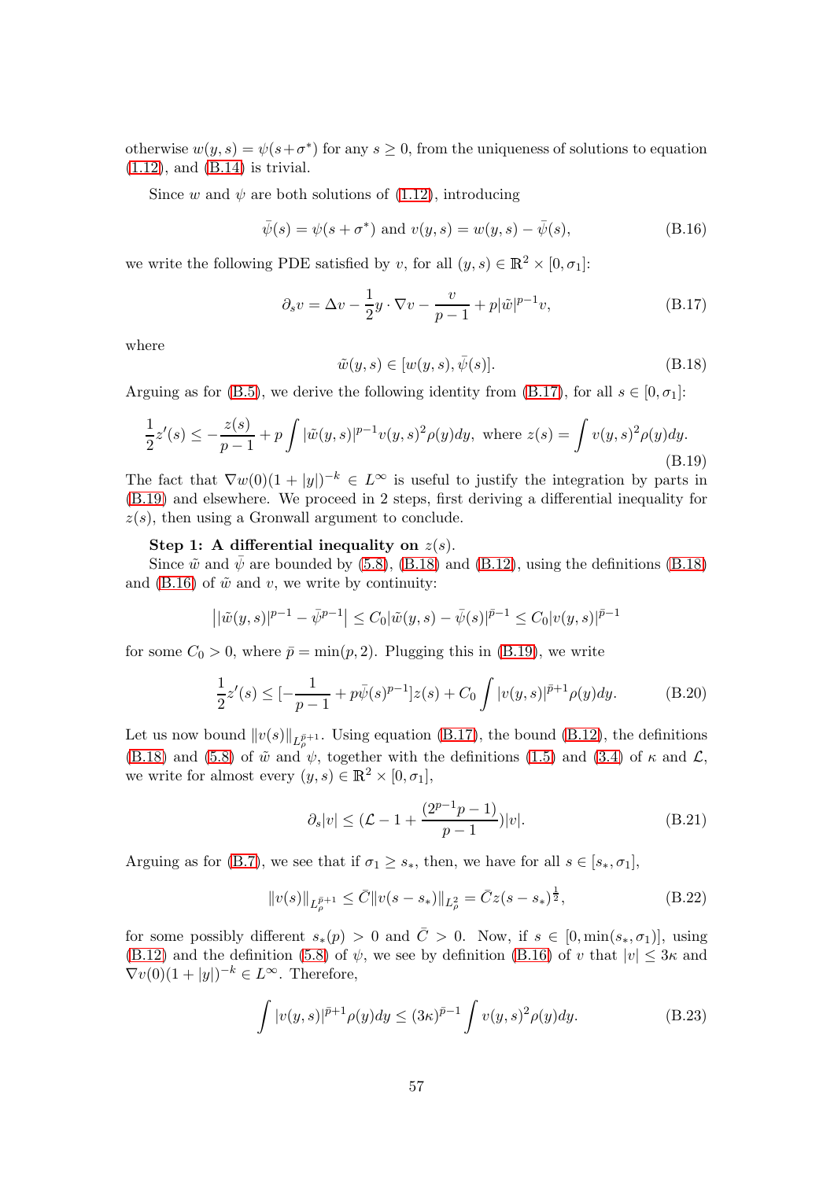otherwise $w(y,s) = \psi(s+\sigma^*)$ for any $s \geq 0$, from the uniqueness of solutions to equation (1.12), and (B.14) is trivial.

Since $w$ and $\psi$ are both solutions of (1.12), introducing

$$\bar{\psi}(s) = \psi(s+\sigma^*) \text{ and } v(y,s) = w(y,s) - \bar{\psi}(s), \tag{B.16}$$

we write the following PDE satisfied by $v$, for all $(y,s) \in \mathbb{R}^2 \times [0,\sigma_1]$:

$$\partial_s v = \Delta v - \frac{1}{2} y \cdot \nabla v - \frac{v}{p-1} + p|\tilde{w}|^{p-1} v, \tag{B.17}$$

where

$$\tilde{w}(y,s) \in [w(y,s), \bar{\psi}(s)]. \tag{B.18}$$

Arguing as for (B.5), we derive the following identity from (B.17), for all $s \in [0,\sigma_1]$:

$$\frac{1}{2} z'(s) \leq -\frac{z(s)}{p-1} + p \int |\tilde{w}(y,s)|^{p-1} v(y,s)^2 \rho(y) dy, \text{ where } z(s) = \int v(y,s)^2 \rho(y) dy. \tag{B.19}$$

The fact that $\nabla w(0)(1+|y|)^{-k} \in L^\infty$ is useful to justify the integration by parts in (B.19) and elsewhere. We proceed in 2 steps, first deriving a differential inequality for $z(s)$, then using a Gronwall argument to conclude.

**Step 1: A differential inequality on $z(s)$.**

Since $\tilde{w}$ and $\bar{\psi}$ are bounded by (5.8), (B.18) and (B.12), using the definitions (B.18) and (B.16) of $\tilde{w}$ and $v$, we write by continuity:

$$\left| |\tilde{w}(y,s)|^{p-1} - \bar{\psi}^{p-1} \right| \leq C_0 |\tilde{w}(y,s) - \bar{\psi}(s)|^{\bar{p}-1} \leq C_0 |v(y,s)|^{\bar{p}-1}$$

for some $C_0 > 0$, where $\bar{p} = \min(p,2)$. Plugging this in (B.19), we write

$$\frac{1}{2} z'(s) \leq [-\frac{1}{p-1} + p\bar{\psi}(s)^{p-1}] z(s) + C_0 \int |v(y,s)|^{\bar{p}+1} \rho(y) dy. \tag{B.20}$$

Let us now bound $\|v(s)\|_{L_\rho^{\bar{p}+1}}$. Using equation (B.17), the bound (B.12), the definitions (B.18) and (5.8) of $\tilde{w}$ and $\psi$, together with the definitions (1.5) and (3.4) of $\kappa$ and $\mathcal{L}$, we write for almost every $(y,s) \in \mathbb{R}^2 \times [0,\sigma_1]$,

$$\partial_s |v| \leq (\mathcal{L} - 1 + \frac{(2^{p-1}p-1)}{p-1})|v|. \tag{B.21}$$

Arguing as for (B.7), we see that if $\sigma_1 \geq s_*$, then, we have for all $s \in [s_*, \sigma_1]$,

$$\|v(s)\|_{L_\rho^{\bar{p}+1}} \leq \bar{C} \|v(s-s_*)\|_{L_\rho^2} = \bar{C} z(s-s_*)^{\frac{1}{2}}, \tag{B.22}$$

for some possibly different $s_*(p) > 0$ and $\bar{C} > 0$. Now, if $s \in [0, \min(s_*, \sigma_1)]$, using (B.12) and the definition (5.8) of $\psi$, we see by definition (B.16) of $v$ that $|v| \leq 3\kappa$ and $\nabla v(0)(1+|y|)^{-k} \in L^\infty$. Therefore,

$$\int |v(y,s)|^{\bar{p}+1} \rho(y) dy \leq (3\kappa)^{\bar{p}-1} \int v(y,s)^2 \rho(y) dy. \tag{B.23}$$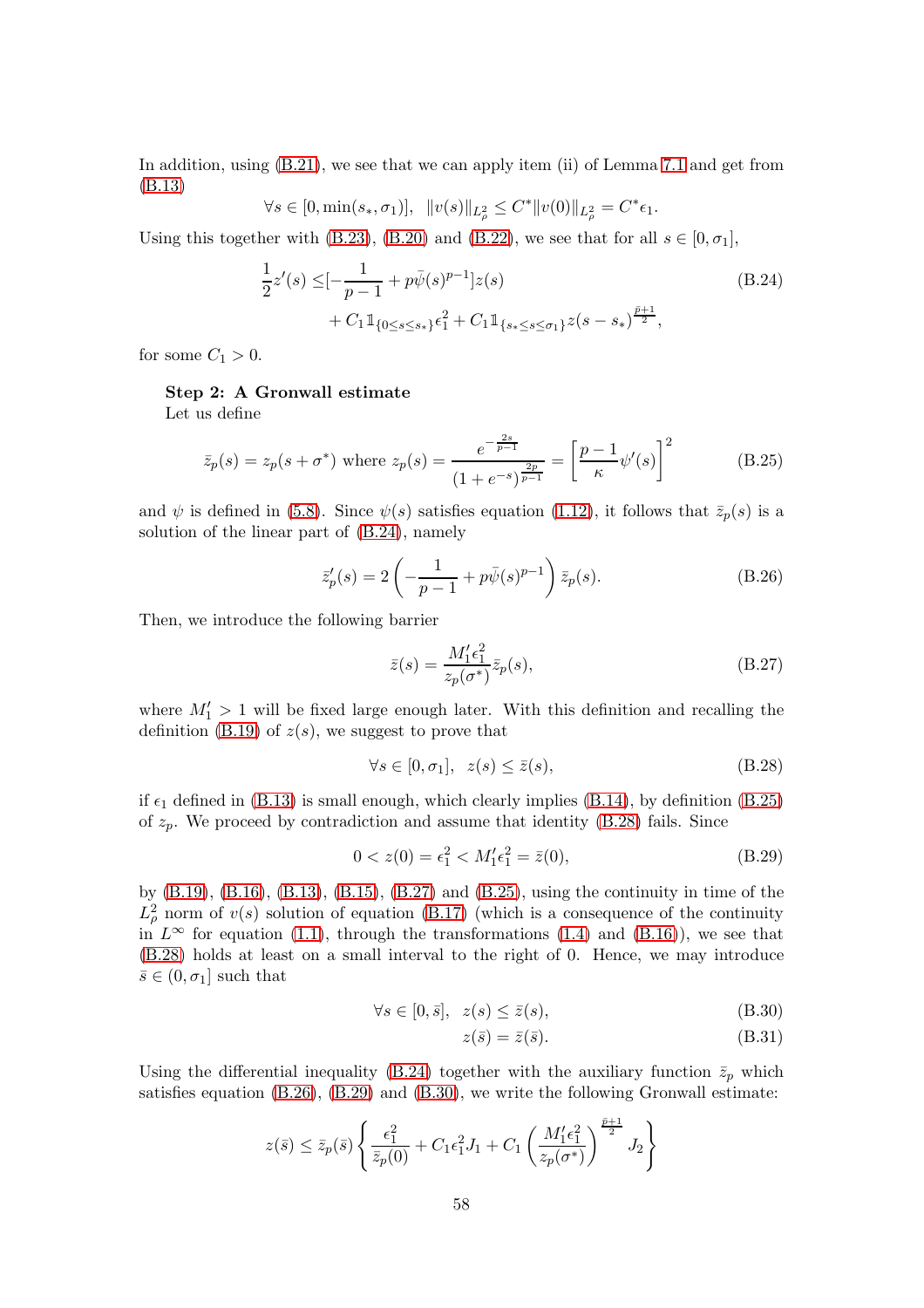In addition, using (B.21), we see that we can apply item (ii) of Lemma 7.1 and get from (B.13)

$$\forall s \in [0, \min(s_*, \sigma_1)], \;\; \|v(s)\|_{L^2_\rho} \le C^* \|v(0)\|_{L^2_\rho} = C^* \epsilon_1.$$

Using this together with (B.23), (B.20) and (B.22), we see that for all $s \in [0, \sigma_1]$,

$$\begin{aligned} \frac{1}{2} z'(s) \le & [-\frac{1}{p-1} + p\bar{\psi}(s)^{p-1}] z(s) \\ & + C_1 \mathbb{1}_{\{0 \le s \le s_*\}} \epsilon_1^2 + C_1 \mathbb{1}_{\{s_* \le s \le \sigma_1\}} z(s - s_*)^{\frac{\bar{p}+1}{2}}, \end{aligned} \tag{B.24}$$

for some $C_1 > 0$.

**Step 2: A Gronwall estimate**

Let us define

$$\bar{z}_p(s) = z_p(s + \sigma^*) \text{ where } z_p(s) = \frac{e^{-\frac{2s}{p-1}}}{(1 + e^{-s})^{\frac{2p}{p-1}}} = \left[\frac{p-1}{\kappa} \psi'(s)\right]^2 \tag{B.25}$$

and $\psi$ is defined in (5.8). Since $\psi(s)$ satisfies equation (1.12), it follows that $\bar{z}_p(s)$ is a solution of the linear part of (B.24), namely

$$\bar{z}_p'(s) = 2\left(-\frac{1}{p-1} + p\bar{\psi}(s)^{p-1}\right) \bar{z}_p(s). \tag{B.26}$$

Then, we introduce the following barrier

$$\bar{z}(s) = \frac{M_1' \epsilon_1^2}{z_p(\sigma^*)} \bar{z}_p(s), \tag{B.27}$$

where $M_1' > 1$ will be fixed large enough later. With this definition and recalling the definition (B.19) of $z(s)$, we suggest to prove that

$$\forall s \in [0, \sigma_1], \;\; z(s) \le \bar{z}(s), \tag{B.28}$$

if $\epsilon_1$ defined in (B.13) is small enough, which clearly implies (B.14), by definition (B.25) of $z_p$. We proceed by contradiction and assume that identity (B.28) fails. Since

$$0 < z(0) = \epsilon_1^2 < M_1' \epsilon_1^2 = \bar{z}(0), \tag{B.29}$$

by (B.19), (B.16), (B.13), (B.15), (B.27) and (B.25), using the continuity in time of the $L^2_\rho$ norm of $v(s)$ solution of equation (B.17) (which is a consequence of the continuity in $L^\infty$ for equation (1.1), through the transformations (1.4) and (B.16)), we see that (B.28) holds at least on a small interval to the right of 0. Hence, we may introduce $\bar{s} \in (0, \sigma_1]$ such that

$$\forall s \in [0, \bar{s}], \;\; z(s) \le \bar{z}(s), \tag{B.30}$$

$$z(\bar{s}) = \bar{z}(\bar{s}). \tag{B.31}$$

Using the differential inequality (B.24) together with the auxiliary function $\bar{z}_p$ which satisfies equation (B.26), (B.29) and (B.30), we write the following Gronwall estimate:

$$z(\bar{s}) \le \bar{z}_p(\bar{s}) \left\{ \frac{\epsilon_1^2}{\bar{z}_p(0)} + C_1 \epsilon_1^2 J_1 + C_1 \left(\frac{M_1' \epsilon_1^2}{z_p(\sigma^*)}\right)^{\frac{\bar{p}+1}{2}} J_2 \right\}$$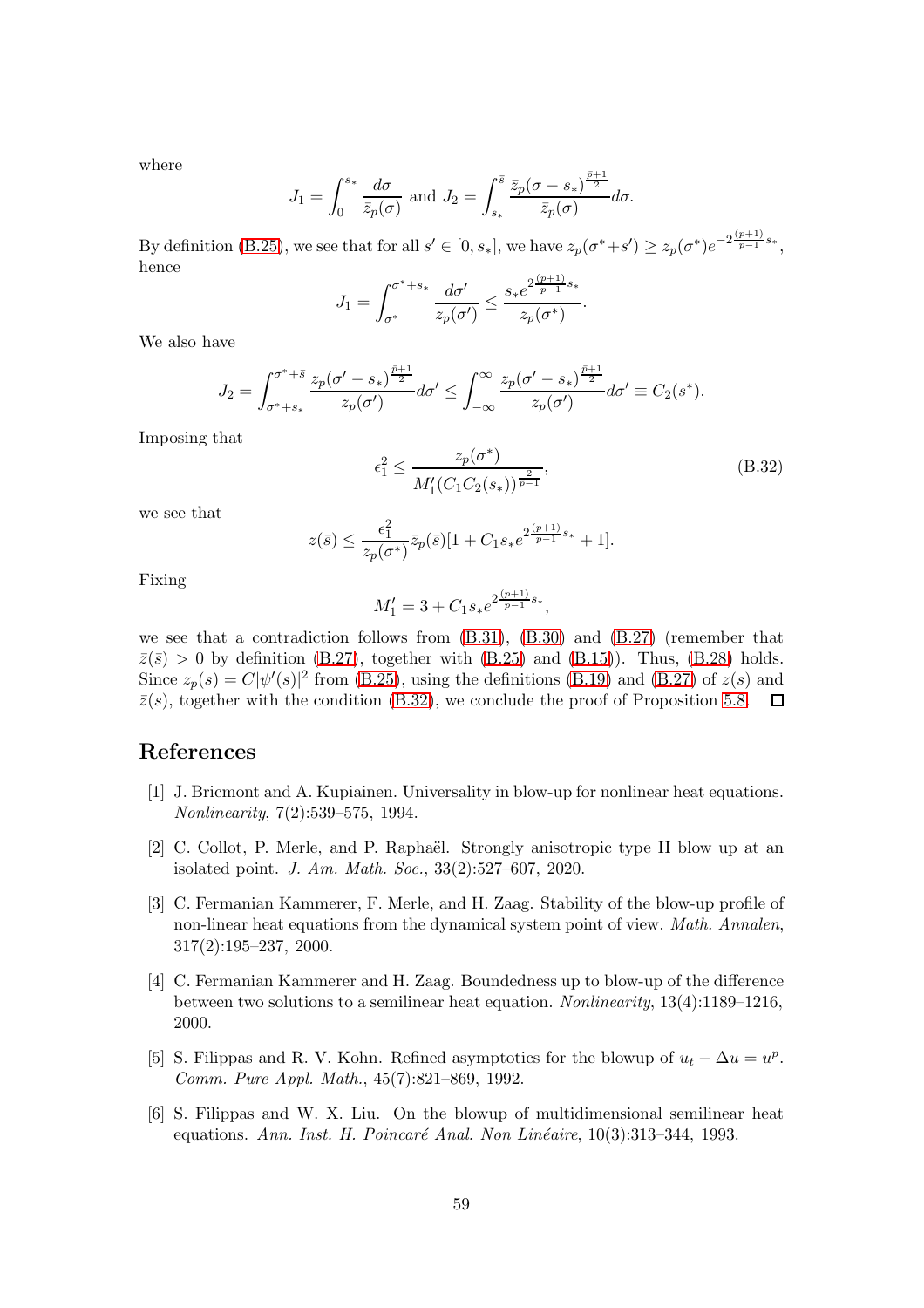where

$$J_1 = \int_0^{s_*} \frac{d\sigma}{\bar{z}_p(\sigma)} \text{ and } J_2 = \int_{s_*}^{\bar{s}} \frac{\bar{z}_p(\sigma - s_*)^{\frac{\bar{p}+1}{2}}}{\bar{z}_p(\sigma)} d\sigma.$$

By definition (B.25), we see that for all $s' \in [0, s_*]$, we have $z_p(\sigma^* + s') \geq z_p(\sigma^*) e^{-2\frac{(p+1)}{p-1} s_*}$, hence

$$J_1 = \int_{\sigma^*}^{\sigma^* + s_*} \frac{d\sigma'}{z_p(\sigma')} \leq \frac{s_* e^{2\frac{(p+1)}{p-1} s_*}}{z_p(\sigma^*)}.$$

We also have

$$J_2 = \int_{\sigma^* + s_*}^{\sigma^* + \bar{s}} \frac{z_p(\sigma' - s_*)^{\frac{\bar{p}+1}{2}}}{z_p(\sigma')} d\sigma' \leq \int_{-\infty}^{\infty} \frac{z_p(\sigma' - s_*)^{\frac{\bar{p}+1}{2}}}{z_p(\sigma')} d\sigma' \equiv C_2(s^*).$$

Imposing that

$$\epsilon_1^2 \leq \frac{z_p(\sigma^*)}{M_1'(C_1 C_2(s_*))^{\frac{2}{p-1}}}, \tag{B.32}$$

we see that

$$z(\bar{s}) \leq \frac{\epsilon_1^2}{z_p(\sigma^*)} \bar{z}_p(\bar{s}) [1 + C_1 s_* e^{2\frac{(p+1)}{p-1} s_*} + 1].$$

Fixing

$$M_1' = 3 + C_1 s_* e^{2\frac{(p+1)}{p-1} s_*},$$

we see that a contradiction follows from (B.31), (B.30) and (B.27) (remember that $\bar{z}(\bar{s}) > 0$ by definition (B.27), together with (B.25) and (B.15)). Thus, (B.28) holds. Since $z_p(s) = C|\psi'(s)|^2$ from (B.25), using the definitions (B.19) and (B.27) of $z(s)$ and $\bar{z}(s)$, together with the condition (B.32), we conclude the proof of Proposition 5.8. ☐

## References

[1] J. Bricmont and A. Kupiainen. Universality in blow-up for nonlinear heat equations. *Nonlinearity*, 7(2):539–575, 1994.

[2] C. Collot, P. Merle, and P. Raphaël. Strongly anisotropic type II blow up at an isolated point. *J. Am. Math. Soc.*, 33(2):527–607, 2020.

[3] C. Fermanian Kammerer, F. Merle, and H. Zaag. Stability of the blow-up profile of non-linear heat equations from the dynamical system point of view. *Math. Annalen*, 317(2):195–237, 2000.

[4] C. Fermanian Kammerer and H. Zaag. Boundedness up to blow-up of the difference between two solutions to a semilinear heat equation. *Nonlinearity*, 13(4):1189–1216, 2000.

[5] S. Filippas and R. V. Kohn. Refined asymptotics for the blowup of $u_t - \Delta u = u^p$. *Comm. Pure Appl. Math.*, 45(7):821–869, 1992.

[6] S. Filippas and W. X. Liu. On the blowup of multidimensional semilinear heat equations. *Ann. Inst. H. Poincaré Anal. Non Linéaire*, 10(3):313–344, 1993.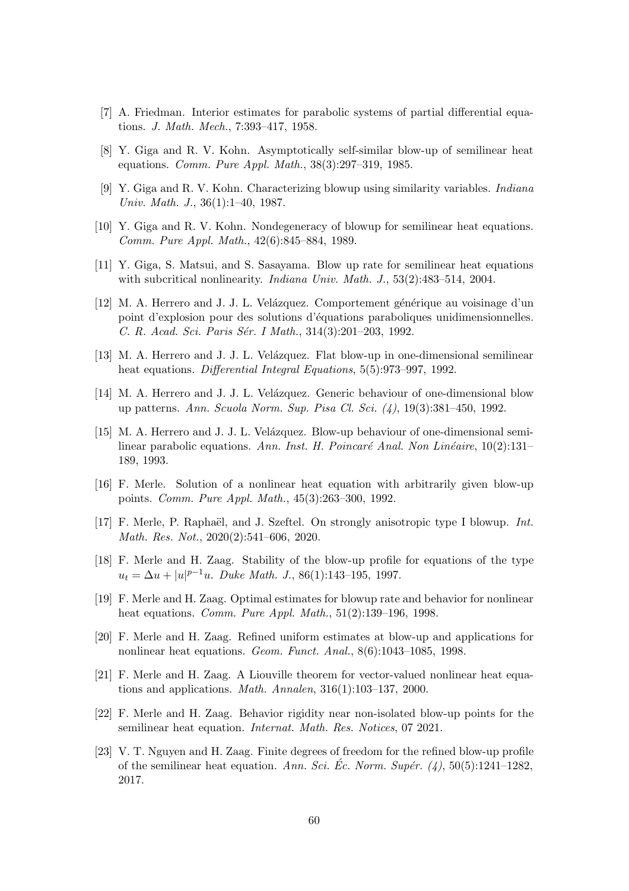[7] A. Friedman. Interior estimates for parabolic systems of partial differential equations. *J. Math. Mech.*, 7:393–417, 1958.

[8] Y. Giga and R. V. Kohn. Asymptotically self-similar blow-up of semilinear heat equations. *Comm. Pure Appl. Math.*, 38(3):297–319, 1985.

[9] Y. Giga and R. V. Kohn. Characterizing blowup using similarity variables. *Indiana Univ. Math. J.*, 36(1):1–40, 1987.

[10] Y. Giga and R. V. Kohn. Nondegeneracy of blowup for semilinear heat equations. *Comm. Pure Appl. Math.*, 42(6):845–884, 1989.

[11] Y. Giga, S. Matsui, and S. Sasayama. Blow up rate for semilinear heat equations with subcritical nonlinearity. *Indiana Univ. Math. J.*, 53(2):483–514, 2004.

[12] M. A. Herrero and J. J. L. Velázquez. Comportement générique au voisinage d'un point d'explosion pour des solutions d'équations paraboliques unidimensionnelles. *C. R. Acad. Sci. Paris Sér. I Math.*, 314(3):201–203, 1992.

[13] M. A. Herrero and J. J. L. Velázquez. Flat blow-up in one-dimensional semilinear heat equations. *Differential Integral Equations*, 5(5):973–997, 1992.

[14] M. A. Herrero and J. J. L. Velázquez. Generic behaviour of one-dimensional blow up patterns. *Ann. Scuola Norm. Sup. Pisa Cl. Sci. (4)*, 19(3):381–450, 1992.

[15] M. A. Herrero and J. J. L. Velázquez. Blow-up behaviour of one-dimensional semilinear parabolic equations. *Ann. Inst. H. Poincaré Anal. Non Linéaire*, 10(2):131–189, 1993.

[16] F. Merle. Solution of a nonlinear heat equation with arbitrarily given blow-up points. *Comm. Pure Appl. Math.*, 45(3):263–300, 1992.

[17] F. Merle, P. Raphaël, and J. Szeftel. On strongly anisotropic type I blowup. *Int. Math. Res. Not.*, 2020(2):541–606, 2020.

[18] F. Merle and H. Zaag. Stability of the blow-up profile for equations of the type $u_t = \Delta u + |u|^{p-1}u$. *Duke Math. J.*, 86(1):143–195, 1997.

[19] F. Merle and H. Zaag. Optimal estimates for blowup rate and behavior for nonlinear heat equations. *Comm. Pure Appl. Math.*, 51(2):139–196, 1998.

[20] F. Merle and H. Zaag. Refined uniform estimates at blow-up and applications for nonlinear heat equations. *Geom. Funct. Anal.*, 8(6):1043–1085, 1998.

[21] F. Merle and H. Zaag. A Liouville theorem for vector-valued nonlinear heat equations and applications. *Math. Annalen*, 316(1):103–137, 2000.

[22] F. Merle and H. Zaag. Behavior rigidity near non-isolated blow-up points for the semilinear heat equation. *Internat. Math. Res. Notices*, 07 2021.

[23] V. T. Nguyen and H. Zaag. Finite degrees of freedom for the refined blow-up profile of the semilinear heat equation. *Ann. Sci. Éc. Norm. Supér. (4)*, 50(5):1241–1282, 2017.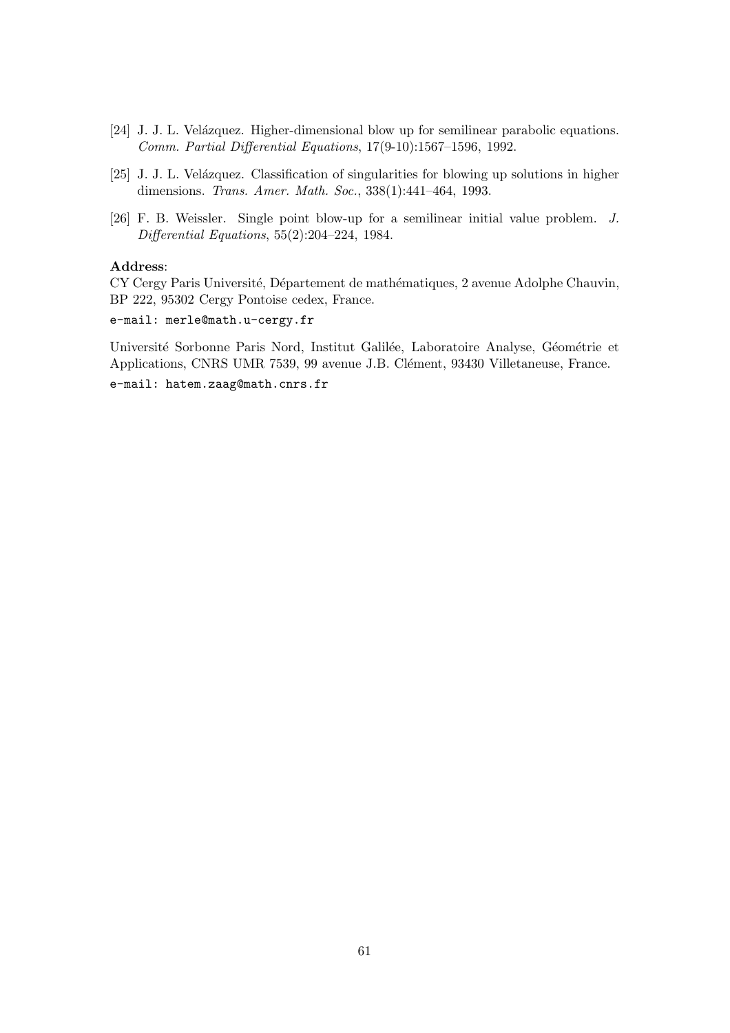[24] J. J. L. Velázquez. Higher-dimensional blow up for semilinear parabolic equations. *Comm. Partial Differential Equations*, 17(9-10):1567–1596, 1992.

[25] J. J. L. Velázquez. Classification of singularities for blowing up solutions in higher dimensions. *Trans. Amer. Math. Soc.*, 338(1):441–464, 1993.

[26] F. B. Weissler. Single point blow-up for a semilinear initial value problem. *J. Differential Equations*, 55(2):204–224, 1984.

**Address**:
CY Cergy Paris Université, Département de mathématiques, 2 avenue Adolphe Chauvin, BP 222, 95302 Cergy Pontoise cedex, France.

`e-mail: merle@math.u-cergy.fr`

Université Sorbonne Paris Nord, Institut Galilée, Laboratoire Analyse, Géométrie et Applications, CNRS UMR 7539, 99 avenue J.B. Clément, 93430 Villetaneuse, France.

`e-mail: hatem.zaag@math.cnrs.fr`